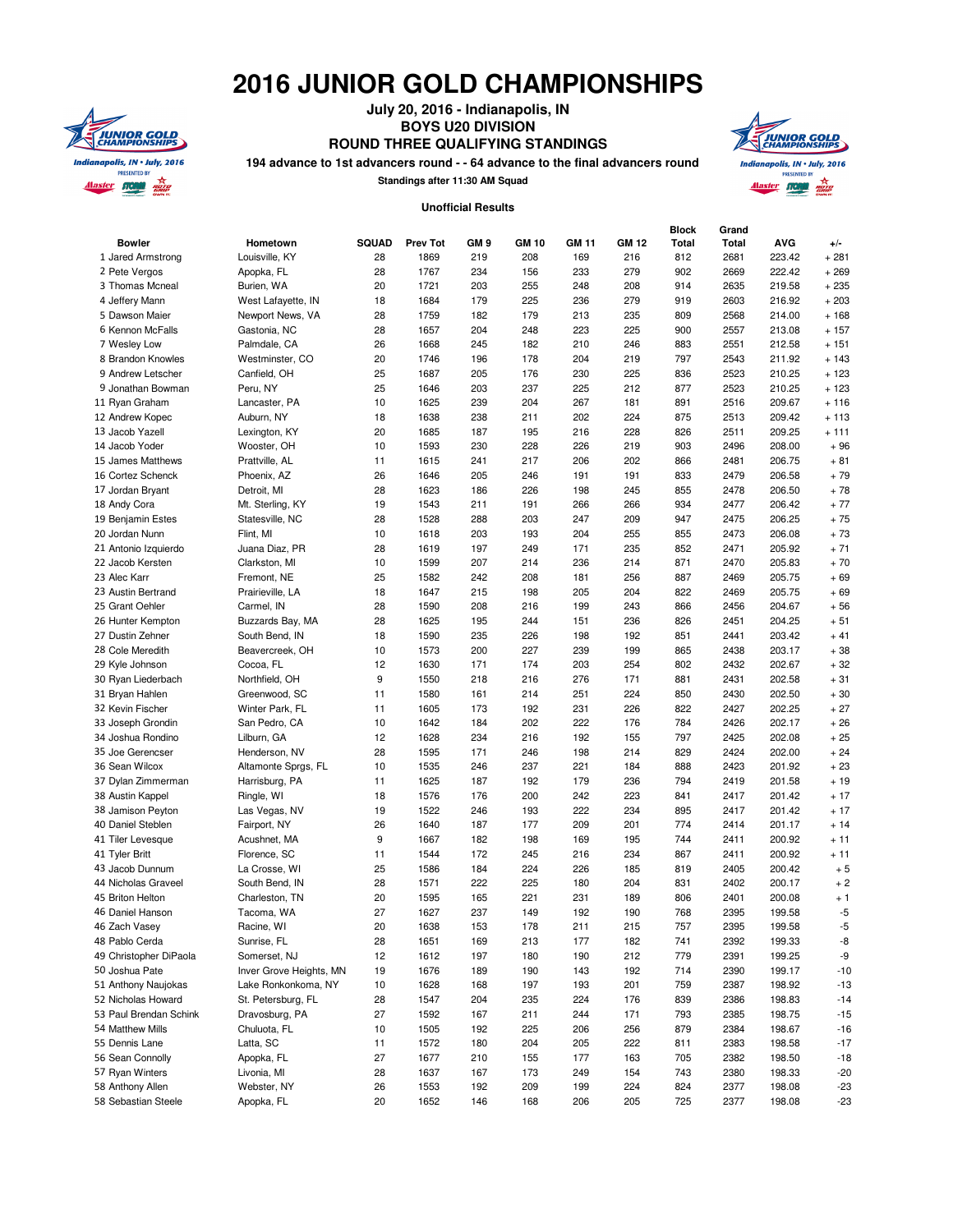# 2016 JUNIOR GOLD CHAMPIONSHIPS

**July 20, 2016 - Indianapolis, IN**

**BOYS U20 DIVISION**

**ROUND THREE QUALIFYING STANDINGS**

**194 advance to 1st advancers round - - 64 advance to the final advancers round**

**Standings after 11:30 AM Squad**

**Unofficial Results**

| Bowler | Hometown | SQUAD | Prev Tot | GM 9 | GM 10 | GM 11 | GM 12 | Block Total | Grand Total | AVG | +/- |
|---|---|---|---|---|---|---|---|---|---|---|---|
| 1 Jared Armstrong | Louisville, KY | 28 | 1869 | 219 | 208 | 169 | 216 | 812 | 2681 | 223.42 | + 281 |
| 2 Pete Vergos | Apopka, FL | 28 | 1767 | 234 | 156 | 233 | 279 | 902 | 2669 | 222.42 | + 269 |
| 3 Thomas Mcneal | Burien, WA | 20 | 1721 | 203 | 255 | 248 | 208 | 914 | 2635 | 219.58 | + 235 |
| 4 Jeffery Mann | West Lafayette, IN | 18 | 1684 | 179 | 225 | 236 | 279 | 919 | 2603 | 216.92 | + 203 |
| 5 Dawson Maier | Newport News, VA | 28 | 1759 | 182 | 179 | 213 | 235 | 809 | 2568 | 214.00 | + 168 |
| 6 Kennon McFalls | Gastonia, NC | 28 | 1657 | 204 | 248 | 223 | 225 | 900 | 2557 | 213.08 | + 157 |
| 7 Wesley Low | Palmdale, CA | 26 | 1668 | 245 | 182 | 210 | 246 | 883 | 2551 | 212.58 | + 151 |
| 8 Brandon Knowles | Westminster, CO | 20 | 1746 | 196 | 178 | 204 | 219 | 797 | 2543 | 211.92 | + 143 |
| 9 Andrew Letscher | Canfield, OH | 25 | 1687 | 205 | 176 | 230 | 225 | 836 | 2523 | 210.25 | + 123 |
| 9 Jonathan Bowman | Peru, NY | 25 | 1646 | 203 | 237 | 225 | 212 | 877 | 2523 | 210.25 | + 123 |
| 11 Ryan Graham | Lancaster, PA | 10 | 1625 | 239 | 204 | 267 | 181 | 891 | 2516 | 209.67 | + 116 |
| 12 Andrew Kopec | Auburn, NY | 18 | 1638 | 238 | 211 | 202 | 224 | 875 | 2513 | 209.42 | + 113 |
| 13 Jacob Yazell | Lexington, KY | 20 | 1685 | 187 | 195 | 216 | 228 | 826 | 2511 | 209.25 | + 111 |
| 14 Jacob Yoder | Wooster, OH | 10 | 1593 | 230 | 228 | 226 | 219 | 903 | 2496 | 208.00 | + 96 |
| 15 James Matthews | Prattville, AL | 11 | 1615 | 241 | 217 | 206 | 202 | 866 | 2481 | 206.75 | + 81 |
| 16 Cortez Schenck | Phoenix, AZ | 26 | 1646 | 205 | 246 | 191 | 191 | 833 | 2479 | 206.58 | + 79 |
| 17 Jordan Bryant | Detroit, MI | 28 | 1623 | 186 | 226 | 198 | 245 | 855 | 2478 | 206.50 | + 78 |
| 18 Andy Cora | Mt. Sterling, KY | 19 | 1543 | 211 | 191 | 266 | 266 | 934 | 2477 | 206.42 | + 77 |
| 19 Benjamin Estes | Statesville, NC | 28 | 1528 | 288 | 203 | 247 | 209 | 947 | 2475 | 206.25 | + 75 |
| 20 Jordan Nunn | Flint, MI | 10 | 1618 | 203 | 193 | 204 | 255 | 855 | 2473 | 206.08 | + 73 |
| 21 Antonio Izquierdo | Juana Diaz, PR | 28 | 1619 | 197 | 249 | 171 | 235 | 852 | 2471 | 205.92 | + 71 |
| 22 Jacob Kersten | Clarkston, MI | 10 | 1599 | 207 | 214 | 236 | 214 | 871 | 2470 | 205.83 | + 70 |
| 23 Alec Karr | Fremont, NE | 25 | 1582 | 242 | 208 | 181 | 256 | 887 | 2469 | 205.75 | + 69 |
| 23 Austin Bertrand | Prairieville, LA | 18 | 1647 | 215 | 198 | 205 | 204 | 822 | 2469 | 205.75 | + 69 |
| 25 Grant Oehler | Carmel, IN | 28 | 1590 | 208 | 216 | 199 | 243 | 866 | 2456 | 204.67 | + 56 |
| 26 Hunter Kempton | Buzzards Bay, MA | 28 | 1625 | 195 | 244 | 151 | 236 | 826 | 2451 | 204.25 | + 51 |
| 27 Dustin Zehner | South Bend, IN | 18 | 1590 | 235 | 226 | 198 | 192 | 851 | 2441 | 203.42 | + 41 |
| 28 Cole Meredith | Beavercreek, OH | 10 | 1573 | 200 | 227 | 239 | 199 | 865 | 2438 | 203.17 | + 38 |
| 29 Kyle Johnson | Cocoa, FL | 12 | 1630 | 171 | 174 | 203 | 254 | 802 | 2432 | 202.67 | + 32 |
| 30 Ryan Liederbach | Northfield, OH | 9 | 1550 | 218 | 216 | 276 | 171 | 881 | 2431 | 202.58 | + 31 |
| 31 Bryan Hahlen | Greenwood, SC | 11 | 1580 | 161 | 214 | 251 | 224 | 850 | 2430 | 202.50 | + 30 |
| 32 Kevin Fischer | Winter Park, FL | 11 | 1605 | 173 | 192 | 231 | 226 | 822 | 2427 | 202.25 | + 27 |
| 33 Joseph Grondin | San Pedro, CA | 10 | 1642 | 184 | 202 | 222 | 176 | 784 | 2426 | 202.17 | + 26 |
| 34 Joshua Rondino | Lilburn, GA | 12 | 1628 | 234 | 216 | 192 | 155 | 797 | 2425 | 202.08 | + 25 |
| 35 Joe Gerencser | Henderson, NV | 28 | 1595 | 171 | 246 | 198 | 214 | 829 | 2424 | 202.00 | + 24 |
| 36 Sean Wilcox | Altamonte Sprgs, FL | 10 | 1535 | 246 | 237 | 221 | 184 | 888 | 2423 | 201.92 | + 23 |
| 37 Dylan Zimmerman | Harrisburg, PA | 11 | 1625 | 187 | 192 | 179 | 236 | 794 | 2419 | 201.58 | + 19 |
| 38 Austin Kappel | Ringle, WI | 18 | 1576 | 176 | 200 | 242 | 223 | 841 | 2417 | 201.42 | + 17 |
| 38 Jamison Peyton | Las Vegas, NV | 19 | 1522 | 246 | 193 | 222 | 234 | 895 | 2417 | 201.42 | + 17 |
| 40 Daniel Steblen | Fairport, NY | 26 | 1640 | 187 | 177 | 209 | 201 | 774 | 2414 | 201.17 | + 14 |
| 41 Tiler Levesque | Acushnet, MA | 9 | 1667 | 182 | 198 | 169 | 195 | 744 | 2411 | 200.92 | + 11 |
| 41 Tyler Britt | Florence, SC | 11 | 1544 | 172 | 245 | 216 | 234 | 867 | 2411 | 200.92 | + 11 |
| 43 Jacob Dunnum | La Crosse, WI | 25 | 1586 | 184 | 224 | 226 | 185 | 819 | 2405 | 200.42 | + 5 |
| 44 Nicholas Graveel | South Bend, IN | 28 | 1571 | 222 | 225 | 180 | 204 | 831 | 2402 | 200.17 | + 2 |
| 45 Briton Helton | Charleston, TN | 20 | 1595 | 165 | 221 | 231 | 189 | 806 | 2401 | 200.08 | + 1 |
| 46 Daniel Hanson | Tacoma, WA | 27 | 1627 | 237 | 149 | 192 | 190 | 768 | 2395 | 199.58 | -5 |
| 46 Zach Vasey | Racine, WI | 20 | 1638 | 153 | 178 | 211 | 215 | 757 | 2395 | 199.58 | -5 |
| 48 Pablo Cerda | Sunrise, FL | 28 | 1651 | 169 | 213 | 177 | 182 | 741 | 2392 | 199.33 | -8 |
| 49 Christopher DiPaola | Somerset, NJ | 12 | 1612 | 197 | 180 | 190 | 212 | 779 | 2391 | 199.25 | -9 |
| 50 Joshua Pate | Inver Grove Heights, MN | 19 | 1676 | 189 | 190 | 143 | 192 | 714 | 2390 | 199.17 | -10 |
| 51 Anthony Naujokas | Lake Ronkonkoma, NY | 10 | 1628 | 168 | 197 | 193 | 201 | 759 | 2387 | 198.92 | -13 |
| 52 Nicholas Howard | St. Petersburg, FL | 28 | 1547 | 204 | 235 | 224 | 176 | 839 | 2386 | 198.83 | -14 |
| 53 Paul Brendan Schink | Dravosburg, PA | 27 | 1592 | 167 | 211 | 244 | 171 | 793 | 2385 | 198.75 | -15 |
| 54 Matthew Mills | Chuluota, FL | 10 | 1505 | 192 | 225 | 206 | 256 | 879 | 2384 | 198.67 | -16 |
| 55 Dennis Lane | Latta, SC | 11 | 1572 | 180 | 204 | 205 | 222 | 811 | 2383 | 198.58 | -17 |
| 56 Sean Connolly | Apopka, FL | 27 | 1677 | 210 | 155 | 177 | 163 | 705 | 2382 | 198.50 | -18 |
| 57 Ryan Winters | Livonia, MI | 28 | 1637 | 167 | 173 | 249 | 154 | 743 | 2380 | 198.33 | -20 |
| 58 Anthony Allen | Webster, NY | 26 | 1553 | 192 | 209 | 199 | 224 | 824 | 2377 | 198.08 | -23 |
| 58 Sebastian Steele | Apopka, FL | 20 | 1652 | 146 | 168 | 206 | 205 | 725 | 2377 | 198.08 | -23 |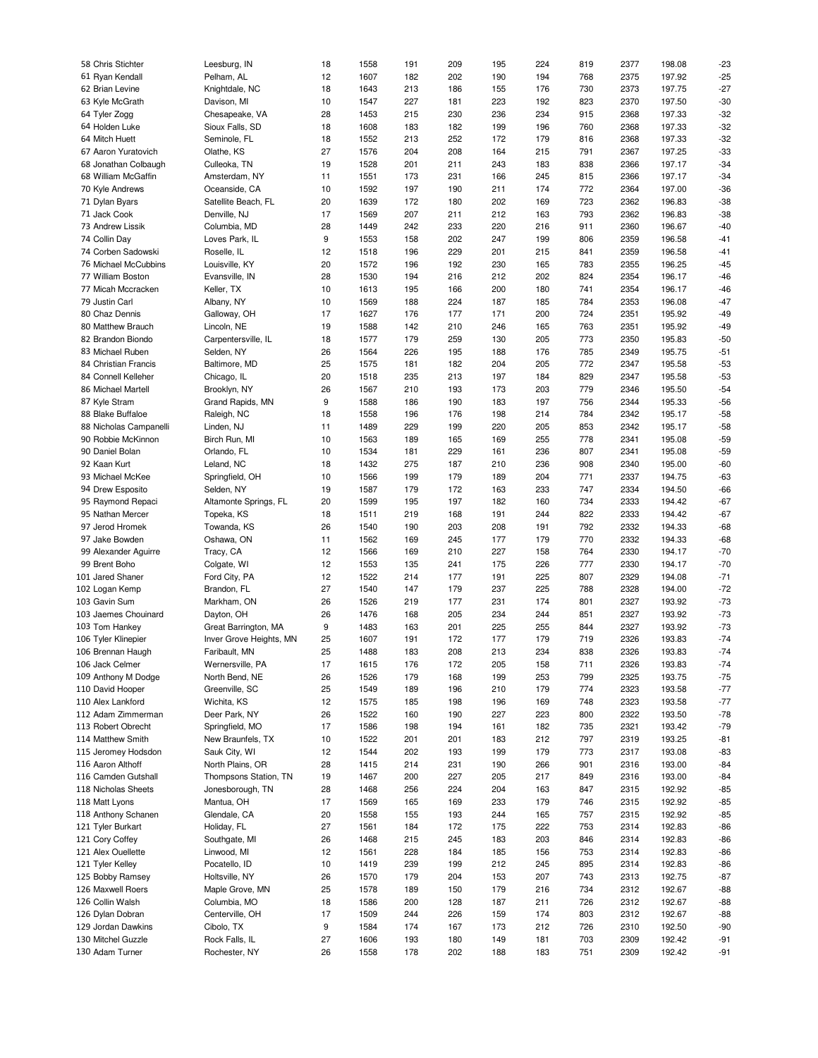| | | | | | | | | | | | |
|---|---|---|---|---|---|---|---|---|---|---|---|
| 58 Chris Stichter | Leesburg, IN | 18 | 1558 | 191 | 209 | 195 | 224 | 819 | 2377 | 198.08 | -23 |
| 61 Ryan Kendall | Pelham, AL | 12 | 1607 | 182 | 202 | 190 | 194 | 768 | 2375 | 197.92 | -25 |
| 62 Brian Levine | Knightdale, NC | 18 | 1643 | 213 | 186 | 155 | 176 | 730 | 2373 | 197.75 | -27 |
| 63 Kyle McGrath | Davison, MI | 10 | 1547 | 227 | 181 | 223 | 192 | 823 | 2370 | 197.50 | -30 |
| 64 Tyler Zogg | Chesapeake, VA | 28 | 1453 | 215 | 230 | 236 | 234 | 915 | 2368 | 197.33 | -32 |
| 64 Holden Luke | Sioux Falls, SD | 18 | 1608 | 183 | 182 | 199 | 196 | 760 | 2368 | 197.33 | -32 |
| 64 Mitch Huett | Seminole, FL | 18 | 1552 | 213 | 252 | 172 | 179 | 816 | 2368 | 197.33 | -32 |
| 67 Aaron Yuratovich | Olathe, KS | 27 | 1576 | 204 | 208 | 164 | 215 | 791 | 2367 | 197.25 | -33 |
| 68 Jonathan Colbaugh | Culleoka, TN | 19 | 1528 | 201 | 211 | 243 | 183 | 838 | 2366 | 197.17 | -34 |
| 68 William McGaffin | Amsterdam, NY | 11 | 1551 | 173 | 231 | 166 | 245 | 815 | 2366 | 197.17 | -34 |
| 70 Kyle Andrews | Oceanside, CA | 10 | 1592 | 197 | 190 | 211 | 174 | 772 | 2364 | 197.00 | -36 |
| 71 Dylan Byars | Satellite Beach, FL | 20 | 1639 | 172 | 180 | 202 | 169 | 723 | 2362 | 196.83 | -38 |
| 71 Jack Cook | Denville, NJ | 17 | 1569 | 207 | 211 | 212 | 163 | 793 | 2362 | 196.83 | -38 |
| 73 Andrew Lissik | Columbia, MD | 28 | 1449 | 242 | 233 | 220 | 216 | 911 | 2360 | 196.67 | -40 |
| 74 Collin Day | Loves Park, IL | 9 | 1553 | 158 | 202 | 247 | 199 | 806 | 2359 | 196.58 | -41 |
| 74 Corben Sadowski | Roselle, IL | 12 | 1518 | 196 | 229 | 201 | 215 | 841 | 2359 | 196.58 | -41 |
| 76 Michael McCubbins | Louisville, KY | 20 | 1572 | 196 | 192 | 230 | 165 | 783 | 2355 | 196.25 | -45 |
| 77 William Boston | Evansville, IN | 28 | 1530 | 194 | 216 | 212 | 202 | 824 | 2354 | 196.17 | -46 |
| 77 Micah Mccracken | Keller, TX | 10 | 1613 | 195 | 166 | 200 | 180 | 741 | 2354 | 196.17 | -46 |
| 79 Justin Carl | Albany, NY | 10 | 1569 | 188 | 224 | 187 | 185 | 784 | 2353 | 196.08 | -47 |
| 80 Chaz Dennis | Galloway, OH | 17 | 1627 | 176 | 177 | 171 | 200 | 724 | 2351 | 195.92 | -49 |
| 80 Matthew Brauch | Lincoln, NE | 19 | 1588 | 142 | 210 | 246 | 165 | 763 | 2351 | 195.92 | -49 |
| 82 Brandon Biondo | Carpentersville, IL | 18 | 1577 | 179 | 259 | 130 | 205 | 773 | 2350 | 195.83 | -50 |
| 83 Michael Ruben | Selden, NY | 26 | 1564 | 226 | 195 | 188 | 176 | 785 | 2349 | 195.75 | -51 |
| 84 Christian Francis | Baltimore, MD | 25 | 1575 | 181 | 182 | 204 | 205 | 772 | 2347 | 195.58 | -53 |
| 84 Connell Kelleher | Chicago, IL | 20 | 1518 | 235 | 213 | 197 | 184 | 829 | 2347 | 195.58 | -53 |
| 86 Michael Martell | Brooklyn, NY | 26 | 1567 | 210 | 193 | 173 | 203 | 779 | 2346 | 195.50 | -54 |
| 87 Kyle Stram | Grand Rapids, MN | 9 | 1588 | 186 | 190 | 183 | 197 | 756 | 2344 | 195.33 | -56 |
| 88 Blake Buffaloe | Raleigh, NC | 18 | 1558 | 196 | 176 | 198 | 214 | 784 | 2342 | 195.17 | -58 |
| 88 Nicholas Campanelli | Linden, NJ | 11 | 1489 | 229 | 199 | 220 | 205 | 853 | 2342 | 195.17 | -58 |
| 90 Robbie McKinnon | Birch Run, MI | 10 | 1563 | 189 | 165 | 169 | 255 | 778 | 2341 | 195.08 | -59 |
| 90 Daniel Bolan | Orlando, FL | 10 | 1534 | 181 | 229 | 161 | 236 | 807 | 2341 | 195.08 | -59 |
| 92 Kaan Kurt | Leland, NC | 18 | 1432 | 275 | 187 | 210 | 236 | 908 | 2340 | 195.00 | -60 |
| 93 Michael McKee | Springfield, OH | 10 | 1566 | 199 | 179 | 189 | 204 | 771 | 2337 | 194.75 | -63 |
| 94 Drew Esposito | Selden, NY | 19 | 1587 | 179 | 172 | 163 | 233 | 747 | 2334 | 194.50 | -66 |
| 95 Raymond Repaci | Altamonte Springs, FL | 20 | 1599 | 195 | 197 | 182 | 160 | 734 | 2333 | 194.42 | -67 |
| 95 Nathan Mercer | Topeka, KS | 18 | 1511 | 219 | 168 | 191 | 244 | 822 | 2333 | 194.42 | -67 |
| 97 Jerod Hromek | Towanda, KS | 26 | 1540 | 190 | 203 | 208 | 191 | 792 | 2332 | 194.33 | -68 |
| 97 Jake Bowden | Oshawa, ON | 11 | 1562 | 169 | 245 | 177 | 179 | 770 | 2332 | 194.33 | -68 |
| 99 Alexander Aguirre | Tracy, CA | 12 | 1566 | 169 | 210 | 227 | 158 | 764 | 2330 | 194.17 | -70 |
| 99 Brent Boho | Colgate, WI | 12 | 1553 | 135 | 241 | 175 | 226 | 777 | 2330 | 194.17 | -70 |
| 101 Jared Shaner | Ford City, PA | 12 | 1522 | 214 | 177 | 191 | 225 | 807 | 2329 | 194.08 | -71 |
| 102 Logan Kemp | Brandon, FL | 27 | 1540 | 147 | 179 | 237 | 225 | 788 | 2328 | 194.00 | -72 |
| 103 Gavin Sum | Markham, ON | 26 | 1526 | 219 | 177 | 231 | 174 | 801 | 2327 | 193.92 | -73 |
| 103 Jaemes Chouinard | Dayton, OH | 26 | 1476 | 168 | 205 | 234 | 244 | 851 | 2327 | 193.92 | -73 |
| 103 Tom Hankey | Great Barrington, MA | 9 | 1483 | 163 | 201 | 225 | 255 | 844 | 2327 | 193.92 | -73 |
| 106 Tyler Klinepier | Inver Grove Heights, MN | 25 | 1607 | 191 | 172 | 177 | 179 | 719 | 2326 | 193.83 | -74 |
| 106 Brennan Haugh | Faribault, MN | 25 | 1488 | 183 | 208 | 213 | 234 | 838 | 2326 | 193.83 | -74 |
| 106 Jack Celmer | Wernersville, PA | 17 | 1615 | 176 | 172 | 205 | 158 | 711 | 2326 | 193.83 | -74 |
| 109 Anthony M Dodge | North Bend, NE | 26 | 1526 | 179 | 168 | 199 | 253 | 799 | 2325 | 193.75 | -75 |
| 110 David Hooper | Greenville, SC | 25 | 1549 | 189 | 196 | 210 | 179 | 774 | 2323 | 193.58 | -77 |
| 110 Alex Lankford | Wichita, KS | 12 | 1575 | 185 | 198 | 196 | 169 | 748 | 2323 | 193.58 | -77 |
| 112 Adam Zimmerman | Deer Park, NY | 26 | 1522 | 160 | 190 | 227 | 223 | 800 | 2322 | 193.50 | -78 |
| 113 Robert Obrecht | Springfield, MO | 17 | 1586 | 198 | 194 | 161 | 182 | 735 | 2321 | 193.42 | -79 |
| 114 Matthew Smith | New Braunfels, TX | 10 | 1522 | 201 | 201 | 183 | 212 | 797 | 2319 | 193.25 | -81 |
| 115 Jeromey Hodsdon | Sauk City, WI | 12 | 1544 | 202 | 193 | 199 | 179 | 773 | 2317 | 193.08 | -83 |
| 116 Aaron Althoff | North Plains, OR | 28 | 1415 | 214 | 231 | 190 | 266 | 901 | 2316 | 193.00 | -84 |
| 116 Camden Gutshall | Thompsons Station, TN | 19 | 1467 | 200 | 227 | 205 | 217 | 849 | 2316 | 193.00 | -84 |
| 118 Nicholas Sheets | Jonesborough, TN | 28 | 1468 | 256 | 224 | 204 | 163 | 847 | 2315 | 192.92 | -85 |
| 118 Matt Lyons | Mantua, OH | 17 | 1569 | 165 | 169 | 233 | 179 | 746 | 2315 | 192.92 | -85 |
| 118 Anthony Schanen | Glendale, CA | 20 | 1558 | 155 | 193 | 244 | 165 | 757 | 2315 | 192.92 | -85 |
| 121 Tyler Burkart | Holiday, FL | 27 | 1561 | 184 | 172 | 175 | 222 | 753 | 2314 | 192.83 | -86 |
| 121 Cory Coffey | Southgate, MI | 26 | 1468 | 215 | 245 | 183 | 203 | 846 | 2314 | 192.83 | -86 |
| 121 Alex Ouellette | Linwood, MI | 12 | 1561 | 228 | 184 | 185 | 156 | 753 | 2314 | 192.83 | -86 |
| 121 Tyler Kelley | Pocatello, ID | 10 | 1419 | 239 | 199 | 212 | 245 | 895 | 2314 | 192.83 | -86 |
| 125 Bobby Ramsey | Holtsville, NY | 26 | 1570 | 179 | 204 | 153 | 207 | 743 | 2313 | 192.75 | -87 |
| 126 Maxwell Roers | Maple Grove, MN | 25 | 1578 | 189 | 150 | 179 | 216 | 734 | 2312 | 192.67 | -88 |
| 126 Collin Walsh | Columbia, MO | 18 | 1586 | 200 | 128 | 187 | 211 | 726 | 2312 | 192.67 | -88 |
| 126 Dylan Dobran | Centerville, OH | 17 | 1509 | 244 | 226 | 159 | 174 | 803 | 2312 | 192.67 | -88 |
| 129 Jordan Dawkins | Cibolo, TX | 9 | 1584 | 174 | 167 | 173 | 212 | 726 | 2310 | 192.50 | -90 |
| 130 Mitchel Guzzle | Rock Falls, IL | 27 | 1606 | 193 | 180 | 149 | 181 | 703 | 2309 | 192.42 | -91 |
| 130 Adam Turner | Rochester, NY | 26 | 1558 | 178 | 202 | 188 | 183 | 751 | 2309 | 192.42 | -91 |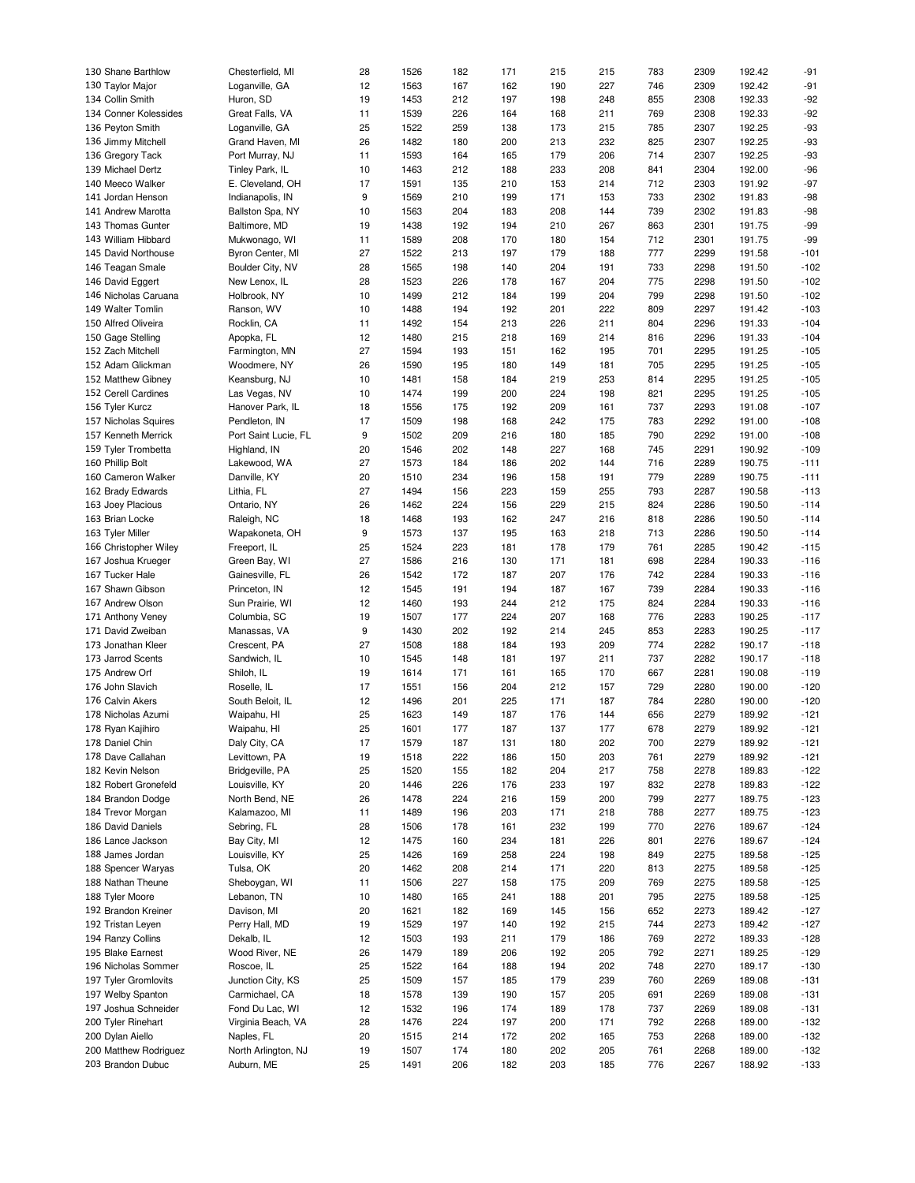| | | | | | | | | | | | |
|---|---|---|---|---|---|---|---|---|---|---|---|
| 130 Shane Barthlow | Chesterfield, MI | 28 | 1526 | 182 | 171 | 215 | 215 | 783 | 2309 | 192.42 | -91 |
| 130 Taylor Major | Loganville, GA | 12 | 1563 | 167 | 162 | 190 | 227 | 746 | 2309 | 192.42 | -91 |
| 134 Collin Smith | Huron, SD | 19 | 1453 | 212 | 197 | 198 | 248 | 855 | 2308 | 192.33 | -92 |
| 134 Conner Kolessides | Great Falls, VA | 11 | 1539 | 226 | 164 | 168 | 211 | 769 | 2308 | 192.33 | -92 |
| 136 Peyton Smith | Loganville, GA | 25 | 1522 | 259 | 138 | 173 | 215 | 785 | 2307 | 192.25 | -93 |
| 136 Jimmy Mitchell | Grand Haven, MI | 26 | 1482 | 180 | 200 | 213 | 232 | 825 | 2307 | 192.25 | -93 |
| 136 Gregory Tack | Port Murray, NJ | 11 | 1593 | 164 | 165 | 179 | 206 | 714 | 2307 | 192.25 | -93 |
| 139 Michael Dertz | Tinley Park, IL | 10 | 1463 | 212 | 188 | 233 | 208 | 841 | 2304 | 192.00 | -96 |
| 140 Meeco Walker | E. Cleveland, OH | 17 | 1591 | 135 | 210 | 153 | 214 | 712 | 2303 | 191.92 | -97 |
| 141 Jordan Henson | Indianapolis, IN | 9 | 1569 | 210 | 199 | 171 | 153 | 733 | 2302 | 191.83 | -98 |
| 141 Andrew Marotta | Ballston Spa, NY | 10 | 1563 | 204 | 183 | 208 | 144 | 739 | 2302 | 191.83 | -98 |
| 143 Thomas Gunter | Baltimore, MD | 19 | 1438 | 192 | 194 | 210 | 267 | 863 | 2301 | 191.75 | -99 |
| 143 William Hibbard | Mukwonago, WI | 11 | 1589 | 208 | 170 | 180 | 154 | 712 | 2301 | 191.75 | -99 |
| 145 David Northouse | Byron Center, MI | 27 | 1522 | 213 | 197 | 179 | 188 | 777 | 2299 | 191.58 | -101 |
| 146 Teagan Smale | Boulder City, NV | 28 | 1565 | 198 | 140 | 204 | 191 | 733 | 2298 | 191.50 | -102 |
| 146 David Eggert | New Lenox, IL | 28 | 1523 | 226 | 178 | 167 | 204 | 775 | 2298 | 191.50 | -102 |
| 146 Nicholas Caruana | Holbrook, NY | 10 | 1499 | 212 | 184 | 199 | 204 | 799 | 2298 | 191.50 | -102 |
| 149 Walter Tomlin | Ranson, WV | 10 | 1488 | 194 | 192 | 201 | 222 | 809 | 2297 | 191.42 | -103 |
| 150 Alfred Oliveira | Rocklin, CA | 11 | 1492 | 154 | 213 | 226 | 211 | 804 | 2296 | 191.33 | -104 |
| 150 Gage Stelling | Apopka, FL | 12 | 1480 | 215 | 218 | 169 | 214 | 816 | 2296 | 191.33 | -104 |
| 152 Zach Mitchell | Farmington, MN | 27 | 1594 | 193 | 151 | 162 | 195 | 701 | 2295 | 191.25 | -105 |
| 152 Adam Glickman | Woodmere, NY | 26 | 1590 | 195 | 180 | 149 | 181 | 705 | 2295 | 191.25 | -105 |
| 152 Matthew Gibney | Keansburg, NJ | 10 | 1481 | 158 | 184 | 219 | 253 | 814 | 2295 | 191.25 | -105 |
| 152 Cerell Cardines | Las Vegas, NV | 10 | 1474 | 199 | 200 | 224 | 198 | 821 | 2295 | 191.25 | -105 |
| 156 Tyler Kurcz | Hanover Park, IL | 18 | 1556 | 175 | 192 | 209 | 161 | 737 | 2293 | 191.08 | -107 |
| 157 Nicholas Squires | Pendleton, IN | 17 | 1509 | 198 | 168 | 242 | 175 | 783 | 2292 | 191.00 | -108 |
| 157 Kenneth Merrick | Port Saint Lucie, FL | 9 | 1502 | 209 | 216 | 180 | 185 | 790 | 2292 | 191.00 | -108 |
| 159 Tyler Trombetta | Highland, IN | 20 | 1546 | 202 | 148 | 227 | 168 | 745 | 2291 | 190.92 | -109 |
| 160 Phillip Bolt | Lakewood, WA | 27 | 1573 | 184 | 186 | 202 | 144 | 716 | 2289 | 190.75 | -111 |
| 160 Cameron Walker | Danville, KY | 20 | 1510 | 234 | 196 | 158 | 191 | 779 | 2289 | 190.75 | -111 |
| 162 Brady Edwards | Lithia, FL | 27 | 1494 | 156 | 223 | 159 | 255 | 793 | 2287 | 190.58 | -113 |
| 163 Joey Placious | Ontario, NY | 26 | 1462 | 224 | 156 | 229 | 215 | 824 | 2286 | 190.50 | -114 |
| 163 Brian Locke | Raleigh, NC | 18 | 1468 | 193 | 162 | 247 | 216 | 818 | 2286 | 190.50 | -114 |
| 163 Tyler Miller | Wapakoneta, OH | 9 | 1573 | 137 | 195 | 163 | 218 | 713 | 2286 | 190.50 | -114 |
| 166 Christopher Wiley | Freeport, IL | 25 | 1524 | 223 | 181 | 178 | 179 | 761 | 2285 | 190.42 | -115 |
| 167 Joshua Krueger | Green Bay, WI | 27 | 1586 | 216 | 130 | 171 | 181 | 698 | 2284 | 190.33 | -116 |
| 167 Tucker Hale | Gainesville, FL | 26 | 1542 | 172 | 187 | 207 | 176 | 742 | 2284 | 190.33 | -116 |
| 167 Shawn Gibson | Princeton, IN | 12 | 1545 | 191 | 194 | 187 | 167 | 739 | 2284 | 190.33 | -116 |
| 167 Andrew Olson | Sun Prairie, WI | 12 | 1460 | 193 | 244 | 212 | 175 | 824 | 2284 | 190.33 | -116 |
| 171 Anthony Veney | Columbia, SC | 19 | 1507 | 177 | 224 | 207 | 168 | 776 | 2283 | 190.25 | -117 |
| 171 David Zweiban | Manassas, VA | 9 | 1430 | 202 | 192 | 214 | 245 | 853 | 2283 | 190.25 | -117 |
| 173 Jonathan Kleer | Crescent, PA | 27 | 1508 | 188 | 184 | 193 | 209 | 774 | 2282 | 190.17 | -118 |
| 173 Jarrod Scents | Sandwich, IL | 10 | 1545 | 148 | 181 | 197 | 211 | 737 | 2282 | 190.17 | -118 |
| 175 Andrew Orf | Shiloh, IL | 19 | 1614 | 171 | 161 | 165 | 170 | 667 | 2281 | 190.08 | -119 |
| 176 John Slavich | Roselle, IL | 17 | 1551 | 156 | 204 | 212 | 157 | 729 | 2280 | 190.00 | -120 |
| 176 Calvin Akers | South Beloit, IL | 12 | 1496 | 201 | 225 | 171 | 187 | 784 | 2280 | 190.00 | -120 |
| 178 Nicholas Azumi | Waipahu, HI | 25 | 1623 | 149 | 187 | 176 | 144 | 656 | 2279 | 189.92 | -121 |
| 178 Ryan Kajihiro | Waipahu, HI | 25 | 1601 | 177 | 187 | 137 | 177 | 678 | 2279 | 189.92 | -121 |
| 178 Daniel Chin | Daly City, CA | 17 | 1579 | 187 | 131 | 180 | 202 | 700 | 2279 | 189.92 | -121 |
| 178 Dave Callahan | Levittown, PA | 19 | 1518 | 222 | 186 | 150 | 203 | 761 | 2279 | 189.92 | -121 |
| 182 Kevin Nelson | Bridgeville, PA | 25 | 1520 | 155 | 182 | 204 | 217 | 758 | 2278 | 189.83 | -122 |
| 182 Robert Gronefeld | Louisville, KY | 20 | 1446 | 226 | 176 | 233 | 197 | 832 | 2278 | 189.83 | -122 |
| 184 Brandon Dodge | North Bend, NE | 26 | 1478 | 224 | 216 | 159 | 200 | 799 | 2277 | 189.75 | -123 |
| 184 Trevor Morgan | Kalamazoo, MI | 11 | 1489 | 196 | 203 | 171 | 218 | 788 | 2277 | 189.75 | -123 |
| 186 David Daniels | Sebring, FL | 28 | 1506 | 178 | 161 | 232 | 199 | 770 | 2276 | 189.67 | -124 |
| 186 Lance Jackson | Bay City, MI | 12 | 1475 | 160 | 234 | 181 | 226 | 801 | 2276 | 189.67 | -124 |
| 188 James Jordan | Louisville, KY | 25 | 1426 | 169 | 258 | 224 | 198 | 849 | 2275 | 189.58 | -125 |
| 188 Spencer Waryas | Tulsa, OK | 20 | 1462 | 208 | 214 | 171 | 220 | 813 | 2275 | 189.58 | -125 |
| 188 Nathan Theune | Sheboygan, WI | 11 | 1506 | 227 | 158 | 175 | 209 | 769 | 2275 | 189.58 | -125 |
| 188 Tyler Moore | Lebanon, TN | 10 | 1480 | 165 | 241 | 188 | 201 | 795 | 2275 | 189.58 | -125 |
| 192 Brandon Kreiner | Davison, MI | 20 | 1621 | 182 | 169 | 145 | 156 | 652 | 2273 | 189.42 | -127 |
| 192 Tristan Leyen | Perry Hall, MD | 19 | 1529 | 197 | 140 | 192 | 215 | 744 | 2273 | 189.42 | -127 |
| 194 Ranzy Collins | Dekalb, IL | 12 | 1503 | 193 | 211 | 179 | 186 | 769 | 2272 | 189.33 | -128 |
| 195 Blake Earnest | Wood River, NE | 26 | 1479 | 189 | 206 | 192 | 205 | 792 | 2271 | 189.25 | -129 |
| 196 Nicholas Sommer | Roscoe, IL | 25 | 1522 | 164 | 188 | 194 | 202 | 748 | 2270 | 189.17 | -130 |
| 197 Tyler Gromlovits | Junction City, KS | 25 | 1509 | 157 | 185 | 179 | 239 | 760 | 2269 | 189.08 | -131 |
| 197 Welby Spanton | Carmichael, CA | 18 | 1578 | 139 | 190 | 157 | 205 | 691 | 2269 | 189.08 | -131 |
| 197 Joshua Schneider | Fond Du Lac, WI | 12 | 1532 | 196 | 174 | 189 | 178 | 737 | 2269 | 189.08 | -131 |
| 200 Tyler Rinehart | Virginia Beach, VA | 28 | 1476 | 224 | 197 | 200 | 171 | 792 | 2268 | 189.00 | -132 |
| 200 Dylan Aiello | Naples, FL | 20 | 1515 | 214 | 172 | 202 | 165 | 753 | 2268 | 189.00 | -132 |
| 200 Matthew Rodriguez | North Arlington, NJ | 19 | 1507 | 174 | 180 | 202 | 205 | 761 | 2268 | 189.00 | -132 |
| 203 Brandon Dubuc | Auburn, ME | 25 | 1491 | 206 | 182 | 203 | 185 | 776 | 2267 | 188.92 | -133 |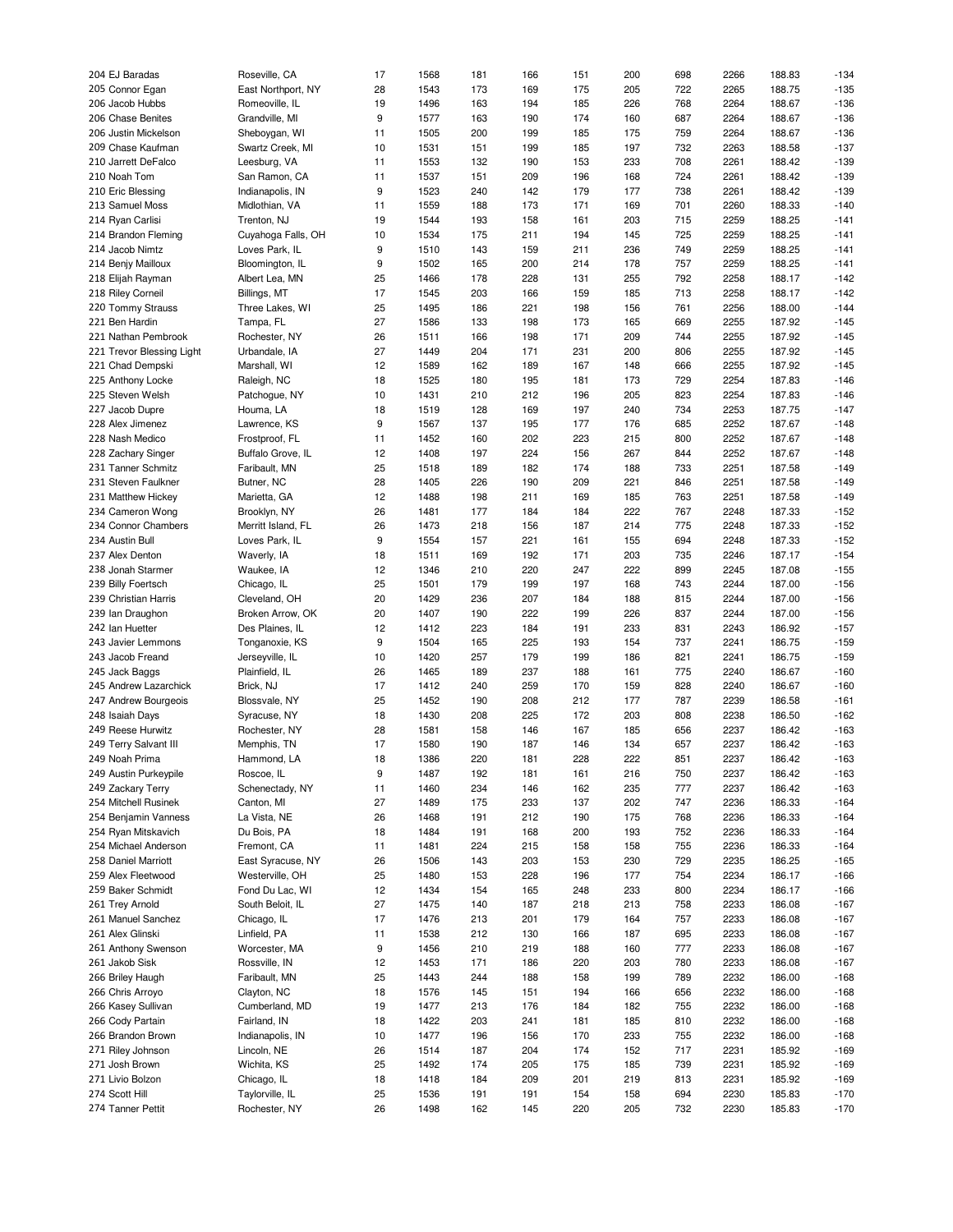| | | | | | | | | | | | |
|---|---|---|---|---|---|---|---|---|---|---|---|
| 204 EJ Baradas | Roseville, CA | 17 | 1568 | 181 | 166 | 151 | 200 | 698 | 2266 | 188.83 | -134 |
| 205 Connor Egan | East Northport, NY | 28 | 1543 | 173 | 169 | 175 | 205 | 722 | 2265 | 188.75 | -135 |
| 206 Jacob Hubbs | Romeoville, IL | 19 | 1496 | 163 | 194 | 185 | 226 | 768 | 2264 | 188.67 | -136 |
| 206 Chase Benites | Grandville, MI | 9 | 1577 | 163 | 190 | 174 | 160 | 687 | 2264 | 188.67 | -136 |
| 206 Justin Mickelson | Sheboygan, WI | 11 | 1505 | 200 | 199 | 185 | 175 | 759 | 2264 | 188.67 | -136 |
| 209 Chase Kaufman | Swartz Creek, MI | 10 | 1531 | 151 | 199 | 185 | 197 | 732 | 2263 | 188.58 | -137 |
| 210 Jarrett DeFalco | Leesburg, VA | 11 | 1553 | 132 | 190 | 153 | 233 | 708 | 2261 | 188.42 | -139 |
| 210 Noah Tom | San Ramon, CA | 11 | 1537 | 151 | 209 | 196 | 168 | 724 | 2261 | 188.42 | -139 |
| 210 Eric Blessing | Indianapolis, IN | 9 | 1523 | 240 | 142 | 179 | 177 | 738 | 2261 | 188.42 | -139 |
| 213 Samuel Moss | Midlothian, VA | 11 | 1559 | 188 | 173 | 171 | 169 | 701 | 2260 | 188.33 | -140 |
| 214 Ryan Carlisi | Trenton, NJ | 19 | 1544 | 193 | 158 | 161 | 203 | 715 | 2259 | 188.25 | -141 |
| 214 Brandon Fleming | Cuyahoga Falls, OH | 10 | 1534 | 175 | 211 | 194 | 145 | 725 | 2259 | 188.25 | -141 |
| 214 Jacob Nimtz | Loves Park, IL | 9 | 1510 | 143 | 159 | 211 | 236 | 749 | 2259 | 188.25 | -141 |
| 214 Benjy Mailloux | Bloomington, IL | 9 | 1502 | 165 | 200 | 214 | 178 | 757 | 2259 | 188.25 | -141 |
| 218 Elijah Rayman | Albert Lea, MN | 25 | 1466 | 178 | 228 | 131 | 255 | 792 | 2258 | 188.17 | -142 |
| 218 Riley Corneil | Billings, MT | 17 | 1545 | 203 | 166 | 159 | 185 | 713 | 2258 | 188.17 | -142 |
| 220 Tommy Strauss | Three Lakes, WI | 25 | 1495 | 186 | 221 | 198 | 156 | 761 | 2256 | 188.00 | -144 |
| 221 Ben Hardin | Tampa, FL | 27 | 1586 | 133 | 198 | 173 | 165 | 669 | 2255 | 187.92 | -145 |
| 221 Nathan Pembrook | Rochester, NY | 26 | 1511 | 166 | 198 | 171 | 209 | 744 | 2255 | 187.92 | -145 |
| 221 Trevor Blessing Light | Urbandale, IA | 27 | 1449 | 204 | 171 | 231 | 200 | 806 | 2255 | 187.92 | -145 |
| 221 Chad Dempski | Marshall, WI | 12 | 1589 | 162 | 189 | 167 | 148 | 666 | 2255 | 187.92 | -145 |
| 225 Anthony Locke | Raleigh, NC | 18 | 1525 | 180 | 195 | 181 | 173 | 729 | 2254 | 187.83 | -146 |
| 225 Steven Welsh | Patchogue, NY | 10 | 1431 | 210 | 212 | 196 | 205 | 823 | 2254 | 187.83 | -146 |
| 227 Jacob Dupre | Houma, LA | 18 | 1519 | 128 | 169 | 197 | 240 | 734 | 2253 | 187.75 | -147 |
| 228 Alex Jimenez | Lawrence, KS | 9 | 1567 | 137 | 195 | 177 | 176 | 685 | 2252 | 187.67 | -148 |
| 228 Nash Medico | Frostproof, FL | 11 | 1452 | 160 | 202 | 223 | 215 | 800 | 2252 | 187.67 | -148 |
| 228 Zachary Singer | Buffalo Grove, IL | 12 | 1408 | 197 | 224 | 156 | 267 | 844 | 2252 | 187.67 | -148 |
| 231 Tanner Schmitz | Faribault, MN | 25 | 1518 | 189 | 182 | 174 | 188 | 733 | 2251 | 187.58 | -149 |
| 231 Steven Faulkner | Butner, NC | 28 | 1405 | 226 | 190 | 209 | 221 | 846 | 2251 | 187.58 | -149 |
| 231 Matthew Hickey | Marietta, GA | 12 | 1488 | 198 | 211 | 169 | 185 | 763 | 2251 | 187.58 | -149 |
| 234 Cameron Wong | Brooklyn, NY | 26 | 1481 | 177 | 184 | 184 | 222 | 767 | 2248 | 187.33 | -152 |
| 234 Connor Chambers | Merritt Island, FL | 26 | 1473 | 218 | 156 | 187 | 214 | 775 | 2248 | 187.33 | -152 |
| 234 Austin Bull | Loves Park, IL | 9 | 1554 | 157 | 221 | 161 | 155 | 694 | 2248 | 187.33 | -152 |
| 237 Alex Denton | Waverly, IA | 18 | 1511 | 169 | 192 | 171 | 203 | 735 | 2246 | 187.17 | -154 |
| 238 Jonah Starmer | Waukee, IA | 12 | 1346 | 210 | 220 | 247 | 222 | 899 | 2245 | 187.08 | -155 |
| 239 Billy Foertsch | Chicago, IL | 25 | 1501 | 179 | 199 | 197 | 168 | 743 | 2244 | 187.00 | -156 |
| 239 Christian Harris | Cleveland, OH | 20 | 1429 | 236 | 207 | 184 | 188 | 815 | 2244 | 187.00 | -156 |
| 239 Ian Draughon | Broken Arrow, OK | 20 | 1407 | 190 | 222 | 199 | 226 | 837 | 2244 | 187.00 | -156 |
| 242 Ian Huetter | Des Plaines, IL | 12 | 1412 | 223 | 184 | 191 | 233 | 831 | 2243 | 186.92 | -157 |
| 243 Javier Lemmons | Tonganoxie, KS | 9 | 1504 | 165 | 225 | 193 | 154 | 737 | 2241 | 186.75 | -159 |
| 243 Jacob Freand | Jerseyville, IL | 10 | 1420 | 257 | 179 | 199 | 186 | 821 | 2241 | 186.75 | -159 |
| 245 Jack Baggs | Plainfield, IL | 26 | 1465 | 189 | 237 | 188 | 161 | 775 | 2240 | 186.67 | -160 |
| 245 Andrew Lazarchick | Brick, NJ | 17 | 1412 | 240 | 259 | 170 | 159 | 828 | 2240 | 186.67 | -160 |
| 247 Andrew Bourgeois | Blossvale, NY | 25 | 1452 | 190 | 208 | 212 | 177 | 787 | 2239 | 186.58 | -161 |
| 248 Isaiah Days | Syracuse, NY | 18 | 1430 | 208 | 225 | 172 | 203 | 808 | 2238 | 186.50 | -162 |
| 249 Reese Hurwitz | Rochester, NY | 28 | 1581 | 158 | 146 | 167 | 185 | 656 | 2237 | 186.42 | -163 |
| 249 Terry Salvant III | Memphis, TN | 17 | 1580 | 190 | 187 | 146 | 134 | 657 | 2237 | 186.42 | -163 |
| 249 Noah Prima | Hammond, LA | 18 | 1386 | 220 | 181 | 228 | 222 | 851 | 2237 | 186.42 | -163 |
| 249 Austin Purkeypile | Roscoe, IL | 9 | 1487 | 192 | 181 | 161 | 216 | 750 | 2237 | 186.42 | -163 |
| 249 Zackary Terry | Schenectady, NY | 11 | 1460 | 234 | 146 | 162 | 235 | 777 | 2237 | 186.42 | -163 |
| 254 Mitchell Rusinek | Canton, MI | 27 | 1489 | 175 | 233 | 137 | 202 | 747 | 2236 | 186.33 | -164 |
| 254 Benjamin Vanness | La Vista, NE | 26 | 1468 | 191 | 212 | 190 | 175 | 768 | 2236 | 186.33 | -164 |
| 254 Ryan Mitskavich | Du Bois, PA | 18 | 1484 | 191 | 168 | 200 | 193 | 752 | 2236 | 186.33 | -164 |
| 254 Michael Anderson | Fremont, CA | 11 | 1481 | 224 | 215 | 158 | 158 | 755 | 2236 | 186.33 | -164 |
| 258 Daniel Marriott | East Syracuse, NY | 26 | 1506 | 143 | 203 | 153 | 230 | 729 | 2235 | 186.25 | -165 |
| 259 Alex Fleetwood | Westerville, OH | 25 | 1480 | 153 | 228 | 196 | 177 | 754 | 2234 | 186.17 | -166 |
| 259 Baker Schmidt | Fond Du Lac, WI | 12 | 1434 | 154 | 165 | 248 | 233 | 800 | 2234 | 186.17 | -166 |
| 261 Trey Arnold | South Beloit, IL | 27 | 1475 | 140 | 187 | 218 | 213 | 758 | 2233 | 186.08 | -167 |
| 261 Manuel Sanchez | Chicago, IL | 17 | 1476 | 213 | 201 | 179 | 164 | 757 | 2233 | 186.08 | -167 |
| 261 Alex Glinski | Linfield, PA | 11 | 1538 | 212 | 130 | 166 | 187 | 695 | 2233 | 186.08 | -167 |
| 261 Anthony Swenson | Worcester, MA | 9 | 1456 | 210 | 219 | 188 | 160 | 777 | 2233 | 186.08 | -167 |
| 261 Jakob Sisk | Rossville, IN | 12 | 1453 | 171 | 186 | 220 | 203 | 780 | 2233 | 186.08 | -167 |
| 266 Briley Haugh | Faribault, MN | 25 | 1443 | 244 | 188 | 158 | 199 | 789 | 2232 | 186.00 | -168 |
| 266 Chris Arroyo | Clayton, NC | 18 | 1576 | 145 | 151 | 194 | 166 | 656 | 2232 | 186.00 | -168 |
| 266 Kasey Sullivan | Cumberland, MD | 19 | 1477 | 213 | 176 | 184 | 182 | 755 | 2232 | 186.00 | -168 |
| 266 Cody Partain | Fairland, IN | 18 | 1422 | 203 | 241 | 181 | 185 | 810 | 2232 | 186.00 | -168 |
| 266 Brandon Brown | Indianapolis, IN | 10 | 1477 | 196 | 156 | 170 | 233 | 755 | 2232 | 186.00 | -168 |
| 271 Riley Johnson | Lincoln, NE | 26 | 1514 | 187 | 204 | 174 | 152 | 717 | 2231 | 185.92 | -169 |
| 271 Josh Brown | Wichita, KS | 25 | 1492 | 174 | 205 | 175 | 185 | 739 | 2231 | 185.92 | -169 |
| 271 Livio Bolzon | Chicago, IL | 18 | 1418 | 184 | 209 | 201 | 219 | 813 | 2231 | 185.92 | -169 |
| 274 Scott Hill | Taylorville, IL | 25 | 1536 | 191 | 191 | 154 | 158 | 694 | 2230 | 185.83 | -170 |
| 274 Tanner Pettit | Rochester, NY | 26 | 1498 | 162 | 145 | 220 | 205 | 732 | 2230 | 185.83 | -170 |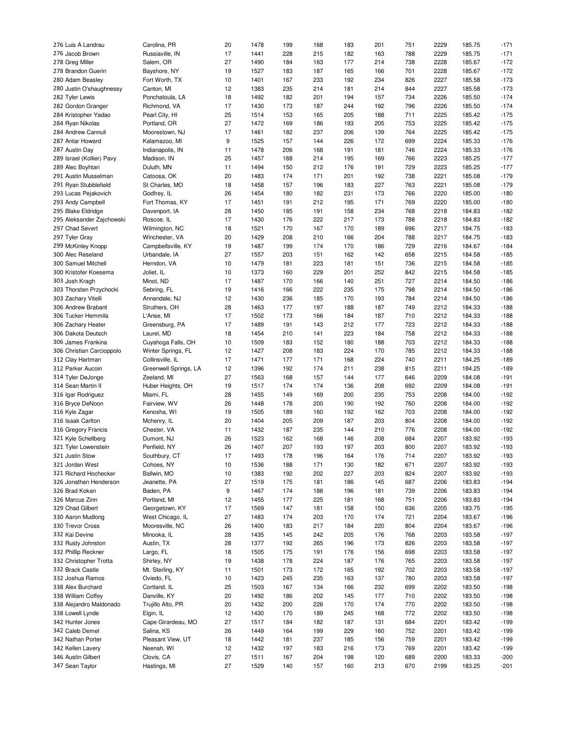| Rank | Name | Hometown | | | | | | | | | | |
|---|---|---|---|---|---|---|---|---|---|---|---|---|
| 276 | Luis A Landrau | Carolina, PR | 20 | 1478 | 199 | 168 | 183 | 201 | 751 | 2229 | 185.75 | -171 |
| 276 | Jacob Brown | Russiaville, IN | 17 | 1441 | 228 | 215 | 182 | 163 | 788 | 2229 | 185.75 | -171 |
| 278 | Greg Miller | Salem, OR | 27 | 1490 | 184 | 163 | 177 | 214 | 738 | 2228 | 185.67 | -172 |
| 278 | Brandon Guerin | Bayshore, NY | 19 | 1527 | 183 | 187 | 165 | 166 | 701 | 2228 | 185.67 | -172 |
| 280 | Adam Beasley | Fort Worth, TX | 10 | 1401 | 167 | 233 | 192 | 234 | 826 | 2227 | 185.58 | -173 |
| 280 | Justin O'shaughnessy | Canton, MI | 12 | 1383 | 235 | 214 | 181 | 214 | 844 | 2227 | 185.58 | -173 |
| 282 | Tyler Lewis | Ponchatoula, LA | 18 | 1492 | 182 | 201 | 194 | 157 | 734 | 2226 | 185.50 | -174 |
| 282 | Gordon Granger | Richmond, VA | 17 | 1430 | 173 | 187 | 244 | 192 | 796 | 2226 | 185.50 | -174 |
| 284 | Kristopher Yadao | Pearl City, HI | 25 | 1514 | 153 | 165 | 205 | 188 | 711 | 2225 | 185.42 | -175 |
| 284 | Ryan Nikolas | Portland, OR | 27 | 1472 | 169 | 186 | 193 | 205 | 753 | 2225 | 185.42 | -175 |
| 284 | Andrew Cannuli | Moorestown, NJ | 17 | 1461 | 182 | 237 | 206 | 139 | 764 | 2225 | 185.42 | -175 |
| 287 | Antar Howard | Kalamazoo, MI | 9 | 1525 | 157 | 144 | 226 | 172 | 699 | 2224 | 185.33 | -176 |
| 287 | Austin Day | Indianapolis, IN | 11 | 1478 | 206 | 168 | 191 | 181 | 746 | 2224 | 185.33 | -176 |
| 289 | Israel (Kollier) Pavy | Madison, IN | 25 | 1457 | 188 | 214 | 195 | 169 | 766 | 2223 | 185.25 | -177 |
| 289 | Alec Boyhtari | Duluth, MN | 11 | 1494 | 150 | 212 | 176 | 191 | 729 | 2223 | 185.25 | -177 |
| 291 | Austin Musselman | Catoosa, OK | 20 | 1483 | 174 | 171 | 201 | 192 | 738 | 2221 | 185.08 | -179 |
| 291 | Ryan Stubblefield | St Charles, MO | 18 | 1458 | 157 | 196 | 183 | 227 | 763 | 2221 | 185.08 | -179 |
| 293 | Lucas Pejakovich | Godfrey, IL | 26 | 1454 | 180 | 182 | 231 | 173 | 766 | 2220 | 185.00 | -180 |
| 293 | Andy Campbell | Fort Thomas, KY | 17 | 1451 | 191 | 212 | 195 | 171 | 769 | 2220 | 185.00 | -180 |
| 295 | Blake Eldridge | Davenport, IA | 28 | 1450 | 185 | 191 | 158 | 234 | 768 | 2218 | 184.83 | -182 |
| 295 | Aleksander Zajchowski | Roscoe, IL | 17 | 1430 | 176 | 222 | 217 | 173 | 788 | 2218 | 184.83 | -182 |
| 297 | Chad Severt | Wilmington, NC | 18 | 1521 | 170 | 167 | 170 | 189 | 696 | 2217 | 184.75 | -183 |
| 297 | Tyler Gray | Winchester, VA | 20 | 1429 | 208 | 210 | 166 | 204 | 788 | 2217 | 184.75 | -183 |
| 299 | McKinley Knopp | Campbellsville, KY | 19 | 1487 | 199 | 174 | 170 | 186 | 729 | 2216 | 184.67 | -184 |
| 300 | Alec Reseland | Urbandale, IA | 27 | 1557 | 203 | 151 | 162 | 142 | 658 | 2215 | 184.58 | -185 |
| 300 | Samuel Mitchell | Herndon, VA | 10 | 1479 | 181 | 223 | 181 | 151 | 736 | 2215 | 184.58 | -185 |
| 300 | Kristofer Koesema | Joliet, IL | 10 | 1373 | 160 | 229 | 201 | 252 | 842 | 2215 | 184.58 | -185 |
| 303 | Josh Kragh | Minot, ND | 17 | 1487 | 170 | 166 | 140 | 251 | 727 | 2214 | 184.50 | -186 |
| 303 | Thorsten Przychocki | Sebring, FL | 19 | 1416 | 166 | 222 | 235 | 175 | 798 | 2214 | 184.50 | -186 |
| 303 | Zachary Vitelli | Annandale, NJ | 12 | 1430 | 236 | 185 | 170 | 193 | 784 | 2214 | 184.50 | -186 |
| 306 | Andrew Brabant | Struthers, OH | 28 | 1463 | 177 | 197 | 188 | 187 | 749 | 2212 | 184.33 | -188 |
| 306 | Tucker Hemmila | L'Anse, MI | 17 | 1502 | 173 | 166 | 184 | 187 | 710 | 2212 | 184.33 | -188 |
| 306 | Zachary Heater | Greensburg, PA | 17 | 1489 | 191 | 143 | 212 | 177 | 723 | 2212 | 184.33 | -188 |
| 306 | Dakota Deutsch | Laurel, MD | 18 | 1454 | 210 | 141 | 223 | 184 | 758 | 2212 | 184.33 | -188 |
| 306 | James Frankina | Cuyahoga Falls, OH | 10 | 1509 | 183 | 152 | 180 | 188 | 703 | 2212 | 184.33 | -188 |
| 306 | Christian Carcioppolo | Winter Springs, FL | 12 | 1427 | 208 | 183 | 224 | 170 | 785 | 2212 | 184.33 | -188 |
| 312 | Clay Hartman | Collinsville, IL | 17 | 1471 | 177 | 171 | 168 | 224 | 740 | 2211 | 184.25 | -189 |
| 312 | Parker Aucoin | Greenwell Springs, LA | 12 | 1396 | 192 | 174 | 211 | 238 | 815 | 2211 | 184.25 | -189 |
| 314 | Tyler DeJonge | Zeeland, MI | 27 | 1563 | 168 | 157 | 144 | 177 | 646 | 2209 | 184.08 | -191 |
| 314 | Sean Martin II | Huber Heights, OH | 19 | 1517 | 174 | 174 | 136 | 208 | 692 | 2209 | 184.08 | -191 |
| 316 | Igar Rodriguez | Miami, FL | 28 | 1455 | 149 | 169 | 200 | 235 | 753 | 2208 | 184.00 | -192 |
| 316 | Bryce DeNoon | Fairview, WV | 26 | 1448 | 178 | 200 | 190 | 192 | 760 | 2208 | 184.00 | -192 |
| 316 | Kyle Zagar | Kenosha, WI | 19 | 1505 | 189 | 160 | 192 | 162 | 703 | 2208 | 184.00 | -192 |
| 316 | Isaak Carlton | Mchenry, IL | 20 | 1404 | 205 | 209 | 187 | 203 | 804 | 2208 | 184.00 | -192 |
| 316 | Gregory Francis | Chester, VA | 11 | 1432 | 187 | 235 | 144 | 210 | 776 | 2208 | 184.00 | -192 |
| 321 | Kyle Schellberg | Dumont, NJ | 26 | 1523 | 162 | 168 | 146 | 208 | 684 | 2207 | 183.92 | -193 |
| 321 | Tyler Lowenstein | Penfield, NY | 26 | 1407 | 207 | 193 | 197 | 203 | 800 | 2207 | 183.92 | -193 |
| 321 | Justin Stow | Southbury, CT | 17 | 1493 | 178 | 196 | 164 | 176 | 714 | 2207 | 183.92 | -193 |
| 321 | Jordan West | Cohoes, NY | 10 | 1536 | 188 | 171 | 130 | 182 | 671 | 2207 | 183.92 | -193 |
| 321 | Richard Hochecker | Ballwin, MO | 10 | 1383 | 192 | 202 | 227 | 203 | 824 | 2207 | 183.92 | -193 |
| 326 | Jonathan Henderson | Jeanette, PA | 27 | 1519 | 175 | 181 | 186 | 145 | 687 | 2206 | 183.83 | -194 |
| 326 | Brad Kokan | Baden, PA | 9 | 1467 | 174 | 188 | 196 | 181 | 739 | 2206 | 183.83 | -194 |
| 326 | Marcus Zinn | Portland, MI | 12 | 1455 | 177 | 225 | 181 | 168 | 751 | 2206 | 183.83 | -194 |
| 329 | Chad Gilbert | Georgetown, KY | 17 | 1569 | 147 | 181 | 158 | 150 | 636 | 2205 | 183.75 | -195 |
| 330 | Aaron Mudlong | West Chicago, IL | 27 | 1483 | 174 | 203 | 170 | 174 | 721 | 2204 | 183.67 | -196 |
| 330 | Trevor Cross | Mooresville, NC | 26 | 1400 | 183 | 217 | 184 | 220 | 804 | 2204 | 183.67 | -196 |
| 332 | Kai Devine | Minooka, IL | 28 | 1435 | 145 | 242 | 205 | 176 | 768 | 2203 | 183.58 | -197 |
| 332 | Rusty Johnston | Austin, TX | 28 | 1377 | 192 | 265 | 196 | 173 | 826 | 2203 | 183.58 | -197 |
| 332 | Phillip Reckner | Largo, FL | 18 | 1505 | 175 | 191 | 176 | 156 | 698 | 2203 | 183.58 | -197 |
| 332 | Christopher Trotta | Shirley, NY | 19 | 1438 | 178 | 224 | 187 | 176 | 765 | 2203 | 183.58 | -197 |
| 332 | Brack Castle | Mt. Sterling, KY | 11 | 1501 | 173 | 172 | 165 | 192 | 702 | 2203 | 183.58 | -197 |
| 332 | Joshua Ramos | Oviedo, FL | 10 | 1423 | 245 | 235 | 163 | 137 | 780 | 2203 | 183.58 | -197 |
| 338 | Alex Burchard | Cortland, IL | 25 | 1503 | 167 | 134 | 166 | 232 | 699 | 2202 | 183.50 | -198 |
| 338 | William Coffey | Danville, KY | 20 | 1492 | 186 | 202 | 145 | 177 | 710 | 2202 | 183.50 | -198 |
| 338 | Alejandro Maldonado | Trujillo Alto, PR | 20 | 1432 | 200 | 226 | 170 | 174 | 770 | 2202 | 183.50 | -198 |
| 338 | Lowell Lynde | Elgin, IL | 12 | 1430 | 170 | 189 | 245 | 168 | 772 | 2202 | 183.50 | -198 |
| 342 | Hunter Jones | Cape Girardeau, MO | 27 | 1517 | 184 | 182 | 187 | 131 | 684 | 2201 | 183.42 | -199 |
| 342 | Caleb Demel | Salina, KS | 26 | 1449 | 164 | 199 | 229 | 160 | 752 | 2201 | 183.42 | -199 |
| 342 | Nathan Porter | Pleasant View, UT | 18 | 1442 | 181 | 237 | 185 | 156 | 759 | 2201 | 183.42 | -199 |
| 342 | Kellen Lavery | Neenah, WI | 12 | 1432 | 197 | 183 | 216 | 173 | 769 | 2201 | 183.42 | -199 |
| 346 | Austin Gilbert | Clovis, CA | 27 | 1511 | 167 | 204 | 198 | 120 | 689 | 2200 | 183.33 | -200 |
| 347 | Sean Taylor | Hastings, MI | 27 | 1529 | 140 | 157 | 160 | 213 | 670 | 2199 | 183.25 | -201 |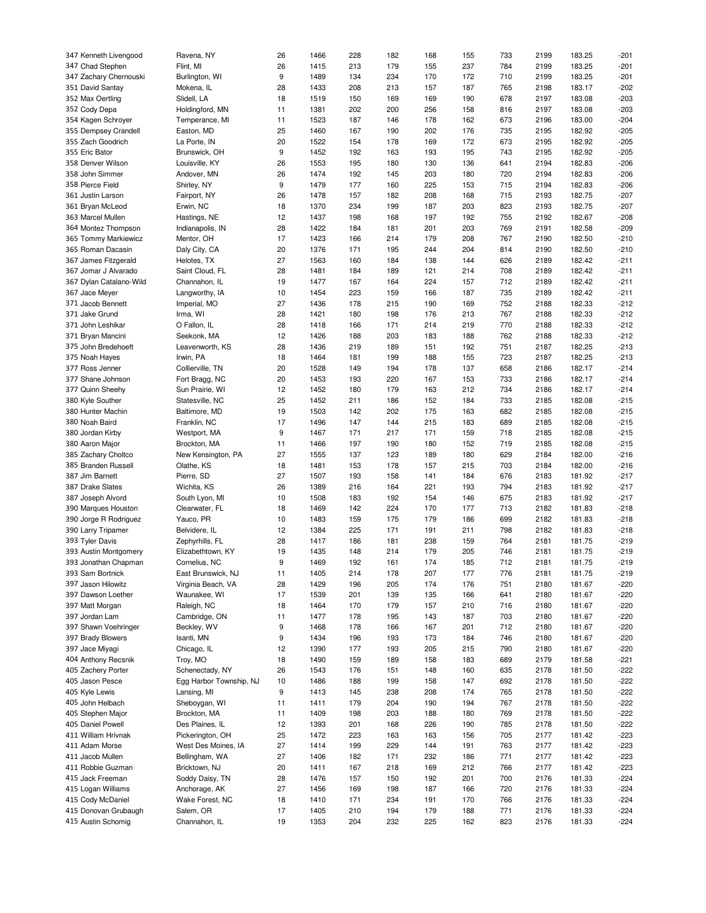| | | | | | | | | | | | |
|---|---|---|---|---|---|---|---|---|---|---|---|
| 347 Kenneth Livengood | Ravena, NY | 26 | 1466 | 228 | 182 | 168 | 155 | 733 | 2199 | 183.25 | -201 |
| 347 Chad Stephen | Flint, MI | 26 | 1415 | 213 | 179 | 155 | 237 | 784 | 2199 | 183.25 | -201 |
| 347 Zachary Chernouski | Burlington, WI | 9 | 1489 | 134 | 234 | 170 | 172 | 710 | 2199 | 183.25 | -201 |
| 351 David Santay | Mokena, IL | 28 | 1433 | 208 | 213 | 157 | 187 | 765 | 2198 | 183.17 | -202 |
| 352 Max Oertling | Slidell, LA | 18 | 1519 | 150 | 169 | 169 | 190 | 678 | 2197 | 183.08 | -203 |
| 352 Cody Depa | Holdingford, MN | 11 | 1381 | 202 | 200 | 256 | 158 | 816 | 2197 | 183.08 | -203 |
| 354 Kagen Schroyer | Temperance, MI | 11 | 1523 | 187 | 146 | 178 | 162 | 673 | 2196 | 183.00 | -204 |
| 355 Dempsey Crandell | Easton, MD | 25 | 1460 | 167 | 190 | 202 | 176 | 735 | 2195 | 182.92 | -205 |
| 355 Zach Goodrich | La Porte, IN | 20 | 1522 | 154 | 178 | 169 | 172 | 673 | 2195 | 182.92 | -205 |
| 355 Eric Bator | Brunswick, OH | 9 | 1452 | 192 | 163 | 193 | 195 | 743 | 2195 | 182.92 | -205 |
| 358 Denver Wilson | Louisville, KY | 26 | 1553 | 195 | 180 | 130 | 136 | 641 | 2194 | 182.83 | -206 |
| 358 John Simmer | Andover, MN | 26 | 1474 | 192 | 145 | 203 | 180 | 720 | 2194 | 182.83 | -206 |
| 358 Pierce Field | Shirley, NY | 9 | 1479 | 177 | 160 | 225 | 153 | 715 | 2194 | 182.83 | -206 |
| 361 Justin Larson | Fairport, NY | 26 | 1478 | 157 | 182 | 208 | 168 | 715 | 2193 | 182.75 | -207 |
| 361 Bryan McLeod | Erwin, NC | 18 | 1370 | 234 | 199 | 187 | 203 | 823 | 2193 | 182.75 | -207 |
| 363 Marcel Mullen | Hastings, NE | 12 | 1437 | 198 | 168 | 197 | 192 | 755 | 2192 | 182.67 | -208 |
| 364 Montez Thompson | Indianapolis, IN | 28 | 1422 | 184 | 181 | 201 | 203 | 769 | 2191 | 182.58 | -209 |
| 365 Tommy Markiewicz | Mentor, OH | 17 | 1423 | 166 | 214 | 179 | 208 | 767 | 2190 | 182.50 | -210 |
| 365 Roman Dacasin | Daly City, CA | 20 | 1376 | 171 | 195 | 244 | 204 | 814 | 2190 | 182.50 | -210 |
| 367 James Fitzgerald | Helotes, TX | 27 | 1563 | 160 | 184 | 138 | 144 | 626 | 2189 | 182.42 | -211 |
| 367 Jomar J Alvarado | Saint Cloud, FL | 28 | 1481 | 184 | 189 | 121 | 214 | 708 | 2189 | 182.42 | -211 |
| 367 Dylan Catalano-Wild | Channahon, IL | 19 | 1477 | 167 | 164 | 224 | 157 | 712 | 2189 | 182.42 | -211 |
| 367 Jace Meyer | Langworthy, IA | 10 | 1454 | 223 | 159 | 166 | 187 | 735 | 2189 | 182.42 | -211 |
| 371 Jacob Bennett | Imperial, MO | 27 | 1436 | 178 | 215 | 190 | 169 | 752 | 2188 | 182.33 | -212 |
| 371 Jake Grund | Irma, WI | 28 | 1421 | 180 | 198 | 176 | 213 | 767 | 2188 | 182.33 | -212 |
| 371 John Leshikar | O Fallon, IL | 28 | 1418 | 166 | 171 | 214 | 219 | 770 | 2188 | 182.33 | -212 |
| 371 Bryan Mancini | Seekonk, MA | 12 | 1426 | 188 | 203 | 183 | 188 | 762 | 2188 | 182.33 | -212 |
| 375 John Bredehoeft | Leavenworth, KS | 28 | 1436 | 219 | 189 | 151 | 192 | 751 | 2187 | 182.25 | -213 |
| 375 Noah Hayes | Irwin, PA | 18 | 1464 | 181 | 199 | 188 | 155 | 723 | 2187 | 182.25 | -213 |
| 377 Ross Jenner | Collierville, TN | 20 | 1528 | 149 | 194 | 178 | 137 | 658 | 2186 | 182.17 | -214 |
| 377 Shane Johnson | Fort Bragg, NC | 20 | 1453 | 193 | 220 | 167 | 153 | 733 | 2186 | 182.17 | -214 |
| 377 Quinn Sheehy | Sun Prairie, WI | 12 | 1452 | 180 | 179 | 163 | 212 | 734 | 2186 | 182.17 | -214 |
| 380 Kyle Souther | Statesville, NC | 25 | 1452 | 211 | 186 | 152 | 184 | 733 | 2185 | 182.08 | -215 |
| 380 Hunter Machin | Baltimore, MD | 19 | 1503 | 142 | 202 | 175 | 163 | 682 | 2185 | 182.08 | -215 |
| 380 Noah Baird | Franklin, NC | 17 | 1496 | 147 | 144 | 215 | 183 | 689 | 2185 | 182.08 | -215 |
| 380 Jordan Kirby | Westport, MA | 9 | 1467 | 171 | 217 | 171 | 159 | 718 | 2185 | 182.08 | -215 |
| 380 Aaron Major | Brockton, MA | 11 | 1466 | 197 | 190 | 180 | 152 | 719 | 2185 | 182.08 | -215 |
| 385 Zachary Choltco | New Kensington, PA | 27 | 1555 | 137 | 123 | 189 | 180 | 629 | 2184 | 182.00 | -216 |
| 385 Branden Russell | Olathe, KS | 18 | 1481 | 153 | 178 | 157 | 215 | 703 | 2184 | 182.00 | -216 |
| 387 Jim Barnett | Pierre, SD | 27 | 1507 | 193 | 158 | 141 | 184 | 676 | 2183 | 181.92 | -217 |
| 387 Drake Slates | Wichita, KS | 26 | 1389 | 216 | 164 | 221 | 193 | 794 | 2183 | 181.92 | -217 |
| 387 Joseph Alvord | South Lyon, MI | 10 | 1508 | 183 | 192 | 154 | 146 | 675 | 2183 | 181.92 | -217 |
| 390 Marques Houston | Clearwater, FL | 18 | 1469 | 142 | 224 | 170 | 177 | 713 | 2182 | 181.83 | -218 |
| 390 Jorge R Rodriguez | Yauco, PR | 10 | 1483 | 159 | 175 | 179 | 186 | 699 | 2182 | 181.83 | -218 |
| 390 Larry Tripamer | Belvidere, IL | 12 | 1384 | 225 | 171 | 191 | 211 | 798 | 2182 | 181.83 | -218 |
| 393 Tyler Davis | Zephyrhills, FL | 28 | 1417 | 186 | 181 | 238 | 159 | 764 | 2181 | 181.75 | -219 |
| 393 Austin Montgomery | Elizabethtown, KY | 19 | 1435 | 148 | 214 | 179 | 205 | 746 | 2181 | 181.75 | -219 |
| 393 Jonathan Chapman | Cornelius, NC | 9 | 1469 | 192 | 161 | 174 | 185 | 712 | 2181 | 181.75 | -219 |
| 393 Sam Bortnick | East Brunswick, NJ | 11 | 1405 | 214 | 178 | 207 | 177 | 776 | 2181 | 181.75 | -219 |
| 397 Jason Hilowitz | Virginia Beach, VA | 28 | 1429 | 196 | 205 | 174 | 176 | 751 | 2180 | 181.67 | -220 |
| 397 Dawson Loether | Waunakee, WI | 17 | 1539 | 201 | 139 | 135 | 166 | 641 | 2180 | 181.67 | -220 |
| 397 Matt Morgan | Raleigh, NC | 18 | 1464 | 170 | 179 | 157 | 210 | 716 | 2180 | 181.67 | -220 |
| 397 Jordan Lam | Cambridge, ON | 11 | 1477 | 178 | 195 | 143 | 187 | 703 | 2180 | 181.67 | -220 |
| 397 Shawn Voehringer | Beckley, WV | 9 | 1468 | 178 | 166 | 167 | 201 | 712 | 2180 | 181.67 | -220 |
| 397 Brady Blowers | Isanti, MN | 9 | 1434 | 196 | 193 | 173 | 184 | 746 | 2180 | 181.67 | -220 |
| 397 Jace Miyagi | Chicago, IL | 12 | 1390 | 177 | 193 | 205 | 215 | 790 | 2180 | 181.67 | -220 |
| 404 Anthony Recsnik | Troy, MO | 18 | 1490 | 159 | 189 | 158 | 183 | 689 | 2179 | 181.58 | -221 |
| 405 Zachery Porter | Schenectady, NY | 26 | 1543 | 176 | 151 | 148 | 160 | 635 | 2178 | 181.50 | -222 |
| 405 Jason Pesce | Egg Harbor Township, NJ | 10 | 1486 | 188 | 199 | 158 | 147 | 692 | 2178 | 181.50 | -222 |
| 405 Kyle Lewis | Lansing, MI | 9 | 1413 | 145 | 238 | 208 | 174 | 765 | 2178 | 181.50 | -222 |
| 405 John Helbach | Sheboygan, WI | 11 | 1411 | 179 | 204 | 190 | 194 | 767 | 2178 | 181.50 | -222 |
| 405 Stephen Major | Brockton, MA | 11 | 1409 | 198 | 203 | 188 | 180 | 769 | 2178 | 181.50 | -222 |
| 405 Daniel Powell | Des Plaines, IL | 12 | 1393 | 201 | 168 | 226 | 190 | 785 | 2178 | 181.50 | -222 |
| 411 William Hrivnak | Pickerington, OH | 25 | 1472 | 223 | 163 | 163 | 156 | 705 | 2177 | 181.42 | -223 |
| 411 Adam Morse | West Des Moines, IA | 27 | 1414 | 199 | 229 | 144 | 191 | 763 | 2177 | 181.42 | -223 |
| 411 Jacob Mullen | Bellingham, WA | 27 | 1406 | 182 | 171 | 232 | 186 | 771 | 2177 | 181.42 | -223 |
| 411 Robbie Guzman | Bricktown, NJ | 20 | 1411 | 167 | 218 | 169 | 212 | 766 | 2177 | 181.42 | -223 |
| 415 Jack Freeman | Soddy Daisy, TN | 28 | 1476 | 157 | 150 | 192 | 201 | 700 | 2176 | 181.33 | -224 |
| 415 Logan Williams | Anchorage, AK | 27 | 1456 | 169 | 198 | 187 | 166 | 720 | 2176 | 181.33 | -224 |
| 415 Cody McDaniel | Wake Forest, NC | 18 | 1410 | 171 | 234 | 191 | 170 | 766 | 2176 | 181.33 | -224 |
| 415 Donovan Grubaugh | Salem, OR | 17 | 1405 | 210 | 194 | 179 | 188 | 771 | 2176 | 181.33 | -224 |
| 415 Austin Schomig | Channahon, IL | 19 | 1353 | 204 | 232 | 225 | 162 | 823 | 2176 | 181.33 | -224 |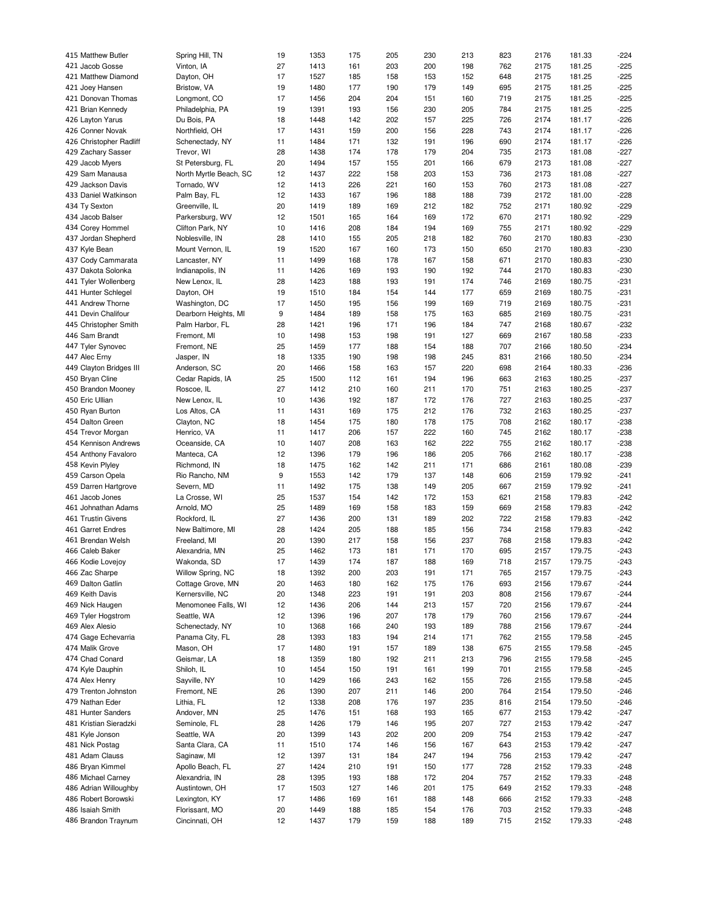| | | | | | | | | | | | |
|---|---|---|---|---|---|---|---|---|---|---|---|
| 415 Matthew Butler | Spring Hill, TN | 19 | 1353 | 175 | 205 | 230 | 213 | 823 | 2176 | 181.33 | -224 |
| 421 Jacob Gosse | Vinton, IA | 27 | 1413 | 161 | 203 | 200 | 198 | 762 | 2175 | 181.25 | -225 |
| 421 Matthew Diamond | Dayton, OH | 17 | 1527 | 185 | 158 | 153 | 152 | 648 | 2175 | 181.25 | -225 |
| 421 Joey Hansen | Bristow, VA | 19 | 1480 | 177 | 190 | 179 | 149 | 695 | 2175 | 181.25 | -225 |
| 421 Donovan Thomas | Longmont, CO | 17 | 1456 | 204 | 204 | 151 | 160 | 719 | 2175 | 181.25 | -225 |
| 421 Brian Kennedy | Philadelphia, PA | 19 | 1391 | 193 | 156 | 230 | 205 | 784 | 2175 | 181.25 | -225 |
| 426 Layton Yarus | Du Bois, PA | 18 | 1448 | 142 | 202 | 157 | 225 | 726 | 2174 | 181.17 | -226 |
| 426 Conner Novak | Northfield, OH | 17 | 1431 | 159 | 200 | 156 | 228 | 743 | 2174 | 181.17 | -226 |
| 426 Christopher Radliff | Schenectady, NY | 11 | 1484 | 171 | 132 | 191 | 196 | 690 | 2174 | 181.17 | -226 |
| 429 Zachary Sasser | Trevor, WI | 28 | 1438 | 174 | 178 | 179 | 204 | 735 | 2173 | 181.08 | -227 |
| 429 Jacob Myers | St Petersburg, FL | 20 | 1494 | 157 | 155 | 201 | 166 | 679 | 2173 | 181.08 | -227 |
| 429 Sam Manausa | North Myrtle Beach, SC | 12 | 1437 | 222 | 158 | 203 | 153 | 736 | 2173 | 181.08 | -227 |
| 429 Jackson Davis | Tornado, WV | 12 | 1413 | 226 | 221 | 160 | 153 | 760 | 2173 | 181.08 | -227 |
| 433 Daniel Watkinson | Palm Bay, FL | 12 | 1433 | 167 | 196 | 188 | 188 | 739 | 2172 | 181.00 | -228 |
| 434 Ty Sexton | Greenville, IL | 20 | 1419 | 189 | 169 | 212 | 182 | 752 | 2171 | 180.92 | -229 |
| 434 Jacob Balser | Parkersburg, WV | 12 | 1501 | 165 | 164 | 169 | 172 | 670 | 2171 | 180.92 | -229 |
| 434 Corey Hommel | Clifton Park, NY | 10 | 1416 | 208 | 184 | 194 | 169 | 755 | 2171 | 180.92 | -229 |
| 437 Jordan Shepherd | Noblesville, IN | 28 | 1410 | 155 | 205 | 218 | 182 | 760 | 2170 | 180.83 | -230 |
| 437 Kyle Bean | Mount Vernon, IL | 19 | 1520 | 167 | 160 | 173 | 150 | 650 | 2170 | 180.83 | -230 |
| 437 Cody Cammarata | Lancaster, NY | 11 | 1499 | 168 | 178 | 167 | 158 | 671 | 2170 | 180.83 | -230 |
| 437 Dakota Solonka | Indianapolis, IN | 11 | 1426 | 169 | 193 | 190 | 192 | 744 | 2170 | 180.83 | -230 |
| 441 Tyler Wollenberg | New Lenox, IL | 28 | 1423 | 188 | 193 | 191 | 174 | 746 | 2169 | 180.75 | -231 |
| 441 Hunter Schlegel | Dayton, OH | 19 | 1510 | 184 | 154 | 144 | 177 | 659 | 2169 | 180.75 | -231 |
| 441 Andrew Thorne | Washington, DC | 17 | 1450 | 195 | 156 | 199 | 169 | 719 | 2169 | 180.75 | -231 |
| 441 Devin Chalifour | Dearborn Heights, MI | 9 | 1484 | 189 | 158 | 175 | 163 | 685 | 2169 | 180.75 | -231 |
| 445 Christopher Smith | Palm Harbor, FL | 28 | 1421 | 196 | 171 | 196 | 184 | 747 | 2168 | 180.67 | -232 |
| 446 Sam Brandt | Fremont, MI | 10 | 1498 | 153 | 198 | 191 | 127 | 669 | 2167 | 180.58 | -233 |
| 447 Tyler Synovec | Fremont, NE | 25 | 1459 | 177 | 188 | 154 | 188 | 707 | 2166 | 180.50 | -234 |
| 447 Alec Erny | Jasper, IN | 18 | 1335 | 190 | 198 | 198 | 245 | 831 | 2166 | 180.50 | -234 |
| 449 Clayton Bridges III | Anderson, SC | 20 | 1466 | 158 | 163 | 157 | 220 | 698 | 2164 | 180.33 | -236 |
| 450 Bryan Cline | Cedar Rapids, IA | 25 | 1500 | 112 | 161 | 194 | 196 | 663 | 2163 | 180.25 | -237 |
| 450 Brandon Mooney | Roscoe, IL | 27 | 1412 | 210 | 160 | 211 | 170 | 751 | 2163 | 180.25 | -237 |
| 450 Eric Ullian | New Lenox, IL | 10 | 1436 | 192 | 187 | 172 | 176 | 727 | 2163 | 180.25 | -237 |
| 450 Ryan Burton | Los Altos, CA | 11 | 1431 | 169 | 175 | 212 | 176 | 732 | 2163 | 180.25 | -237 |
| 454 Dalton Green | Clayton, NC | 18 | 1454 | 175 | 180 | 178 | 175 | 708 | 2162 | 180.17 | -238 |
| 454 Trevor Morgan | Henrico, VA | 11 | 1417 | 206 | 157 | 222 | 160 | 745 | 2162 | 180.17 | -238 |
| 454 Kennison Andrews | Oceanside, CA | 10 | 1407 | 208 | 163 | 162 | 222 | 755 | 2162 | 180.17 | -238 |
| 454 Anthony Favaloro | Manteca, CA | 12 | 1396 | 179 | 196 | 186 | 205 | 766 | 2162 | 180.17 | -238 |
| 458 Kevin Plyley | Richmond, IN | 18 | 1475 | 162 | 142 | 211 | 171 | 686 | 2161 | 180.08 | -239 |
| 459 Carson Opela | Rio Rancho, NM | 9 | 1553 | 142 | 179 | 137 | 148 | 606 | 2159 | 179.92 | -241 |
| 459 Darren Hartgrove | Severn, MD | 11 | 1492 | 175 | 138 | 149 | 205 | 667 | 2159 | 179.92 | -241 |
| 461 Jacob Jones | La Crosse, WI | 25 | 1537 | 154 | 142 | 172 | 153 | 621 | 2158 | 179.83 | -242 |
| 461 Johnathan Adams | Arnold, MO | 25 | 1489 | 169 | 158 | 183 | 159 | 669 | 2158 | 179.83 | -242 |
| 461 Trustin Givens | Rockford, IL | 27 | 1436 | 200 | 131 | 189 | 202 | 722 | 2158 | 179.83 | -242 |
| 461 Garret Endres | New Baltimore, MI | 28 | 1424 | 205 | 188 | 185 | 156 | 734 | 2158 | 179.83 | -242 |
| 461 Brendan Welsh | Freeland, MI | 20 | 1390 | 217 | 158 | 156 | 237 | 768 | 2158 | 179.83 | -242 |
| 466 Caleb Baker | Alexandria, MN | 25 | 1462 | 173 | 181 | 171 | 170 | 695 | 2157 | 179.75 | -243 |
| 466 Kodie Lovejoy | Wakonda, SD | 17 | 1439 | 174 | 187 | 188 | 169 | 718 | 2157 | 179.75 | -243 |
| 466 Zac Sharpe | Willow Spring, NC | 18 | 1392 | 200 | 203 | 191 | 171 | 765 | 2157 | 179.75 | -243 |
| 469 Dalton Gatlin | Cottage Grove, MN | 20 | 1463 | 180 | 162 | 175 | 176 | 693 | 2156 | 179.67 | -244 |
| 469 Keith Davis | Kernersville, NC | 20 | 1348 | 223 | 191 | 191 | 203 | 808 | 2156 | 179.67 | -244 |
| 469 Nick Haugen | Menomonee Falls, WI | 12 | 1436 | 206 | 144 | 213 | 157 | 720 | 2156 | 179.67 | -244 |
| 469 Tyler Hogstrom | Seattle, WA | 12 | 1396 | 196 | 207 | 178 | 179 | 760 | 2156 | 179.67 | -244 |
| 469 Alex Alesio | Schenectady, NY | 10 | 1368 | 166 | 240 | 193 | 189 | 788 | 2156 | 179.67 | -244 |
| 474 Gage Echevarria | Panama City, FL | 28 | 1393 | 183 | 194 | 214 | 171 | 762 | 2155 | 179.58 | -245 |
| 474 Malik Grove | Mason, OH | 17 | 1480 | 191 | 157 | 189 | 138 | 675 | 2155 | 179.58 | -245 |
| 474 Chad Conard | Geismar, LA | 18 | 1359 | 180 | 192 | 211 | 213 | 796 | 2155 | 179.58 | -245 |
| 474 Kyle Dauphin | Shiloh, IL | 10 | 1454 | 150 | 191 | 161 | 199 | 701 | 2155 | 179.58 | -245 |
| 474 Alex Henry | Sayville, NY | 10 | 1429 | 166 | 243 | 162 | 155 | 726 | 2155 | 179.58 | -245 |
| 479 Trenton Johnston | Fremont, NE | 26 | 1390 | 207 | 211 | 146 | 200 | 764 | 2154 | 179.50 | -246 |
| 479 Nathan Eder | Lithia, FL | 12 | 1338 | 208 | 176 | 197 | 235 | 816 | 2154 | 179.50 | -246 |
| 481 Hunter Sanders | Andover, MN | 25 | 1476 | 151 | 168 | 193 | 165 | 677 | 2153 | 179.42 | -247 |
| 481 Kristian Sieradzki | Seminole, FL | 28 | 1426 | 179 | 146 | 195 | 207 | 727 | 2153 | 179.42 | -247 |
| 481 Kyle Jonson | Seattle, WA | 20 | 1399 | 143 | 202 | 200 | 209 | 754 | 2153 | 179.42 | -247 |
| 481 Nick Postag | Santa Clara, CA | 11 | 1510 | 174 | 146 | 156 | 167 | 643 | 2153 | 179.42 | -247 |
| 481 Adam Clauss | Saginaw, MI | 12 | 1397 | 131 | 184 | 247 | 194 | 756 | 2153 | 179.42 | -247 |
| 486 Bryan Kimmel | Apollo Beach, FL | 27 | 1424 | 210 | 191 | 150 | 177 | 728 | 2152 | 179.33 | -248 |
| 486 Michael Carney | Alexandria, IN | 28 | 1395 | 193 | 188 | 172 | 204 | 757 | 2152 | 179.33 | -248 |
| 486 Adrian Willoughby | Austintown, OH | 17 | 1503 | 127 | 146 | 201 | 175 | 649 | 2152 | 179.33 | -248 |
| 486 Robert Borowski | Lexington, KY | 17 | 1486 | 169 | 161 | 188 | 148 | 666 | 2152 | 179.33 | -248 |
| 486 Isaiah Smith | Florissant, MO | 20 | 1449 | 188 | 185 | 154 | 176 | 703 | 2152 | 179.33 | -248 |
| 486 Brandon Traynum | Cincinnati, OH | 12 | 1437 | 179 | 159 | 188 | 189 | 715 | 2152 | 179.33 | -248 |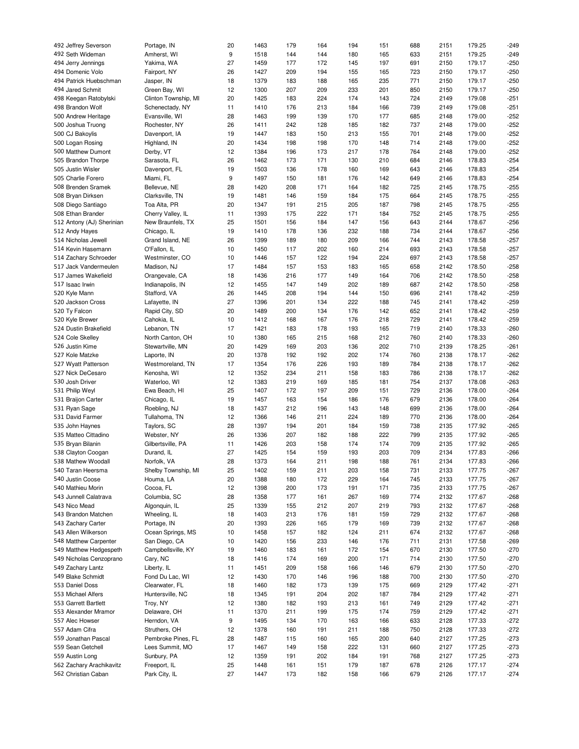| | | | | | | | | | | | |
|---|---|---|---|---|---|---|---|---|---|---|---|
| 492 Jeffrey Severson | Portage, IN | 20 | 1463 | 179 | 164 | 194 | 151 | 688 | 2151 | 179.25 | -249 |
| 492 Seth Wideman | Amherst, WI | 9 | 1518 | 144 | 144 | 180 | 165 | 633 | 2151 | 179.25 | -249 |
| 494 Jerry Jennings | Yakima, WA | 27 | 1459 | 177 | 172 | 145 | 197 | 691 | 2150 | 179.17 | -250 |
| 494 Domenic Volo | Fairport, NY | 26 | 1427 | 209 | 194 | 155 | 165 | 723 | 2150 | 179.17 | -250 |
| 494 Patrick Huebschman | Jasper, IN | 18 | 1379 | 183 | 188 | 165 | 235 | 771 | 2150 | 179.17 | -250 |
| 494 Jared Schmit | Green Bay, WI | 12 | 1300 | 207 | 209 | 233 | 201 | 850 | 2150 | 179.17 | -250 |
| 498 Keegan Ratobylski | Clinton Township, MI | 20 | 1425 | 183 | 224 | 174 | 143 | 724 | 2149 | 179.08 | -251 |
| 498 Brandon Wolf | Schenectady, NY | 11 | 1410 | 176 | 213 | 184 | 166 | 739 | 2149 | 179.08 | -251 |
| 500 Andrew Heritage | Evansville, WI | 28 | 1463 | 199 | 139 | 170 | 177 | 685 | 2148 | 179.00 | -252 |
| 500 Joshua Truong | Rochester, NY | 26 | 1411 | 242 | 128 | 185 | 182 | 737 | 2148 | 179.00 | -252 |
| 500 CJ Bakoylis | Davenport, IA | 19 | 1447 | 183 | 150 | 213 | 155 | 701 | 2148 | 179.00 | -252 |
| 500 Logan Rosing | Highland, IN | 20 | 1434 | 198 | 198 | 170 | 148 | 714 | 2148 | 179.00 | -252 |
| 500 Matthew Dumont | Derby, VT | 12 | 1384 | 196 | 173 | 217 | 178 | 764 | 2148 | 179.00 | -252 |
| 505 Brandon Thorpe | Sarasota, FL | 26 | 1462 | 173 | 171 | 130 | 210 | 684 | 2146 | 178.83 | -254 |
| 505 Justin Wisler | Davenport, FL | 19 | 1503 | 136 | 178 | 160 | 169 | 643 | 2146 | 178.83 | -254 |
| 505 Charlie Forero | Miami, FL | 9 | 1497 | 150 | 181 | 176 | 142 | 649 | 2146 | 178.83 | -254 |
| 508 Brenden Sramek | Bellevue, NE | 28 | 1420 | 208 | 171 | 164 | 182 | 725 | 2145 | 178.75 | -255 |
| 508 Bryan Dirksen | Clarksville, TN | 19 | 1481 | 146 | 159 | 184 | 175 | 664 | 2145 | 178.75 | -255 |
| 508 Diego Santiago | Toa Alta, PR | 20 | 1347 | 191 | 215 | 205 | 187 | 798 | 2145 | 178.75 | -255 |
| 508 Ethan Brander | Cherry Valley, IL | 11 | 1393 | 175 | 222 | 171 | 184 | 752 | 2145 | 178.75 | -255 |
| 512 Antony (AJ) Sherinian | New Braunfels, TX | 25 | 1501 | 156 | 184 | 147 | 156 | 643 | 2144 | 178.67 | -256 |
| 512 Andy Hayes | Chicago, IL | 19 | 1410 | 178 | 136 | 232 | 188 | 734 | 2144 | 178.67 | -256 |
| 514 Nicholas Jewell | Grand Island, NE | 26 | 1399 | 189 | 180 | 209 | 166 | 744 | 2143 | 178.58 | -257 |
| 514 Kevin Hasemann | O'Fallon, IL | 10 | 1450 | 117 | 202 | 160 | 214 | 693 | 2143 | 178.58 | -257 |
| 514 Zachary Schroeder | Westminster, CO | 10 | 1446 | 157 | 122 | 194 | 224 | 697 | 2143 | 178.58 | -257 |
| 517 Jack Vandermeulen | Madison, NJ | 17 | 1484 | 157 | 153 | 183 | 165 | 658 | 2142 | 178.50 | -258 |
| 517 James Wakefield | Orangevale, CA | 18 | 1436 | 216 | 177 | 149 | 164 | 706 | 2142 | 178.50 | -258 |
| 517 Isaac Irwin | Indianapolis, IN | 12 | 1455 | 147 | 149 | 202 | 189 | 687 | 2142 | 178.50 | -258 |
| 520 Kyle Mann | Stafford, VA | 26 | 1445 | 208 | 194 | 144 | 150 | 696 | 2141 | 178.42 | -259 |
| 520 Jackson Cross | Lafayette, IN | 27 | 1396 | 201 | 134 | 222 | 188 | 745 | 2141 | 178.42 | -259 |
| 520 Ty Falcon | Rapid City, SD | 20 | 1489 | 200 | 134 | 176 | 142 | 652 | 2141 | 178.42 | -259 |
| 520 Kyle Brewer | Cahokia, IL | 10 | 1412 | 168 | 167 | 176 | 218 | 729 | 2141 | 178.42 | -259 |
| 524 Dustin Brakefield | Lebanon, TN | 17 | 1421 | 183 | 178 | 193 | 165 | 719 | 2140 | 178.33 | -260 |
| 524 Cole Skelley | North Canton, OH | 10 | 1380 | 165 | 215 | 168 | 212 | 760 | 2140 | 178.33 | -260 |
| 526 Justin Kime | Stewartville, MN | 20 | 1429 | 169 | 203 | 136 | 202 | 710 | 2139 | 178.25 | -261 |
| 527 Kole Matzke | Laporte, IN | 20 | 1378 | 192 | 192 | 202 | 174 | 760 | 2138 | 178.17 | -262 |
| 527 Wyatt Patterson | Westmoreland, TN | 17 | 1354 | 176 | 226 | 193 | 189 | 784 | 2138 | 178.17 | -262 |
| 527 Nick DeCesaro | Kenosha, WI | 12 | 1352 | 234 | 211 | 158 | 183 | 786 | 2138 | 178.17 | -262 |
| 530 Josh Driver | Waterloo, WI | 12 | 1383 | 219 | 169 | 185 | 181 | 754 | 2137 | 178.08 | -263 |
| 531 Philip Weyl | Ewa Beach, HI | 25 | 1407 | 172 | 197 | 209 | 151 | 729 | 2136 | 178.00 | -264 |
| 531 Braijon Carter | Chicago, IL | 19 | 1457 | 163 | 154 | 186 | 176 | 679 | 2136 | 178.00 | -264 |
| 531 Ryan Sage | Roebling, NJ | 18 | 1437 | 212 | 196 | 143 | 148 | 699 | 2136 | 178.00 | -264 |
| 531 David Farmer | Tullahoma, TN | 12 | 1366 | 146 | 211 | 224 | 189 | 770 | 2136 | 178.00 | -264 |
| 535 John Haynes | Taylors, SC | 28 | 1397 | 194 | 201 | 184 | 159 | 738 | 2135 | 177.92 | -265 |
| 535 Matteo Cittadino | Webster, NY | 26 | 1336 | 207 | 182 | 188 | 222 | 799 | 2135 | 177.92 | -265 |
| 535 Bryan Bilanin | Gilbertsville, PA | 11 | 1426 | 203 | 158 | 174 | 174 | 709 | 2135 | 177.92 | -265 |
| 538 Clayton Coogan | Durand, IL | 27 | 1425 | 154 | 159 | 193 | 203 | 709 | 2134 | 177.83 | -266 |
| 538 Mathew Woodall | Norfolk, VA | 28 | 1373 | 164 | 211 | 198 | 188 | 761 | 2134 | 177.83 | -266 |
| 540 Taran Heersma | Shelby Township, MI | 25 | 1402 | 159 | 211 | 203 | 158 | 731 | 2133 | 177.75 | -267 |
| 540 Justin Coose | Houma, LA | 20 | 1388 | 180 | 172 | 229 | 164 | 745 | 2133 | 177.75 | -267 |
| 540 Mathieu Morin | Cocoa, FL | 12 | 1398 | 200 | 173 | 191 | 171 | 735 | 2133 | 177.75 | -267 |
| 543 Junnell Calatrava | Columbia, SC | 28 | 1358 | 177 | 161 | 267 | 169 | 774 | 2132 | 177.67 | -268 |
| 543 Nico Mead | Algonquin, IL | 25 | 1339 | 155 | 212 | 207 | 219 | 793 | 2132 | 177.67 | -268 |
| 543 Brandon Matchen | Wheeling, IL | 18 | 1403 | 213 | 176 | 181 | 159 | 729 | 2132 | 177.67 | -268 |
| 543 Zachary Carter | Portage, IN | 20 | 1393 | 226 | 165 | 179 | 169 | 739 | 2132 | 177.67 | -268 |
| 543 Allen Wilkerson | Ocean Springs, MS | 10 | 1458 | 157 | 182 | 124 | 211 | 674 | 2132 | 177.67 | -268 |
| 548 Matthew Carpenter | San Diego, CA | 10 | 1420 | 156 | 233 | 146 | 176 | 711 | 2131 | 177.58 | -269 |
| 549 Matthew Hedgespeth | Campbellsville, KY | 19 | 1460 | 183 | 161 | 172 | 154 | 670 | 2130 | 177.50 | -270 |
| 549 Nicholas Cenzoprano | Cary, NC | 18 | 1416 | 174 | 169 | 200 | 171 | 714 | 2130 | 177.50 | -270 |
| 549 Zachary Lantz | Liberty, IL | 11 | 1451 | 209 | 158 | 166 | 146 | 679 | 2130 | 177.50 | -270 |
| 549 Blake Schmidt | Fond Du Lac, WI | 12 | 1430 | 170 | 146 | 196 | 188 | 700 | 2130 | 177.50 | -270 |
| 553 Daniel Doss | Clearwater, FL | 18 | 1460 | 182 | 173 | 139 | 175 | 669 | 2129 | 177.42 | -271 |
| 553 Michael Alfers | Huntersville, NC | 18 | 1345 | 191 | 204 | 202 | 187 | 784 | 2129 | 177.42 | -271 |
| 553 Garrett Bartlett | Troy, NY | 12 | 1380 | 182 | 193 | 213 | 161 | 749 | 2129 | 177.42 | -271 |
| 553 Alexander Mramor | Delaware, OH | 11 | 1370 | 211 | 199 | 175 | 174 | 759 | 2129 | 177.42 | -271 |
| 557 Alec Howser | Herndon, VA | 9 | 1495 | 134 | 170 | 163 | 166 | 633 | 2128 | 177.33 | -272 |
| 557 Adam Cifra | Struthers, OH | 12 | 1378 | 160 | 191 | 211 | 188 | 750 | 2128 | 177.33 | -272 |
| 559 Jonathan Pascal | Pembroke Pines, FL | 28 | 1487 | 115 | 160 | 165 | 200 | 640 | 2127 | 177.25 | -273 |
| 559 Sean Getchell | Lees Summit, MO | 17 | 1467 | 149 | 158 | 222 | 131 | 660 | 2127 | 177.25 | -273 |
| 559 Austin Long | Sunbury, PA | 12 | 1359 | 191 | 202 | 184 | 191 | 768 | 2127 | 177.25 | -273 |
| 562 Zachary Arachikavitz | Freeport, IL | 25 | 1448 | 161 | 151 | 179 | 187 | 678 | 2126 | 177.17 | -274 |
| 562 Christian Caban | Park City, IL | 27 | 1447 | 173 | 182 | 158 | 166 | 679 | 2126 | 177.17 | -274 |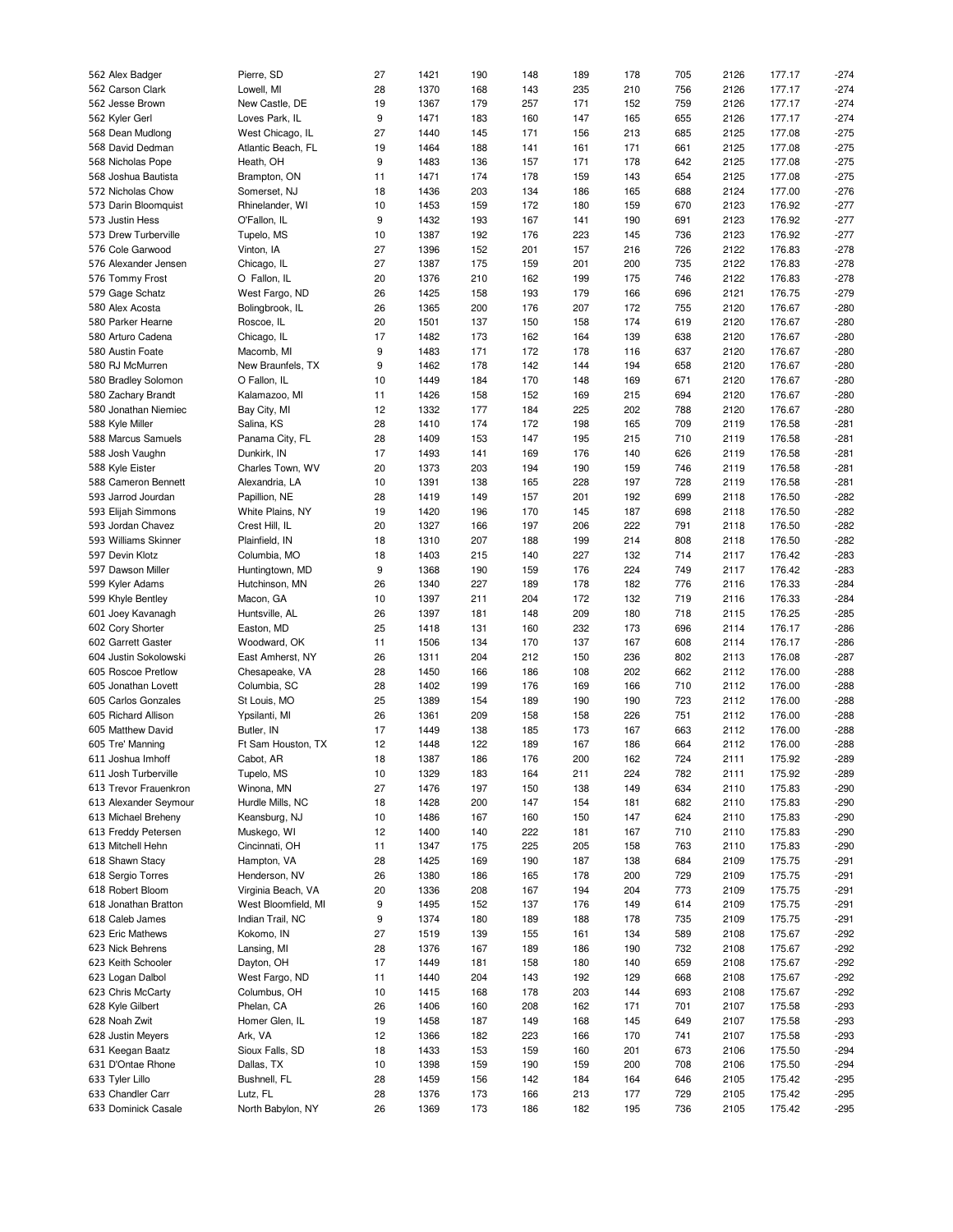| | | | | | | | | | | | |
|---|---|---|---|---|---|---|---|---|---|---|---|
| 562 Alex Badger | Pierre, SD | 27 | 1421 | 190 | 148 | 189 | 178 | 705 | 2126 | 177.17 | -274 |
| 562 Carson Clark | Lowell, MI | 28 | 1370 | 168 | 143 | 235 | 210 | 756 | 2126 | 177.17 | -274 |
| 562 Jesse Brown | New Castle, DE | 19 | 1367 | 179 | 257 | 171 | 152 | 759 | 2126 | 177.17 | -274 |
| 562 Kyler Gerl | Loves Park, IL | 9 | 1471 | 183 | 160 | 147 | 165 | 655 | 2126 | 177.17 | -274 |
| 568 Dean Mudlong | West Chicago, IL | 27 | 1440 | 145 | 171 | 156 | 213 | 685 | 2125 | 177.08 | -275 |
| 568 David Dedman | Atlantic Beach, FL | 19 | 1464 | 188 | 141 | 161 | 171 | 661 | 2125 | 177.08 | -275 |
| 568 Nicholas Pope | Heath, OH | 9 | 1483 | 136 | 157 | 171 | 178 | 642 | 2125 | 177.08 | -275 |
| 568 Joshua Bautista | Brampton, ON | 11 | 1471 | 174 | 178 | 159 | 143 | 654 | 2125 | 177.08 | -275 |
| 572 Nicholas Chow | Somerset, NJ | 18 | 1436 | 203 | 134 | 186 | 165 | 688 | 2124 | 177.00 | -276 |
| 573 Darin Bloomquist | Rhinelander, WI | 10 | 1453 | 159 | 172 | 180 | 159 | 670 | 2123 | 176.92 | -277 |
| 573 Justin Hess | O'Fallon, IL | 9 | 1432 | 193 | 167 | 141 | 190 | 691 | 2123 | 176.92 | -277 |
| 573 Drew Turberville | Tupelo, MS | 10 | 1387 | 192 | 176 | 223 | 145 | 736 | 2123 | 176.92 | -277 |
| 576 Cole Garwood | Vinton, IA | 27 | 1396 | 152 | 201 | 157 | 216 | 726 | 2122 | 176.83 | -278 |
| 576 Alexander Jensen | Chicago, IL | 27 | 1387 | 175 | 159 | 201 | 200 | 735 | 2122 | 176.83 | -278 |
| 576 Tommy Frost | O Fallon, IL | 20 | 1376 | 210 | 162 | 199 | 175 | 746 | 2122 | 176.83 | -278 |
| 579 Gage Schatz | West Fargo, ND | 26 | 1425 | 158 | 193 | 179 | 166 | 696 | 2121 | 176.75 | -279 |
| 580 Alex Acosta | Bolingbrook, IL | 26 | 1365 | 200 | 176 | 207 | 172 | 755 | 2120 | 176.67 | -280 |
| 580 Parker Hearne | Roscoe, IL | 20 | 1501 | 137 | 150 | 158 | 174 | 619 | 2120 | 176.67 | -280 |
| 580 Arturo Cadena | Chicago, IL | 17 | 1482 | 173 | 162 | 164 | 139 | 638 | 2120 | 176.67 | -280 |
| 580 Austin Foate | Macomb, MI | 9 | 1483 | 171 | 172 | 178 | 116 | 637 | 2120 | 176.67 | -280 |
| 580 RJ McMurren | New Braunfels, TX | 9 | 1462 | 178 | 142 | 144 | 194 | 658 | 2120 | 176.67 | -280 |
| 580 Bradley Solomon | O Fallon, IL | 10 | 1449 | 184 | 170 | 148 | 169 | 671 | 2120 | 176.67 | -280 |
| 580 Zachary Brandt | Kalamazoo, MI | 11 | 1426 | 158 | 152 | 169 | 215 | 694 | 2120 | 176.67 | -280 |
| 580 Jonathan Niemiec | Bay City, MI | 12 | 1332 | 177 | 184 | 225 | 202 | 788 | 2120 | 176.67 | -280 |
| 588 Kyle Miller | Salina, KS | 28 | 1410 | 174 | 172 | 198 | 165 | 709 | 2119 | 176.58 | -281 |
| 588 Marcus Samuels | Panama City, FL | 28 | 1409 | 153 | 147 | 195 | 215 | 710 | 2119 | 176.58 | -281 |
| 588 Josh Vaughn | Dunkirk, IN | 17 | 1493 | 141 | 169 | 176 | 140 | 626 | 2119 | 176.58 | -281 |
| 588 Kyle Eister | Charles Town, WV | 20 | 1373 | 203 | 194 | 190 | 159 | 746 | 2119 | 176.58 | -281 |
| 588 Cameron Bennett | Alexandria, LA | 10 | 1391 | 138 | 165 | 228 | 197 | 728 | 2119 | 176.58 | -281 |
| 593 Jarrod Jourdan | Papillion, NE | 28 | 1419 | 149 | 157 | 201 | 192 | 699 | 2118 | 176.50 | -282 |
| 593 Elijah Simmons | White Plains, NY | 19 | 1420 | 196 | 170 | 145 | 187 | 698 | 2118 | 176.50 | -282 |
| 593 Jordan Chavez | Crest Hill, IL | 20 | 1327 | 166 | 197 | 206 | 222 | 791 | 2118 | 176.50 | -282 |
| 593 Williams Skinner | Plainfield, IN | 18 | 1310 | 207 | 188 | 199 | 214 | 808 | 2118 | 176.50 | -282 |
| 597 Devin Klotz | Columbia, MO | 18 | 1403 | 215 | 140 | 227 | 132 | 714 | 2117 | 176.42 | -283 |
| 597 Dawson Miller | Huntingtown, MD | 9 | 1368 | 190 | 159 | 176 | 224 | 749 | 2117 | 176.42 | -283 |
| 599 Kyler Adams | Hutchinson, MN | 26 | 1340 | 227 | 189 | 178 | 182 | 776 | 2116 | 176.33 | -284 |
| 599 Khyle Bentley | Macon, GA | 10 | 1397 | 211 | 204 | 172 | 132 | 719 | 2116 | 176.33 | -284 |
| 601 Joey Kavanagh | Huntsville, AL | 26 | 1397 | 181 | 148 | 209 | 180 | 718 | 2115 | 176.25 | -285 |
| 602 Cory Shorter | Easton, MD | 25 | 1418 | 131 | 160 | 232 | 173 | 696 | 2114 | 176.17 | -286 |
| 602 Garrett Gaster | Woodward, OK | 11 | 1506 | 134 | 170 | 137 | 167 | 608 | 2114 | 176.17 | -286 |
| 604 Justin Sokolowski | East Amherst, NY | 26 | 1311 | 204 | 212 | 150 | 236 | 802 | 2113 | 176.08 | -287 |
| 605 Roscoe Pretlow | Chesapeake, VA | 28 | 1450 | 166 | 186 | 108 | 202 | 662 | 2112 | 176.00 | -288 |
| 605 Jonathan Lovett | Columbia, SC | 28 | 1402 | 199 | 176 | 169 | 166 | 710 | 2112 | 176.00 | -288 |
| 605 Carlos Gonzales | St Louis, MO | 25 | 1389 | 154 | 189 | 190 | 190 | 723 | 2112 | 176.00 | -288 |
| 605 Richard Allison | Ypsilanti, MI | 26 | 1361 | 209 | 158 | 158 | 226 | 751 | 2112 | 176.00 | -288 |
| 605 Matthew David | Butler, IN | 17 | 1449 | 138 | 185 | 173 | 167 | 663 | 2112 | 176.00 | -288 |
| 605 Tre' Manning | Ft Sam Houston, TX | 12 | 1448 | 122 | 189 | 167 | 186 | 664 | 2112 | 176.00 | -288 |
| 611 Joshua Imhoff | Cabot, AR | 18 | 1387 | 186 | 176 | 200 | 162 | 724 | 2111 | 175.92 | -289 |
| 611 Josh Turberville | Tupelo, MS | 10 | 1329 | 183 | 164 | 211 | 224 | 782 | 2111 | 175.92 | -289 |
| 613 Trevor Frauenkron | Winona, MN | 27 | 1476 | 197 | 150 | 138 | 149 | 634 | 2110 | 175.83 | -290 |
| 613 Alexander Seymour | Hurdle Mills, NC | 18 | 1428 | 200 | 147 | 154 | 181 | 682 | 2110 | 175.83 | -290 |
| 613 Michael Breheny | Keansburg, NJ | 10 | 1486 | 167 | 160 | 150 | 147 | 624 | 2110 | 175.83 | -290 |
| 613 Freddy Petersen | Muskego, WI | 12 | 1400 | 140 | 222 | 181 | 167 | 710 | 2110 | 175.83 | -290 |
| 613 Mitchell Hehn | Cincinnati, OH | 11 | 1347 | 175 | 225 | 205 | 158 | 763 | 2110 | 175.83 | -290 |
| 618 Shawn Stacy | Hampton, VA | 28 | 1425 | 169 | 190 | 187 | 138 | 684 | 2109 | 175.75 | -291 |
| 618 Sergio Torres | Henderson, NV | 26 | 1380 | 186 | 165 | 178 | 200 | 729 | 2109 | 175.75 | -291 |
| 618 Robert Bloom | Virginia Beach, VA | 20 | 1336 | 208 | 167 | 194 | 204 | 773 | 2109 | 175.75 | -291 |
| 618 Jonathan Bratton | West Bloomfield, MI | 9 | 1495 | 152 | 137 | 176 | 149 | 614 | 2109 | 175.75 | -291 |
| 618 Caleb James | Indian Trail, NC | 9 | 1374 | 180 | 189 | 188 | 178 | 735 | 2109 | 175.75 | -291 |
| 623 Eric Mathews | Kokomo, IN | 27 | 1519 | 139 | 155 | 161 | 134 | 589 | 2108 | 175.67 | -292 |
| 623 Nick Behrens | Lansing, MI | 28 | 1376 | 167 | 189 | 186 | 190 | 732 | 2108 | 175.67 | -292 |
| 623 Keith Schooler | Dayton, OH | 17 | 1449 | 181 | 158 | 180 | 140 | 659 | 2108 | 175.67 | -292 |
| 623 Logan Dalbol | West Fargo, ND | 11 | 1440 | 204 | 143 | 192 | 129 | 668 | 2108 | 175.67 | -292 |
| 623 Chris McCarty | Columbus, OH | 10 | 1415 | 168 | 178 | 203 | 144 | 693 | 2108 | 175.67 | -292 |
| 628 Kyle Gilbert | Phelan, CA | 26 | 1406 | 160 | 208 | 162 | 171 | 701 | 2107 | 175.58 | -293 |
| 628 Noah Zwit | Homer Glen, IL | 19 | 1458 | 187 | 149 | 168 | 145 | 649 | 2107 | 175.58 | -293 |
| 628 Justin Meyers | Ark, VA | 12 | 1366 | 182 | 223 | 166 | 170 | 741 | 2107 | 175.58 | -293 |
| 631 Keegan Baatz | Sioux Falls, SD | 18 | 1433 | 153 | 159 | 160 | 201 | 673 | 2106 | 175.50 | -294 |
| 631 D'Ontae Rhone | Dallas, TX | 10 | 1398 | 159 | 190 | 159 | 200 | 708 | 2106 | 175.50 | -294 |
| 633 Tyler Lillo | Bushnell, FL | 28 | 1459 | 156 | 142 | 184 | 164 | 646 | 2105 | 175.42 | -295 |
| 633 Chandler Carr | Lutz, FL | 28 | 1376 | 173 | 166 | 213 | 177 | 729 | 2105 | 175.42 | -295 |
| 633 Dominick Casale | North Babylon, NY | 26 | 1369 | 173 | 186 | 182 | 195 | 736 | 2105 | 175.42 | -295 |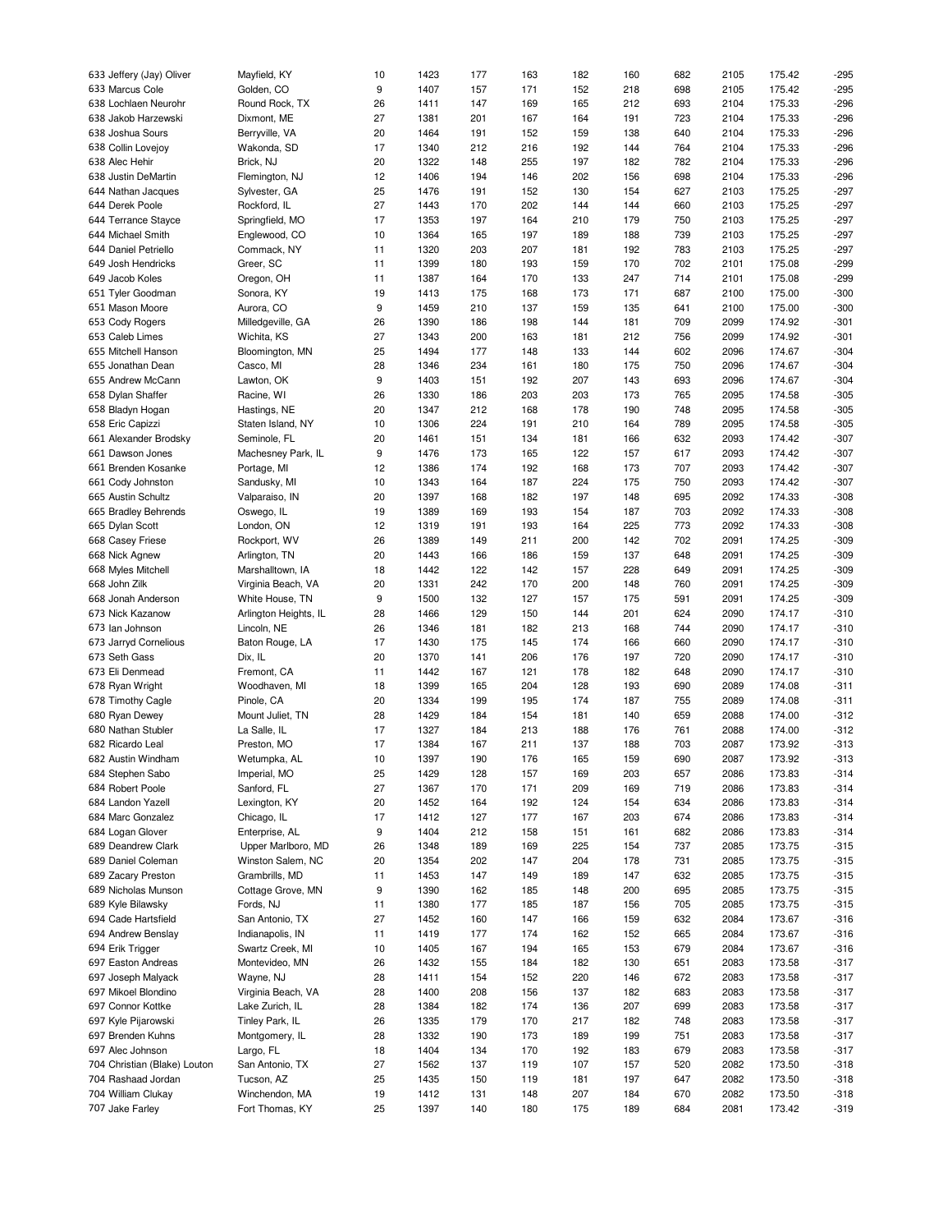| | | | | | | | | | | | |
|---|---|---|---|---|---|---|---|---|---|---|---|
| 633 Jeffery (Jay) Oliver | Mayfield, KY | 10 | 1423 | 177 | 163 | 182 | 160 | 682 | 2105 | 175.42 | -295 |
| 633 Marcus Cole | Golden, CO | 9 | 1407 | 157 | 171 | 152 | 218 | 698 | 2105 | 175.42 | -295 |
| 638 Lochlaen Neurohr | Round Rock, TX | 26 | 1411 | 147 | 169 | 165 | 212 | 693 | 2104 | 175.33 | -296 |
| 638 Jakob Harzewski | Dixmont, ME | 27 | 1381 | 201 | 167 | 164 | 191 | 723 | 2104 | 175.33 | -296 |
| 638 Joshua Sours | Berryville, VA | 20 | 1464 | 191 | 152 | 159 | 138 | 640 | 2104 | 175.33 | -296 |
| 638 Collin Lovejoy | Wakonda, SD | 17 | 1340 | 212 | 216 | 192 | 144 | 764 | 2104 | 175.33 | -296 |
| 638 Alec Hehir | Brick, NJ | 20 | 1322 | 148 | 255 | 197 | 182 | 782 | 2104 | 175.33 | -296 |
| 638 Justin DeMartin | Flemington, NJ | 12 | 1406 | 194 | 146 | 202 | 156 | 698 | 2104 | 175.33 | -296 |
| 644 Nathan Jacques | Sylvester, GA | 25 | 1476 | 191 | 152 | 130 | 154 | 627 | 2103 | 175.25 | -297 |
| 644 Derek Poole | Rockford, IL | 27 | 1443 | 170 | 202 | 144 | 144 | 660 | 2103 | 175.25 | -297 |
| 644 Terrance Stayce | Springfield, MO | 17 | 1353 | 197 | 164 | 210 | 179 | 750 | 2103 | 175.25 | -297 |
| 644 Michael Smith | Englewood, CO | 10 | 1364 | 165 | 197 | 189 | 188 | 739 | 2103 | 175.25 | -297 |
| 644 Daniel Petriello | Commack, NY | 11 | 1320 | 203 | 207 | 181 | 192 | 783 | 2103 | 175.25 | -297 |
| 649 Josh Hendricks | Greer, SC | 11 | 1399 | 180 | 193 | 159 | 170 | 702 | 2101 | 175.08 | -299 |
| 649 Jacob Koles | Oregon, OH | 11 | 1387 | 164 | 170 | 133 | 247 | 714 | 2101 | 175.08 | -299 |
| 651 Tyler Goodman | Sonora, KY | 19 | 1413 | 175 | 168 | 173 | 171 | 687 | 2100 | 175.00 | -300 |
| 651 Mason Moore | Aurora, CO | 9 | 1459 | 210 | 137 | 159 | 135 | 641 | 2100 | 175.00 | -300 |
| 653 Cody Rogers | Milledgeville, GA | 26 | 1390 | 186 | 198 | 144 | 181 | 709 | 2099 | 174.92 | -301 |
| 653 Caleb Limes | Wichita, KS | 27 | 1343 | 200 | 163 | 181 | 212 | 756 | 2099 | 174.92 | -301 |
| 655 Mitchell Hanson | Bloomington, MN | 25 | 1494 | 177 | 148 | 133 | 144 | 602 | 2096 | 174.67 | -304 |
| 655 Jonathan Dean | Casco, MI | 28 | 1346 | 234 | 161 | 180 | 175 | 750 | 2096 | 174.67 | -304 |
| 655 Andrew McCann | Lawton, OK | 9 | 1403 | 151 | 192 | 207 | 143 | 693 | 2096 | 174.67 | -304 |
| 658 Dylan Shaffer | Racine, WI | 26 | 1330 | 186 | 203 | 203 | 173 | 765 | 2095 | 174.58 | -305 |
| 658 Bladyn Hogan | Hastings, NE | 20 | 1347 | 212 | 168 | 178 | 190 | 748 | 2095 | 174.58 | -305 |
| 658 Eric Capizzi | Staten Island, NY | 10 | 1306 | 224 | 191 | 210 | 164 | 789 | 2095 | 174.58 | -305 |
| 661 Alexander Brodsky | Seminole, FL | 20 | 1461 | 151 | 134 | 181 | 166 | 632 | 2093 | 174.42 | -307 |
| 661 Dawson Jones | Machesney Park, IL | 9 | 1476 | 173 | 165 | 122 | 157 | 617 | 2093 | 174.42 | -307 |
| 661 Brenden Kosanke | Portage, MI | 12 | 1386 | 174 | 192 | 168 | 173 | 707 | 2093 | 174.42 | -307 |
| 661 Cody Johnston | Sandusky, MI | 10 | 1343 | 164 | 187 | 224 | 175 | 750 | 2093 | 174.42 | -307 |
| 665 Austin Schultz | Valparaiso, IN | 20 | 1397 | 168 | 182 | 197 | 148 | 695 | 2092 | 174.33 | -308 |
| 665 Bradley Behrends | Oswego, IL | 19 | 1389 | 169 | 193 | 154 | 187 | 703 | 2092 | 174.33 | -308 |
| 665 Dylan Scott | London, ON | 12 | 1319 | 191 | 193 | 164 | 225 | 773 | 2092 | 174.33 | -308 |
| 668 Casey Friese | Rockport, WV | 26 | 1389 | 149 | 211 | 200 | 142 | 702 | 2091 | 174.25 | -309 |
| 668 Nick Agnew | Arlington, TN | 20 | 1443 | 166 | 186 | 159 | 137 | 648 | 2091 | 174.25 | -309 |
| 668 Myles Mitchell | Marshalltown, IA | 18 | 1442 | 122 | 142 | 157 | 228 | 649 | 2091 | 174.25 | -309 |
| 668 John Zilk | Virginia Beach, VA | 20 | 1331 | 242 | 170 | 200 | 148 | 760 | 2091 | 174.25 | -309 |
| 668 Jonah Anderson | White House, TN | 9 | 1500 | 132 | 127 | 157 | 175 | 591 | 2091 | 174.25 | -309 |
| 673 Nick Kazanow | Arlington Heights, IL | 28 | 1466 | 129 | 150 | 144 | 201 | 624 | 2090 | 174.17 | -310 |
| 673 Ian Johnson | Lincoln, NE | 26 | 1346 | 181 | 182 | 213 | 168 | 744 | 2090 | 174.17 | -310 |
| 673 Jarryd Cornelious | Baton Rouge, LA | 17 | 1430 | 175 | 145 | 174 | 166 | 660 | 2090 | 174.17 | -310 |
| 673 Seth Gass | Dix, IL | 20 | 1370 | 141 | 206 | 176 | 197 | 720 | 2090 | 174.17 | -310 |
| 673 Eli Denmead | Fremont, CA | 11 | 1442 | 167 | 121 | 178 | 182 | 648 | 2090 | 174.17 | -310 |
| 678 Ryan Wright | Woodhaven, MI | 18 | 1399 | 165 | 204 | 128 | 193 | 690 | 2089 | 174.08 | -311 |
| 678 Timothy Cagle | Pinole, CA | 20 | 1334 | 199 | 195 | 174 | 187 | 755 | 2089 | 174.08 | -311 |
| 680 Ryan Dewey | Mount Juliet, TN | 28 | 1429 | 184 | 154 | 181 | 140 | 659 | 2088 | 174.00 | -312 |
| 680 Nathan Stubler | La Salle, IL | 17 | 1327 | 184 | 213 | 188 | 176 | 761 | 2088 | 174.00 | -312 |
| 682 Ricardo Leal | Preston, MO | 17 | 1384 | 167 | 211 | 137 | 188 | 703 | 2087 | 173.92 | -313 |
| 682 Austin Windham | Wetumpka, AL | 10 | 1397 | 190 | 176 | 165 | 159 | 690 | 2087 | 173.92 | -313 |
| 684 Stephen Sabo | Imperial, MO | 25 | 1429 | 128 | 157 | 169 | 203 | 657 | 2086 | 173.83 | -314 |
| 684 Robert Poole | Sanford, FL | 27 | 1367 | 170 | 171 | 209 | 169 | 719 | 2086 | 173.83 | -314 |
| 684 Landon Yazell | Lexington, KY | 20 | 1452 | 164 | 192 | 124 | 154 | 634 | 2086 | 173.83 | -314 |
| 684 Marc Gonzalez | Chicago, IL | 17 | 1412 | 127 | 177 | 167 | 203 | 674 | 2086 | 173.83 | -314 |
| 684 Logan Glover | Enterprise, AL | 9 | 1404 | 212 | 158 | 151 | 161 | 682 | 2086 | 173.83 | -314 |
| 689 Deandrew Clark | Upper Marlboro, MD | 26 | 1348 | 189 | 169 | 225 | 154 | 737 | 2085 | 173.75 | -315 |
| 689 Daniel Coleman | Winston Salem, NC | 20 | 1354 | 202 | 147 | 204 | 178 | 731 | 2085 | 173.75 | -315 |
| 689 Zacary Preston | Grambrills, MD | 11 | 1453 | 147 | 149 | 189 | 147 | 632 | 2085 | 173.75 | -315 |
| 689 Nicholas Munson | Cottage Grove, MN | 9 | 1390 | 162 | 185 | 148 | 200 | 695 | 2085 | 173.75 | -315 |
| 689 Kyle Bilawsky | Fords, NJ | 11 | 1380 | 177 | 185 | 187 | 156 | 705 | 2085 | 173.75 | -315 |
| 694 Cade Hartsfield | San Antonio, TX | 27 | 1452 | 160 | 147 | 166 | 159 | 632 | 2084 | 173.67 | -316 |
| 694 Andrew Benslay | Indianapolis, IN | 11 | 1419 | 177 | 174 | 162 | 152 | 665 | 2084 | 173.67 | -316 |
| 694 Erik Trigger | Swartz Creek, MI | 10 | 1405 | 167 | 194 | 165 | 153 | 679 | 2084 | 173.67 | -316 |
| 697 Easton Andreas | Montevideo, MN | 26 | 1432 | 155 | 184 | 182 | 130 | 651 | 2083 | 173.58 | -317 |
| 697 Joseph Malyack | Wayne, NJ | 28 | 1411 | 154 | 152 | 220 | 146 | 672 | 2083 | 173.58 | -317 |
| 697 Mikoel Blondino | Virginia Beach, VA | 28 | 1400 | 208 | 156 | 137 | 182 | 683 | 2083 | 173.58 | -317 |
| 697 Connor Kottke | Lake Zurich, IL | 28 | 1384 | 182 | 174 | 136 | 207 | 699 | 2083 | 173.58 | -317 |
| 697 Kyle Pijarowski | Tinley Park, IL | 26 | 1335 | 179 | 170 | 217 | 182 | 748 | 2083 | 173.58 | -317 |
| 697 Brenden Kuhns | Montgomery, IL | 28 | 1332 | 190 | 173 | 189 | 199 | 751 | 2083 | 173.58 | -317 |
| 697 Alec Johnson | Largo, FL | 18 | 1404 | 134 | 170 | 192 | 183 | 679 | 2083 | 173.58 | -317 |
| 704 Christian (Blake) Louton | San Antonio, TX | 27 | 1562 | 137 | 119 | 107 | 157 | 520 | 2082 | 173.50 | -318 |
| 704 Rashaad Jordan | Tucson, AZ | 25 | 1435 | 150 | 119 | 181 | 197 | 647 | 2082 | 173.50 | -318 |
| 704 William Clukay | Winchendon, MA | 19 | 1412 | 131 | 148 | 207 | 184 | 670 | 2082 | 173.50 | -318 |
| 707 Jake Farley | Fort Thomas, KY | 25 | 1397 | 140 | 180 | 175 | 189 | 684 | 2081 | 173.42 | -319 |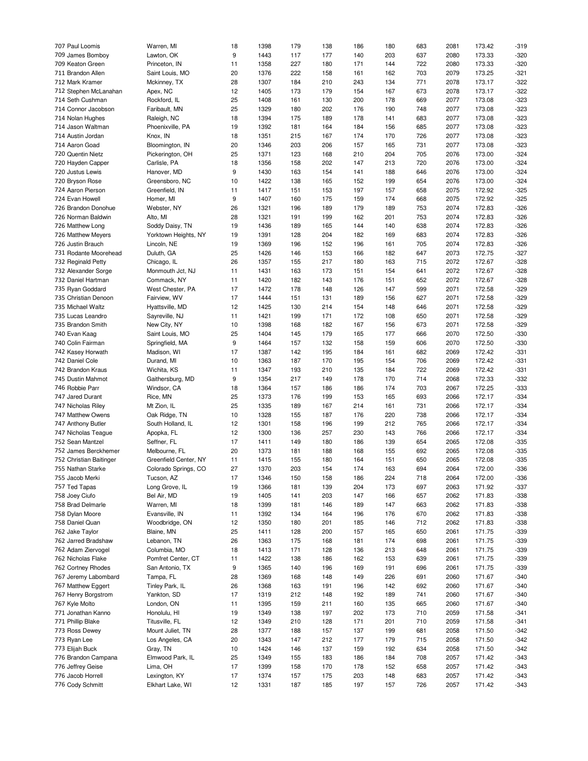| | | | | | | | | | | | |
|---|---|---|---|---|---|---|---|---|---|---|---|
| 707 Paul Loomis | Warren, MI | 18 | 1398 | 179 | 138 | 186 | 180 | 683 | 2081 | 173.42 | -319 |
| 709 James Bomboy | Lawton, OK | 9 | 1443 | 117 | 177 | 140 | 203 | 637 | 2080 | 173.33 | -320 |
| 709 Keaton Green | Princeton, IN | 11 | 1358 | 227 | 180 | 171 | 144 | 722 | 2080 | 173.33 | -320 |
| 711 Brandon Allen | Saint Louis, MO | 20 | 1376 | 222 | 158 | 161 | 162 | 703 | 2079 | 173.25 | -321 |
| 712 Mark Kramer | Mckinney, TX | 28 | 1307 | 184 | 210 | 243 | 134 | 771 | 2078 | 173.17 | -322 |
| 712 Stephen McLanahan | Apex, NC | 12 | 1405 | 173 | 179 | 154 | 167 | 673 | 2078 | 173.17 | -322 |
| 714 Seth Cushman | Rockford, IL | 25 | 1408 | 161 | 130 | 200 | 178 | 669 | 2077 | 173.08 | -323 |
| 714 Connor Jacobson | Faribault, MN | 25 | 1329 | 180 | 202 | 176 | 190 | 748 | 2077 | 173.08 | -323 |
| 714 Nolan Hughes | Raleigh, NC | 18 | 1394 | 175 | 189 | 178 | 141 | 683 | 2077 | 173.08 | -323 |
| 714 Jason Waltman | Phoenixville, PA | 19 | 1392 | 181 | 164 | 184 | 156 | 685 | 2077 | 173.08 | -323 |
| 714 Austin Jordan | Knox, IN | 18 | 1351 | 215 | 167 | 174 | 170 | 726 | 2077 | 173.08 | -323 |
| 714 Aaron Goad | Bloomington, IN | 20 | 1346 | 203 | 206 | 157 | 165 | 731 | 2077 | 173.08 | -323 |
| 720 Quentin Nietz | Pickerington, OH | 25 | 1371 | 123 | 168 | 210 | 204 | 705 | 2076 | 173.00 | -324 |
| 720 Hayden Capper | Carlisle, PA | 18 | 1356 | 158 | 202 | 147 | 213 | 720 | 2076 | 173.00 | -324 |
| 720 Justus Lewis | Hanover, MD | 9 | 1430 | 163 | 154 | 141 | 188 | 646 | 2076 | 173.00 | -324 |
| 720 Bryson Rose | Greensboro, NC | 10 | 1422 | 138 | 165 | 152 | 199 | 654 | 2076 | 173.00 | -324 |
| 724 Aaron Pierson | Greenfield, IN | 11 | 1417 | 151 | 153 | 197 | 157 | 658 | 2075 | 172.92 | -325 |
| 724 Evan Howell | Homer, MI | 9 | 1407 | 160 | 175 | 159 | 174 | 668 | 2075 | 172.92 | -325 |
| 726 Brandon Donohue | Webster, NY | 26 | 1321 | 196 | 189 | 179 | 189 | 753 | 2074 | 172.83 | -326 |
| 726 Norman Baldwin | Alto, MI | 28 | 1321 | 191 | 199 | 162 | 201 | 753 | 2074 | 172.83 | -326 |
| 726 Matthew Long | Soddy Daisy, TN | 19 | 1436 | 189 | 165 | 144 | 140 | 638 | 2074 | 172.83 | -326 |
| 726 Matthew Meyers | Yorktown Heights, NY | 19 | 1391 | 128 | 204 | 182 | 169 | 683 | 2074 | 172.83 | -326 |
| 726 Justin Brauch | Lincoln, NE | 19 | 1369 | 196 | 152 | 196 | 161 | 705 | 2074 | 172.83 | -326 |
| 731 Rodante Moorehead | Duluth, GA | 25 | 1426 | 146 | 153 | 166 | 182 | 647 | 2073 | 172.75 | -327 |
| 732 Reginald Petty | Chicago, IL | 26 | 1357 | 155 | 217 | 180 | 163 | 715 | 2072 | 172.67 | -328 |
| 732 Alexander Sorge | Monmouth Jct, NJ | 11 | 1431 | 163 | 173 | 151 | 154 | 641 | 2072 | 172.67 | -328 |
| 732 Daniel Hartman | Commack, NY | 11 | 1420 | 182 | 143 | 176 | 151 | 652 | 2072 | 172.67 | -328 |
| 735 Ryan Goddard | West Chester, PA | 17 | 1472 | 178 | 148 | 126 | 147 | 599 | 2071 | 172.58 | -329 |
| 735 Christian Denoon | Fairview, WV | 17 | 1444 | 151 | 131 | 189 | 156 | 627 | 2071 | 172.58 | -329 |
| 735 Michael Waltz | Hyattsville, MD | 12 | 1425 | 130 | 214 | 154 | 148 | 646 | 2071 | 172.58 | -329 |
| 735 Lucas Leandro | Sayreville, NJ | 11 | 1421 | 199 | 171 | 172 | 108 | 650 | 2071 | 172.58 | -329 |
| 735 Brandon Smith | New City, NY | 10 | 1398 | 168 | 182 | 167 | 156 | 673 | 2071 | 172.58 | -329 |
| 740 Evan Kaag | Saint Louis, MO | 25 | 1404 | 145 | 179 | 165 | 177 | 666 | 2070 | 172.50 | -330 |
| 740 Colin Fairman | Springfield, MA | 9 | 1464 | 157 | 132 | 158 | 159 | 606 | 2070 | 172.50 | -330 |
| 742 Kasey Horwath | Madison, WI | 17 | 1387 | 142 | 195 | 184 | 161 | 682 | 2069 | 172.42 | -331 |
| 742 Daniel Cole | Durand, MI | 10 | 1363 | 187 | 170 | 195 | 154 | 706 | 2069 | 172.42 | -331 |
| 742 Brandon Kraus | Wichita, KS | 11 | 1347 | 193 | 210 | 135 | 184 | 722 | 2069 | 172.42 | -331 |
| 745 Dustin Mahmot | Gaithersburg, MD | 9 | 1354 | 217 | 149 | 178 | 170 | 714 | 2068 | 172.33 | -332 |
| 746 Robbie Parr | Windsor, CA | 18 | 1364 | 157 | 186 | 186 | 174 | 703 | 2067 | 172.25 | -333 |
| 747 Jared Durant | Rice, MN | 25 | 1373 | 176 | 199 | 153 | 165 | 693 | 2066 | 172.17 | -334 |
| 747 Nicholas Riley | Mt Zion, IL | 25 | 1335 | 189 | 167 | 214 | 161 | 731 | 2066 | 172.17 | -334 |
| 747 Matthew Owens | Oak Ridge, TN | 10 | 1328 | 155 | 187 | 176 | 220 | 738 | 2066 | 172.17 | -334 |
| 747 Anthony Butler | South Holland, IL | 12 | 1301 | 158 | 196 | 199 | 212 | 765 | 2066 | 172.17 | -334 |
| 747 Nicholas Teague | Apopka, FL | 12 | 1300 | 136 | 257 | 230 | 143 | 766 | 2066 | 172.17 | -334 |
| 752 Sean Mantzel | Seffner, FL | 17 | 1411 | 149 | 180 | 186 | 139 | 654 | 2065 | 172.08 | -335 |
| 752 James Berckhemer | Melbourne, FL | 20 | 1373 | 181 | 188 | 168 | 155 | 692 | 2065 | 172.08 | -335 |
| 752 Christian Baitinger | Greenfield Center, NY | 11 | 1415 | 155 | 180 | 164 | 151 | 650 | 2065 | 172.08 | -335 |
| 755 Nathan Starke | Colorado Springs, CO | 27 | 1370 | 203 | 154 | 174 | 163 | 694 | 2064 | 172.00 | -336 |
| 755 Jacob Merki | Tucson, AZ | 17 | 1346 | 150 | 158 | 186 | 224 | 718 | 2064 | 172.00 | -336 |
| 757 Ted Tapas | Long Grove, IL | 19 | 1366 | 181 | 139 | 204 | 173 | 697 | 2063 | 171.92 | -337 |
| 758 Joey Ciufo | Bel Air, MD | 19 | 1405 | 141 | 203 | 147 | 166 | 657 | 2062 | 171.83 | -338 |
| 758 Brad Delmarle | Warren, MI | 18 | 1399 | 181 | 146 | 189 | 147 | 663 | 2062 | 171.83 | -338 |
| 758 Dylan Moore | Evansville, IN | 11 | 1392 | 134 | 164 | 196 | 176 | 670 | 2062 | 171.83 | -338 |
| 758 Daniel Quan | Woodbridge, ON | 12 | 1350 | 180 | 201 | 185 | 146 | 712 | 2062 | 171.83 | -338 |
| 762 Jake Taylor | Blaine, MN | 25 | 1411 | 128 | 200 | 157 | 165 | 650 | 2061 | 171.75 | -339 |
| 762 Jarred Bradshaw | Lebanon, TN | 26 | 1363 | 175 | 168 | 181 | 174 | 698 | 2061 | 171.75 | -339 |
| 762 Adam Ziervogel | Columbia, MO | 18 | 1413 | 171 | 128 | 136 | 213 | 648 | 2061 | 171.75 | -339 |
| 762 Nicholas Flake | Pomfret Center, CT | 11 | 1422 | 138 | 186 | 162 | 153 | 639 | 2061 | 171.75 | -339 |
| 762 Cortney Rhodes | San Antonio, TX | 9 | 1365 | 140 | 196 | 169 | 191 | 696 | 2061 | 171.75 | -339 |
| 767 Jeremy Labombard | Tampa, FL | 28 | 1369 | 168 | 148 | 149 | 226 | 691 | 2060 | 171.67 | -340 |
| 767 Matthew Eggert | Tinley Park, IL | 26 | 1368 | 163 | 191 | 196 | 142 | 692 | 2060 | 171.67 | -340 |
| 767 Henry Borgstrom | Yankton, SD | 17 | 1319 | 212 | 148 | 192 | 189 | 741 | 2060 | 171.67 | -340 |
| 767 Kyle Molto | London, ON | 11 | 1395 | 159 | 211 | 160 | 135 | 665 | 2060 | 171.67 | -340 |
| 771 Jonathan Kanno | Honolulu, HI | 19 | 1349 | 138 | 197 | 202 | 173 | 710 | 2059 | 171.58 | -341 |
| 771 Phillip Blake | Titusville, FL | 12 | 1349 | 210 | 128 | 171 | 201 | 710 | 2059 | 171.58 | -341 |
| 773 Ross Dewey | Mount Juliet, TN | 28 | 1377 | 188 | 157 | 137 | 199 | 681 | 2058 | 171.50 | -342 |
| 773 Ryan Lee | Los Angeles, CA | 20 | 1343 | 147 | 212 | 177 | 179 | 715 | 2058 | 171.50 | -342 |
| 773 Elijah Buck | Gray, TN | 10 | 1424 | 146 | 137 | 159 | 192 | 634 | 2058 | 171.50 | -342 |
| 776 Brandon Campana | Elmwood Park, IL | 25 | 1349 | 155 | 183 | 186 | 184 | 708 | 2057 | 171.42 | -343 |
| 776 Jeffrey Geise | Lima, OH | 17 | 1399 | 158 | 170 | 178 | 152 | 658 | 2057 | 171.42 | -343 |
| 776 Jacob Horrell | Lexington, KY | 17 | 1374 | 157 | 175 | 203 | 148 | 683 | 2057 | 171.42 | -343 |
| 776 Cody Schmitt | Elkhart Lake, WI | 12 | 1331 | 187 | 185 | 197 | 157 | 726 | 2057 | 171.42 | -343 |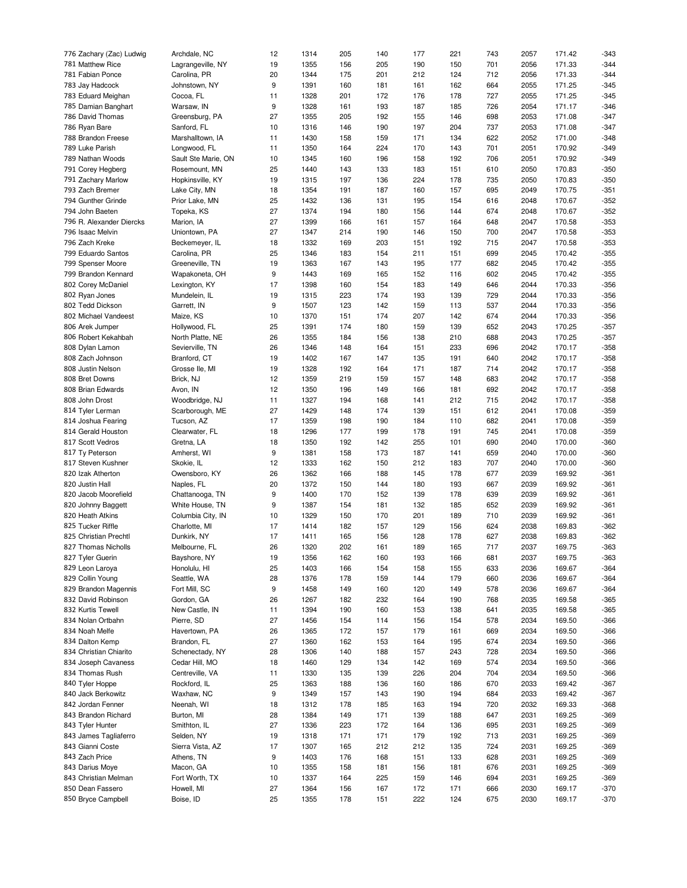| | | | | | | | | | | | |
|---|---|---|---|---|---|---|---|---|---|---|---|
| 776 Zachary (Zac) Ludwig | Archdale, NC | 12 | 1314 | 205 | 140 | 177 | 221 | 743 | 2057 | 171.42 | -343 |
| 781 Matthew Rice | Lagrangeville, NY | 19 | 1355 | 156 | 205 | 190 | 150 | 701 | 2056 | 171.33 | -344 |
| 781 Fabian Ponce | Carolina, PR | 20 | 1344 | 175 | 201 | 212 | 124 | 712 | 2056 | 171.33 | -344 |
| 783 Jay Hadcock | Johnstown, NY | 9 | 1391 | 160 | 181 | 161 | 162 | 664 | 2055 | 171.25 | -345 |
| 783 Eduard Meighan | Cocoa, FL | 11 | 1328 | 201 | 172 | 176 | 178 | 727 | 2055 | 171.25 | -345 |
| 785 Damian Banghart | Warsaw, IN | 9 | 1328 | 161 | 193 | 187 | 185 | 726 | 2054 | 171.17 | -346 |
| 786 David Thomas | Greensburg, PA | 27 | 1355 | 205 | 192 | 155 | 146 | 698 | 2053 | 171.08 | -347 |
| 786 Ryan Bare | Sanford, FL | 10 | 1316 | 146 | 190 | 197 | 204 | 737 | 2053 | 171.08 | -347 |
| 788 Brandon Freese | Marshalltown, IA | 11 | 1430 | 158 | 159 | 171 | 134 | 622 | 2052 | 171.00 | -348 |
| 789 Luke Parish | Longwood, FL | 11 | 1350 | 164 | 224 | 170 | 143 | 701 | 2051 | 170.92 | -349 |
| 789 Nathan Woods | Sault Ste Marie, ON | 10 | 1345 | 160 | 196 | 158 | 192 | 706 | 2051 | 170.92 | -349 |
| 791 Corey Hegberg | Rosemount, MN | 25 | 1440 | 143 | 133 | 183 | 151 | 610 | 2050 | 170.83 | -350 |
| 791 Zachary Marlow | Hopkinsville, KY | 19 | 1315 | 197 | 136 | 224 | 178 | 735 | 2050 | 170.83 | -350 |
| 793 Zach Bremer | Lake City, MN | 18 | 1354 | 191 | 187 | 160 | 157 | 695 | 2049 | 170.75 | -351 |
| 794 Gunther Grinde | Prior Lake, MN | 25 | 1432 | 136 | 131 | 195 | 154 | 616 | 2048 | 170.67 | -352 |
| 794 John Baeten | Topeka, KS | 27 | 1374 | 194 | 180 | 156 | 144 | 674 | 2048 | 170.67 | -352 |
| 796 R. Alexander Diercks | Marion, IA | 27 | 1399 | 166 | 161 | 157 | 164 | 648 | 2047 | 170.58 | -353 |
| 796 Isaac Melvin | Uniontown, PA | 27 | 1347 | 214 | 190 | 146 | 150 | 700 | 2047 | 170.58 | -353 |
| 796 Zach Kreke | Beckemeyer, IL | 18 | 1332 | 169 | 203 | 151 | 192 | 715 | 2047 | 170.58 | -353 |
| 799 Eduardo Santos | Carolina, PR | 25 | 1346 | 183 | 154 | 211 | 151 | 699 | 2045 | 170.42 | -355 |
| 799 Spenser Moore | Greeneville, TN | 19 | 1363 | 167 | 143 | 195 | 177 | 682 | 2045 | 170.42 | -355 |
| 799 Brandon Kennard | Wapakoneta, OH | 9 | 1443 | 169 | 165 | 152 | 116 | 602 | 2045 | 170.42 | -355 |
| 802 Corey McDaniel | Lexington, KY | 17 | 1398 | 160 | 154 | 183 | 149 | 646 | 2044 | 170.33 | -356 |
| 802 Ryan Jones | Mundelein, IL | 19 | 1315 | 223 | 174 | 193 | 139 | 729 | 2044 | 170.33 | -356 |
| 802 Tedd Dickson | Garrett, IN | 9 | 1507 | 123 | 142 | 159 | 113 | 537 | 2044 | 170.33 | -356 |
| 802 Michael Vandeest | Maize, KS | 10 | 1370 | 151 | 174 | 207 | 142 | 674 | 2044 | 170.33 | -356 |
| 806 Arek Jumper | Hollywood, FL | 25 | 1391 | 174 | 180 | 159 | 139 | 652 | 2043 | 170.25 | -357 |
| 806 Robert Kekahbah | North Platte, NE | 26 | 1355 | 184 | 156 | 138 | 210 | 688 | 2043 | 170.25 | -357 |
| 808 Dylan Lamon | Sevierville, TN | 26 | 1346 | 148 | 164 | 151 | 233 | 696 | 2042 | 170.17 | -358 |
| 808 Zach Johnson | Branford, CT | 19 | 1402 | 167 | 147 | 135 | 191 | 640 | 2042 | 170.17 | -358 |
| 808 Justin Nelson | Grosse Ile, MI | 19 | 1328 | 192 | 164 | 171 | 187 | 714 | 2042 | 170.17 | -358 |
| 808 Bret Downs | Brick, NJ | 12 | 1359 | 219 | 159 | 157 | 148 | 683 | 2042 | 170.17 | -358 |
| 808 Brian Edwards | Avon, IN | 12 | 1350 | 196 | 149 | 166 | 181 | 692 | 2042 | 170.17 | -358 |
| 808 John Drost | Woodbridge, NJ | 11 | 1327 | 194 | 168 | 141 | 212 | 715 | 2042 | 170.17 | -358 |
| 814 Tyler Lerman | Scarborough, ME | 27 | 1429 | 148 | 174 | 139 | 151 | 612 | 2041 | 170.08 | -359 |
| 814 Joshua Fearing | Tucson, AZ | 17 | 1359 | 198 | 190 | 184 | 110 | 682 | 2041 | 170.08 | -359 |
| 814 Gerald Houston | Clearwater, FL | 18 | 1296 | 177 | 199 | 178 | 191 | 745 | 2041 | 170.08 | -359 |
| 817 Scott Vedros | Gretna, LA | 18 | 1350 | 192 | 142 | 255 | 101 | 690 | 2040 | 170.00 | -360 |
| 817 Ty Peterson | Amherst, WI | 9 | 1381 | 158 | 173 | 187 | 141 | 659 | 2040 | 170.00 | -360 |
| 817 Steven Kushner | Skokie, IL | 12 | 1333 | 162 | 150 | 212 | 183 | 707 | 2040 | 170.00 | -360 |
| 820 Izak Atherton | Owensboro, KY | 26 | 1362 | 166 | 188 | 145 | 178 | 677 | 2039 | 169.92 | -361 |
| 820 Justin Hall | Naples, FL | 20 | 1372 | 150 | 144 | 180 | 193 | 667 | 2039 | 169.92 | -361 |
| 820 Jacob Moorefield | Chattanooga, TN | 9 | 1400 | 170 | 152 | 139 | 178 | 639 | 2039 | 169.92 | -361 |
| 820 Johnny Baggett | White House, TN | 9 | 1387 | 154 | 181 | 132 | 185 | 652 | 2039 | 169.92 | -361 |
| 820 Heath Atkins | Columbia City, IN | 10 | 1329 | 150 | 170 | 201 | 189 | 710 | 2039 | 169.92 | -361 |
| 825 Tucker Riffle | Charlotte, MI | 17 | 1414 | 182 | 157 | 129 | 156 | 624 | 2038 | 169.83 | -362 |
| 825 Christian Prechtl | Dunkirk, NY | 17 | 1411 | 165 | 156 | 128 | 178 | 627 | 2038 | 169.83 | -362 |
| 827 Thomas Nicholls | Melbourne, FL | 26 | 1320 | 202 | 161 | 189 | 165 | 717 | 2037 | 169.75 | -363 |
| 827 Tyler Guerin | Bayshore, NY | 19 | 1356 | 162 | 160 | 193 | 166 | 681 | 2037 | 169.75 | -363 |
| 829 Leon Laroya | Honolulu, HI | 25 | 1403 | 166 | 154 | 158 | 155 | 633 | 2036 | 169.67 | -364 |
| 829 Collin Young | Seattle, WA | 28 | 1376 | 178 | 159 | 144 | 179 | 660 | 2036 | 169.67 | -364 |
| 829 Brandon Magennis | Fort Mill, SC | 9 | 1458 | 149 | 160 | 120 | 149 | 578 | 2036 | 169.67 | -364 |
| 832 David Robinson | Gordon, GA | 26 | 1267 | 182 | 232 | 164 | 190 | 768 | 2035 | 169.58 | -365 |
| 832 Kurtis Tewell | New Castle, IN | 11 | 1394 | 190 | 160 | 153 | 138 | 641 | 2035 | 169.58 | -365 |
| 834 Nolan Ortbahn | Pierre, SD | 27 | 1456 | 154 | 114 | 156 | 154 | 578 | 2034 | 169.50 | -366 |
| 834 Noah Melfe | Havertown, PA | 26 | 1365 | 172 | 157 | 179 | 161 | 669 | 2034 | 169.50 | -366 |
| 834 Dalton Kemp | Brandon, FL | 27 | 1360 | 162 | 153 | 164 | 195 | 674 | 2034 | 169.50 | -366 |
| 834 Christian Chiarito | Schenectady, NY | 28 | 1306 | 140 | 188 | 157 | 243 | 728 | 2034 | 169.50 | -366 |
| 834 Joseph Cavaness | Cedar Hill, MO | 18 | 1460 | 129 | 134 | 142 | 169 | 574 | 2034 | 169.50 | -366 |
| 834 Thomas Rush | Centreville, VA | 11 | 1330 | 135 | 139 | 226 | 204 | 704 | 2034 | 169.50 | -366 |
| 840 Tyler Hoppe | Rockford, IL | 25 | 1363 | 188 | 136 | 160 | 186 | 670 | 2033 | 169.42 | -367 |
| 840 Jack Berkowitz | Waxhaw, NC | 9 | 1349 | 157 | 143 | 190 | 194 | 684 | 2033 | 169.42 | -367 |
| 842 Jordan Fenner | Neenah, WI | 18 | 1312 | 178 | 185 | 163 | 194 | 720 | 2032 | 169.33 | -368 |
| 843 Brandon Richard | Burton, MI | 28 | 1384 | 149 | 171 | 139 | 188 | 647 | 2031 | 169.25 | -369 |
| 843 Tyler Hunter | Smithton, IL | 27 | 1336 | 223 | 172 | 164 | 136 | 695 | 2031 | 169.25 | -369 |
| 843 James Tagliaferro | Selden, NY | 19 | 1318 | 171 | 171 | 179 | 192 | 713 | 2031 | 169.25 | -369 |
| 843 Gianni Coste | Sierra Vista, AZ | 17 | 1307 | 165 | 212 | 212 | 135 | 724 | 2031 | 169.25 | -369 |
| 843 Zach Price | Athens, TN | 9 | 1403 | 176 | 168 | 151 | 133 | 628 | 2031 | 169.25 | -369 |
| 843 Darius Moye | Macon, GA | 10 | 1355 | 158 | 181 | 156 | 181 | 676 | 2031 | 169.25 | -369 |
| 843 Christian Melman | Fort Worth, TX | 10 | 1337 | 164 | 225 | 159 | 146 | 694 | 2031 | 169.25 | -369 |
| 850 Dean Fassero | Howell, MI | 27 | 1364 | 156 | 167 | 172 | 171 | 666 | 2030 | 169.17 | -370 |
| 850 Bryce Campbell | Boise, ID | 25 | 1355 | 178 | 151 | 222 | 124 | 675 | 2030 | 169.17 | -370 |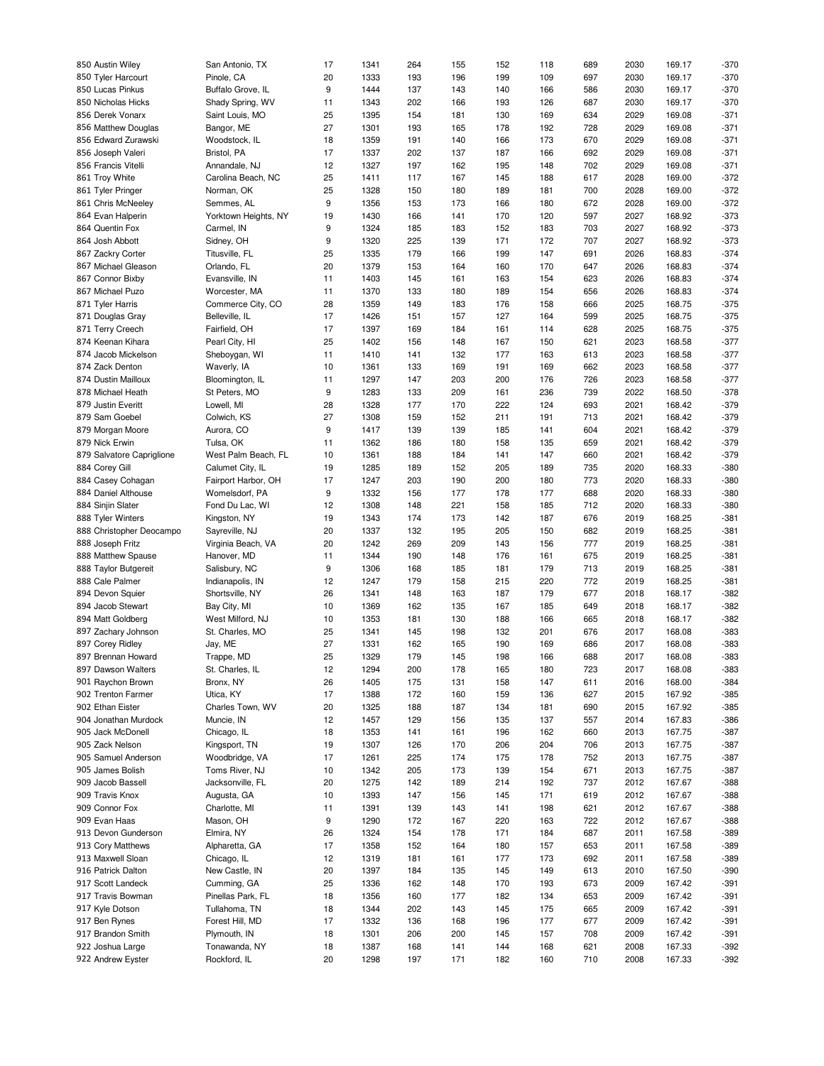| | | | | | | | | | | | |
|---|---|---|---|---|---|---|---|---|---|---|---|
| 850 Austin Wiley | San Antonio, TX | 17 | 1341 | 264 | 155 | 152 | 118 | 689 | 2030 | 169.17 | -370 |
| 850 Tyler Harcourt | Pinole, CA | 20 | 1333 | 193 | 196 | 199 | 109 | 697 | 2030 | 169.17 | -370 |
| 850 Lucas Pinkus | Buffalo Grove, IL | 9 | 1444 | 137 | 143 | 140 | 166 | 586 | 2030 | 169.17 | -370 |
| 850 Nicholas Hicks | Shady Spring, WV | 11 | 1343 | 202 | 166 | 193 | 126 | 687 | 2030 | 169.17 | -370 |
| 856 Derek Vonarx | Saint Louis, MO | 25 | 1395 | 154 | 181 | 130 | 169 | 634 | 2029 | 169.08 | -371 |
| 856 Matthew Douglas | Bangor, ME | 27 | 1301 | 193 | 165 | 178 | 192 | 728 | 2029 | 169.08 | -371 |
| 856 Edward Zurawski | Woodstock, IL | 18 | 1359 | 191 | 140 | 166 | 173 | 670 | 2029 | 169.08 | -371 |
| 856 Joseph Valeri | Bristol, PA | 17 | 1337 | 202 | 137 | 187 | 166 | 692 | 2029 | 169.08 | -371 |
| 856 Francis Vitelli | Annandale, NJ | 12 | 1327 | 197 | 162 | 195 | 148 | 702 | 2029 | 169.08 | -371 |
| 861 Troy White | Carolina Beach, NC | 25 | 1411 | 117 | 167 | 145 | 188 | 617 | 2028 | 169.00 | -372 |
| 861 Tyler Pringer | Norman, OK | 25 | 1328 | 150 | 180 | 189 | 181 | 700 | 2028 | 169.00 | -372 |
| 861 Chris McNeeley | Semmes, AL | 9 | 1356 | 153 | 173 | 166 | 180 | 672 | 2028 | 169.00 | -372 |
| 864 Evan Halperin | Yorktown Heights, NY | 19 | 1430 | 166 | 141 | 170 | 120 | 597 | 2027 | 168.92 | -373 |
| 864 Quentin Fox | Carmel, IN | 9 | 1324 | 185 | 183 | 152 | 183 | 703 | 2027 | 168.92 | -373 |
| 864 Josh Abbott | Sidney, OH | 9 | 1320 | 225 | 139 | 171 | 172 | 707 | 2027 | 168.92 | -373 |
| 867 Zackry Corter | Titusville, FL | 25 | 1335 | 179 | 166 | 199 | 147 | 691 | 2026 | 168.83 | -374 |
| 867 Michael Gleason | Orlando, FL | 20 | 1379 | 153 | 164 | 160 | 170 | 647 | 2026 | 168.83 | -374 |
| 867 Connor Bixby | Evansville, IN | 11 | 1403 | 145 | 161 | 163 | 154 | 623 | 2026 | 168.83 | -374 |
| 867 Michael Puzo | Worcester, MA | 11 | 1370 | 133 | 180 | 189 | 154 | 656 | 2026 | 168.83 | -374 |
| 871 Tyler Harris | Commerce City, CO | 28 | 1359 | 149 | 183 | 176 | 158 | 666 | 2025 | 168.75 | -375 |
| 871 Douglas Gray | Belleville, IL | 17 | 1426 | 151 | 157 | 127 | 164 | 599 | 2025 | 168.75 | -375 |
| 871 Terry Creech | Fairfield, OH | 17 | 1397 | 169 | 184 | 161 | 114 | 628 | 2025 | 168.75 | -375 |
| 874 Keenan Kihara | Pearl City, HI | 25 | 1402 | 156 | 148 | 167 | 150 | 621 | 2023 | 168.58 | -377 |
| 874 Jacob Mickelson | Sheboygan, WI | 11 | 1410 | 141 | 132 | 177 | 163 | 613 | 2023 | 168.58 | -377 |
| 874 Zack Denton | Waverly, IA | 10 | 1361 | 133 | 169 | 191 | 169 | 662 | 2023 | 168.58 | -377 |
| 874 Dustin Mailloux | Bloomington, IL | 11 | 1297 | 147 | 203 | 200 | 176 | 726 | 2023 | 168.58 | -377 |
| 878 Michael Heath | St Peters, MO | 9 | 1283 | 133 | 209 | 161 | 236 | 739 | 2022 | 168.50 | -378 |
| 879 Justin Everitt | Lowell, MI | 28 | 1328 | 177 | 170 | 222 | 124 | 693 | 2021 | 168.42 | -379 |
| 879 Sam Goebel | Colwich, KS | 27 | 1308 | 159 | 152 | 211 | 191 | 713 | 2021 | 168.42 | -379 |
| 879 Morgan Moore | Aurora, CO | 9 | 1417 | 139 | 139 | 185 | 141 | 604 | 2021 | 168.42 | -379 |
| 879 Nick Erwin | Tulsa, OK | 11 | 1362 | 186 | 180 | 158 | 135 | 659 | 2021 | 168.42 | -379 |
| 879 Salvatore Capriglione | West Palm Beach, FL | 10 | 1361 | 188 | 184 | 141 | 147 | 660 | 2021 | 168.42 | -379 |
| 884 Corey Gill | Calumet City, IL | 19 | 1285 | 189 | 152 | 205 | 189 | 735 | 2020 | 168.33 | -380 |
| 884 Casey Cohagan | Fairport Harbor, OH | 17 | 1247 | 203 | 190 | 200 | 180 | 773 | 2020 | 168.33 | -380 |
| 884 Daniel Althouse | Womelsdorf, PA | 9 | 1332 | 156 | 177 | 178 | 177 | 688 | 2020 | 168.33 | -380 |
| 884 Sinjin Slater | Fond Du Lac, WI | 12 | 1308 | 148 | 221 | 158 | 185 | 712 | 2020 | 168.33 | -380 |
| 888 Tyler Winters | Kingston, NY | 19 | 1343 | 174 | 173 | 142 | 187 | 676 | 2019 | 168.25 | -381 |
| 888 Christopher Deocampo | Sayreville, NJ | 20 | 1337 | 132 | 195 | 205 | 150 | 682 | 2019 | 168.25 | -381 |
| 888 Joseph Fritz | Virginia Beach, VA | 20 | 1242 | 269 | 209 | 143 | 156 | 777 | 2019 | 168.25 | -381 |
| 888 Matthew Spause | Hanover, MD | 11 | 1344 | 190 | 148 | 176 | 161 | 675 | 2019 | 168.25 | -381 |
| 888 Taylor Butgereit | Salisbury, NC | 9 | 1306 | 168 | 185 | 181 | 179 | 713 | 2019 | 168.25 | -381 |
| 888 Cale Palmer | Indianapolis, IN | 12 | 1247 | 179 | 158 | 215 | 220 | 772 | 2019 | 168.25 | -381 |
| 894 Devon Squier | Shortsville, NY | 26 | 1341 | 148 | 163 | 187 | 179 | 677 | 2018 | 168.17 | -382 |
| 894 Jacob Stewart | Bay City, MI | 10 | 1369 | 162 | 135 | 167 | 185 | 649 | 2018 | 168.17 | -382 |
| 894 Matt Goldberg | West Milford, NJ | 10 | 1353 | 181 | 130 | 188 | 166 | 665 | 2018 | 168.17 | -382 |
| 897 Zachary Johnson | St. Charles, MO | 25 | 1341 | 145 | 198 | 132 | 201 | 676 | 2017 | 168.08 | -383 |
| 897 Corey Ridley | Jay, ME | 27 | 1331 | 162 | 165 | 190 | 169 | 686 | 2017 | 168.08 | -383 |
| 897 Brennan Howard | Trappe, MD | 25 | 1329 | 179 | 145 | 198 | 166 | 688 | 2017 | 168.08 | -383 |
| 897 Dawson Walters | St. Charles, IL | 12 | 1294 | 200 | 178 | 165 | 180 | 723 | 2017 | 168.08 | -383 |
| 901 Raychon Brown | Bronx, NY | 26 | 1405 | 175 | 131 | 158 | 147 | 611 | 2016 | 168.00 | -384 |
| 902 Trenton Farmer | Utica, KY | 17 | 1388 | 172 | 160 | 159 | 136 | 627 | 2015 | 167.92 | -385 |
| 902 Ethan Eister | Charles Town, WV | 20 | 1325 | 188 | 187 | 134 | 181 | 690 | 2015 | 167.92 | -385 |
| 904 Jonathan Murdock | Muncie, IN | 12 | 1457 | 129 | 156 | 135 | 137 | 557 | 2014 | 167.83 | -386 |
| 905 Jack McDonell | Chicago, IL | 18 | 1353 | 141 | 161 | 196 | 162 | 660 | 2013 | 167.75 | -387 |
| 905 Zack Nelson | Kingsport, TN | 19 | 1307 | 126 | 170 | 206 | 204 | 706 | 2013 | 167.75 | -387 |
| 905 Samuel Anderson | Woodbridge, VA | 17 | 1261 | 225 | 174 | 175 | 178 | 752 | 2013 | 167.75 | -387 |
| 905 James Bolish | Toms River, NJ | 10 | 1342 | 205 | 173 | 139 | 154 | 671 | 2013 | 167.75 | -387 |
| 909 Jacob Bassell | Jacksonville, FL | 20 | 1275 | 142 | 189 | 214 | 192 | 737 | 2012 | 167.67 | -388 |
| 909 Travis Knox | Augusta, GA | 10 | 1393 | 147 | 156 | 145 | 171 | 619 | 2012 | 167.67 | -388 |
| 909 Connor Fox | Charlotte, MI | 11 | 1391 | 139 | 143 | 141 | 198 | 621 | 2012 | 167.67 | -388 |
| 909 Evan Haas | Mason, OH | 9 | 1290 | 172 | 167 | 220 | 163 | 722 | 2012 | 167.67 | -388 |
| 913 Devon Gunderson | Elmira, NY | 26 | 1324 | 154 | 178 | 171 | 184 | 687 | 2011 | 167.58 | -389 |
| 913 Cory Matthews | Alpharetta, GA | 17 | 1358 | 152 | 164 | 180 | 157 | 653 | 2011 | 167.58 | -389 |
| 913 Maxwell Sloan | Chicago, IL | 12 | 1319 | 181 | 161 | 177 | 173 | 692 | 2011 | 167.58 | -389 |
| 916 Patrick Dalton | New Castle, IN | 20 | 1397 | 184 | 135 | 145 | 149 | 613 | 2010 | 167.50 | -390 |
| 917 Scott Landeck | Cumming, GA | 25 | 1336 | 162 | 148 | 170 | 193 | 673 | 2009 | 167.42 | -391 |
| 917 Travis Bowman | Pinellas Park, FL | 18 | 1356 | 160 | 177 | 182 | 134 | 653 | 2009 | 167.42 | -391 |
| 917 Kyle Dotson | Tullahoma, TN | 18 | 1344 | 202 | 143 | 145 | 175 | 665 | 2009 | 167.42 | -391 |
| 917 Ben Rynes | Forest Hill, MD | 17 | 1332 | 136 | 168 | 196 | 177 | 677 | 2009 | 167.42 | -391 |
| 917 Brandon Smith | Plymouth, IN | 18 | 1301 | 206 | 200 | 145 | 157 | 708 | 2009 | 167.42 | -391 |
| 922 Joshua Large | Tonawanda, NY | 18 | 1387 | 168 | 141 | 144 | 168 | 621 | 2008 | 167.33 | -392 |
| 922 Andrew Eyster | Rockford, IL | 20 | 1298 | 197 | 171 | 182 | 160 | 710 | 2008 | 167.33 | -392 |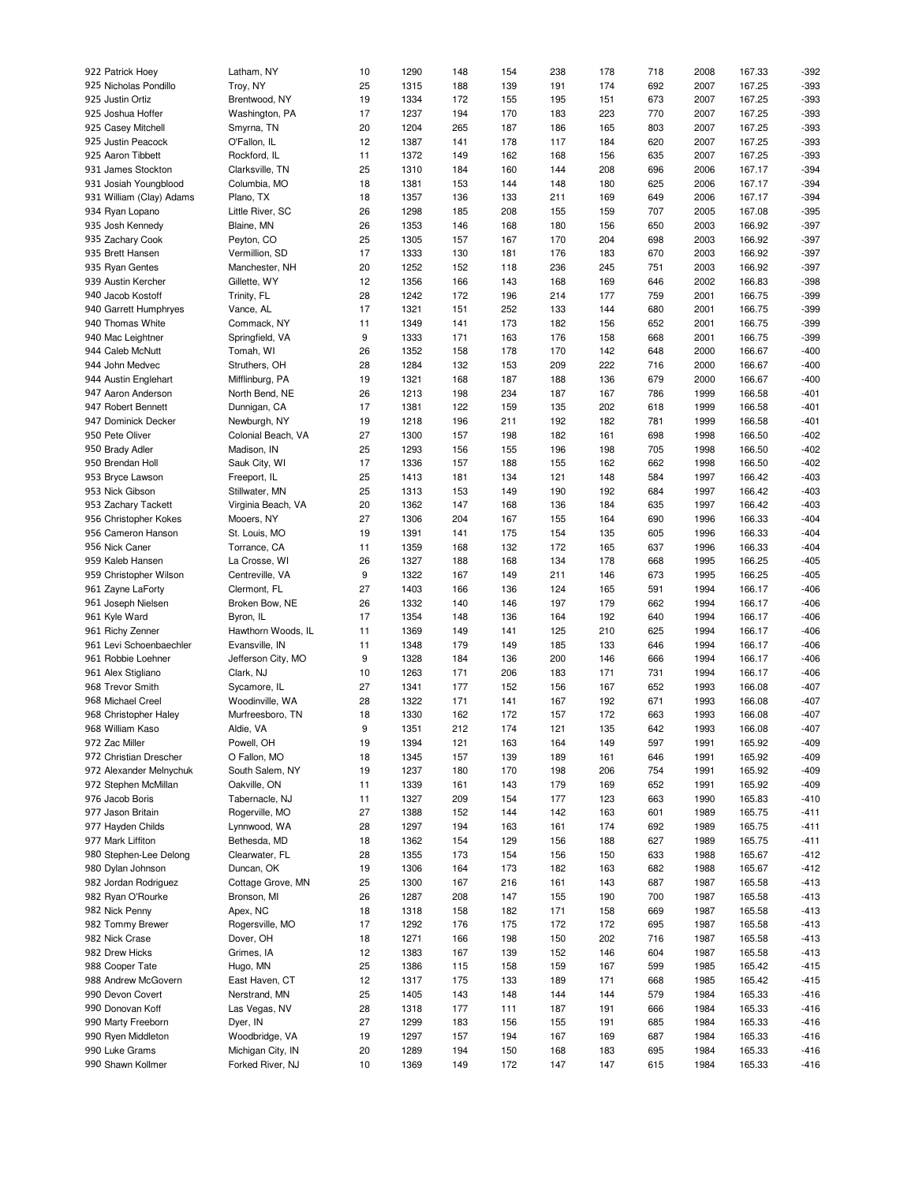| | | | | | | | | | | | |
|---|---|---|---|---|---|---|---|---|---|---|---|
| 922 Patrick Hoey | Latham, NY | 10 | 1290 | 148 | 154 | 238 | 178 | 718 | 2008 | 167.33 | -392 |
| 925 Nicholas Pondillo | Troy, NY | 25 | 1315 | 188 | 139 | 191 | 174 | 692 | 2007 | 167.25 | -393 |
| 925 Justin Ortiz | Brentwood, NY | 19 | 1334 | 172 | 155 | 195 | 151 | 673 | 2007 | 167.25 | -393 |
| 925 Joshua Hoffer | Washington, PA | 17 | 1237 | 194 | 170 | 183 | 223 | 770 | 2007 | 167.25 | -393 |
| 925 Casey Mitchell | Smyrna, TN | 20 | 1204 | 265 | 187 | 186 | 165 | 803 | 2007 | 167.25 | -393 |
| 925 Justin Peacock | O'Fallon, IL | 12 | 1387 | 141 | 178 | 117 | 184 | 620 | 2007 | 167.25 | -393 |
| 925 Aaron Tibbett | Rockford, IL | 11 | 1372 | 149 | 162 | 168 | 156 | 635 | 2007 | 167.25 | -393 |
| 931 James Stockton | Clarksville, TN | 25 | 1310 | 184 | 160 | 144 | 208 | 696 | 2006 | 167.17 | -394 |
| 931 Josiah Youngblood | Columbia, MO | 18 | 1381 | 153 | 144 | 148 | 180 | 625 | 2006 | 167.17 | -394 |
| 931 William (Clay) Adams | Plano, TX | 18 | 1357 | 136 | 133 | 211 | 169 | 649 | 2006 | 167.17 | -394 |
| 934 Ryan Lopano | Little River, SC | 26 | 1298 | 185 | 208 | 155 | 159 | 707 | 2005 | 167.08 | -395 |
| 935 Josh Kennedy | Blaine, MN | 26 | 1353 | 146 | 168 | 180 | 156 | 650 | 2003 | 166.92 | -397 |
| 935 Zachary Cook | Peyton, CO | 25 | 1305 | 157 | 167 | 170 | 204 | 698 | 2003 | 166.92 | -397 |
| 935 Brett Hansen | Vermillion, SD | 17 | 1333 | 130 | 181 | 176 | 183 | 670 | 2003 | 166.92 | -397 |
| 935 Ryan Gentes | Manchester, NH | 20 | 1252 | 152 | 118 | 236 | 245 | 751 | 2003 | 166.92 | -397 |
| 939 Austin Kercher | Gillette, WY | 12 | 1356 | 166 | 143 | 168 | 169 | 646 | 2002 | 166.83 | -398 |
| 940 Jacob Kostoff | Trinity, FL | 28 | 1242 | 172 | 196 | 214 | 177 | 759 | 2001 | 166.75 | -399 |
| 940 Garrett Humphryes | Vance, AL | 17 | 1321 | 151 | 252 | 133 | 144 | 680 | 2001 | 166.75 | -399 |
| 940 Thomas White | Commack, NY | 11 | 1349 | 141 | 173 | 182 | 156 | 652 | 2001 | 166.75 | -399 |
| 940 Mac Leightner | Springfield, VA | 9 | 1333 | 171 | 163 | 176 | 158 | 668 | 2001 | 166.75 | -399 |
| 944 Caleb McNutt | Tomah, WI | 26 | 1352 | 158 | 178 | 170 | 142 | 648 | 2000 | 166.67 | -400 |
| 944 John Medvec | Struthers, OH | 28 | 1284 | 132 | 153 | 209 | 222 | 716 | 2000 | 166.67 | -400 |
| 944 Austin Englehart | Mifflinburg, PA | 19 | 1321 | 168 | 187 | 188 | 136 | 679 | 2000 | 166.67 | -400 |
| 947 Aaron Anderson | North Bend, NE | 26 | 1213 | 198 | 234 | 187 | 167 | 786 | 1999 | 166.58 | -401 |
| 947 Robert Bennett | Dunnigan, CA | 17 | 1381 | 122 | 159 | 135 | 202 | 618 | 1999 | 166.58 | -401 |
| 947 Dominick Decker | Newburgh, NY | 19 | 1218 | 196 | 211 | 192 | 182 | 781 | 1999 | 166.58 | -401 |
| 950 Pete Oliver | Colonial Beach, VA | 27 | 1300 | 157 | 198 | 182 | 161 | 698 | 1998 | 166.50 | -402 |
| 950 Brady Adler | Madison, IN | 25 | 1293 | 156 | 155 | 196 | 198 | 705 | 1998 | 166.50 | -402 |
| 950 Brendan Holl | Sauk City, WI | 17 | 1336 | 157 | 188 | 155 | 162 | 662 | 1998 | 166.50 | -402 |
| 953 Bryce Lawson | Freeport, IL | 25 | 1413 | 181 | 134 | 121 | 148 | 584 | 1997 | 166.42 | -403 |
| 953 Nick Gibson | Stillwater, MN | 25 | 1313 | 153 | 149 | 190 | 192 | 684 | 1997 | 166.42 | -403 |
| 953 Zachary Tackett | Virginia Beach, VA | 20 | 1362 | 147 | 168 | 136 | 184 | 635 | 1997 | 166.42 | -403 |
| 956 Christopher Kokes | Mooers, NY | 27 | 1306 | 204 | 167 | 155 | 164 | 690 | 1996 | 166.33 | -404 |
| 956 Cameron Hanson | St. Louis, MO | 19 | 1391 | 141 | 175 | 154 | 135 | 605 | 1996 | 166.33 | -404 |
| 956 Nick Caner | Torrance, CA | 11 | 1359 | 168 | 132 | 172 | 165 | 637 | 1996 | 166.33 | -404 |
| 959 Kaleb Hansen | La Crosse, WI | 26 | 1327 | 188 | 168 | 134 | 178 | 668 | 1995 | 166.25 | -405 |
| 959 Christopher Wilson | Centreville, VA | 9 | 1322 | 167 | 149 | 211 | 146 | 673 | 1995 | 166.25 | -405 |
| 961 Zayne LaForty | Clermont, FL | 27 | 1403 | 166 | 136 | 124 | 165 | 591 | 1994 | 166.17 | -406 |
| 961 Joseph Nielsen | Broken Bow, NE | 26 | 1332 | 140 | 146 | 197 | 179 | 662 | 1994 | 166.17 | -406 |
| 961 Kyle Ward | Byron, IL | 17 | 1354 | 148 | 136 | 164 | 192 | 640 | 1994 | 166.17 | -406 |
| 961 Richy Zenner | Hawthorn Woods, IL | 11 | 1369 | 149 | 141 | 125 | 210 | 625 | 1994 | 166.17 | -406 |
| 961 Levi Schoenbaechler | Evansville, IN | 11 | 1348 | 179 | 149 | 185 | 133 | 646 | 1994 | 166.17 | -406 |
| 961 Robbie Loehner | Jefferson City, MO | 9 | 1328 | 184 | 136 | 200 | 146 | 666 | 1994 | 166.17 | -406 |
| 961 Alex Stigliano | Clark, NJ | 10 | 1263 | 171 | 206 | 183 | 171 | 731 | 1994 | 166.17 | -406 |
| 968 Trevor Smith | Sycamore, IL | 27 | 1341 | 177 | 152 | 156 | 167 | 652 | 1993 | 166.08 | -407 |
| 968 Michael Creel | Woodinville, WA | 28 | 1322 | 171 | 141 | 167 | 192 | 671 | 1993 | 166.08 | -407 |
| 968 Christopher Haley | Murfreesboro, TN | 18 | 1330 | 162 | 172 | 157 | 172 | 663 | 1993 | 166.08 | -407 |
| 968 William Kaso | Aldie, VA | 9 | 1351 | 212 | 174 | 121 | 135 | 642 | 1993 | 166.08 | -407 |
| 972 Zac Miller | Powell, OH | 19 | 1394 | 121 | 163 | 164 | 149 | 597 | 1991 | 165.92 | -409 |
| 972 Christian Drescher | O Fallon, MO | 18 | 1345 | 157 | 139 | 189 | 161 | 646 | 1991 | 165.92 | -409 |
| 972 Alexander Melnychuk | South Salem, NY | 19 | 1237 | 180 | 170 | 198 | 206 | 754 | 1991 | 165.92 | -409 |
| 972 Stephen McMillan | Oakville, ON | 11 | 1339 | 161 | 143 | 179 | 169 | 652 | 1991 | 165.92 | -409 |
| 976 Jacob Boris | Tabernacle, NJ | 11 | 1327 | 209 | 154 | 177 | 123 | 663 | 1990 | 165.83 | -410 |
| 977 Jason Britain | Rogerville, MO | 27 | 1388 | 152 | 144 | 142 | 163 | 601 | 1989 | 165.75 | -411 |
| 977 Hayden Childs | Lynnwood, WA | 28 | 1297 | 194 | 163 | 161 | 174 | 692 | 1989 | 165.75 | -411 |
| 977 Mark Liffiton | Bethesda, MD | 18 | 1362 | 154 | 129 | 156 | 188 | 627 | 1989 | 165.75 | -411 |
| 980 Stephen-Lee Delong | Clearwater, FL | 28 | 1355 | 173 | 154 | 156 | 150 | 633 | 1988 | 165.67 | -412 |
| 980 Dylan Johnson | Duncan, OK | 19 | 1306 | 164 | 173 | 182 | 163 | 682 | 1988 | 165.67 | -412 |
| 982 Jordan Rodriguez | Cottage Grove, MN | 25 | 1300 | 167 | 216 | 161 | 143 | 687 | 1987 | 165.58 | -413 |
| 982 Ryan O'Rourke | Bronson, MI | 26 | 1287 | 208 | 147 | 155 | 190 | 700 | 1987 | 165.58 | -413 |
| 982 Nick Penny | Apex, NC | 18 | 1318 | 158 | 182 | 171 | 158 | 669 | 1987 | 165.58 | -413 |
| 982 Tommy Brewer | Rogersville, MO | 17 | 1292 | 176 | 175 | 172 | 172 | 695 | 1987 | 165.58 | -413 |
| 982 Nick Crase | Dover, OH | 18 | 1271 | 166 | 198 | 150 | 202 | 716 | 1987 | 165.58 | -413 |
| 982 Drew Hicks | Grimes, IA | 12 | 1383 | 167 | 139 | 152 | 146 | 604 | 1987 | 165.58 | -413 |
| 988 Cooper Tate | Hugo, MN | 25 | 1386 | 115 | 158 | 159 | 167 | 599 | 1985 | 165.42 | -415 |
| 988 Andrew McGovern | East Haven, CT | 12 | 1317 | 175 | 133 | 189 | 171 | 668 | 1985 | 165.42 | -415 |
| 990 Devon Covert | Nerstrand, MN | 25 | 1405 | 143 | 148 | 144 | 144 | 579 | 1984 | 165.33 | -416 |
| 990 Donovan Koff | Las Vegas, NV | 28 | 1318 | 177 | 111 | 187 | 191 | 666 | 1984 | 165.33 | -416 |
| 990 Marty Freeborn | Dyer, IN | 27 | 1299 | 183 | 156 | 155 | 191 | 685 | 1984 | 165.33 | -416 |
| 990 Ryen Middleton | Woodbridge, VA | 19 | 1297 | 157 | 194 | 167 | 169 | 687 | 1984 | 165.33 | -416 |
| 990 Luke Grams | Michigan City, IN | 20 | 1289 | 194 | 150 | 168 | 183 | 695 | 1984 | 165.33 | -416 |
| 990 Shawn Kollmer | Forked River, NJ | 10 | 1369 | 149 | 172 | 147 | 147 | 615 | 1984 | 165.33 | -416 |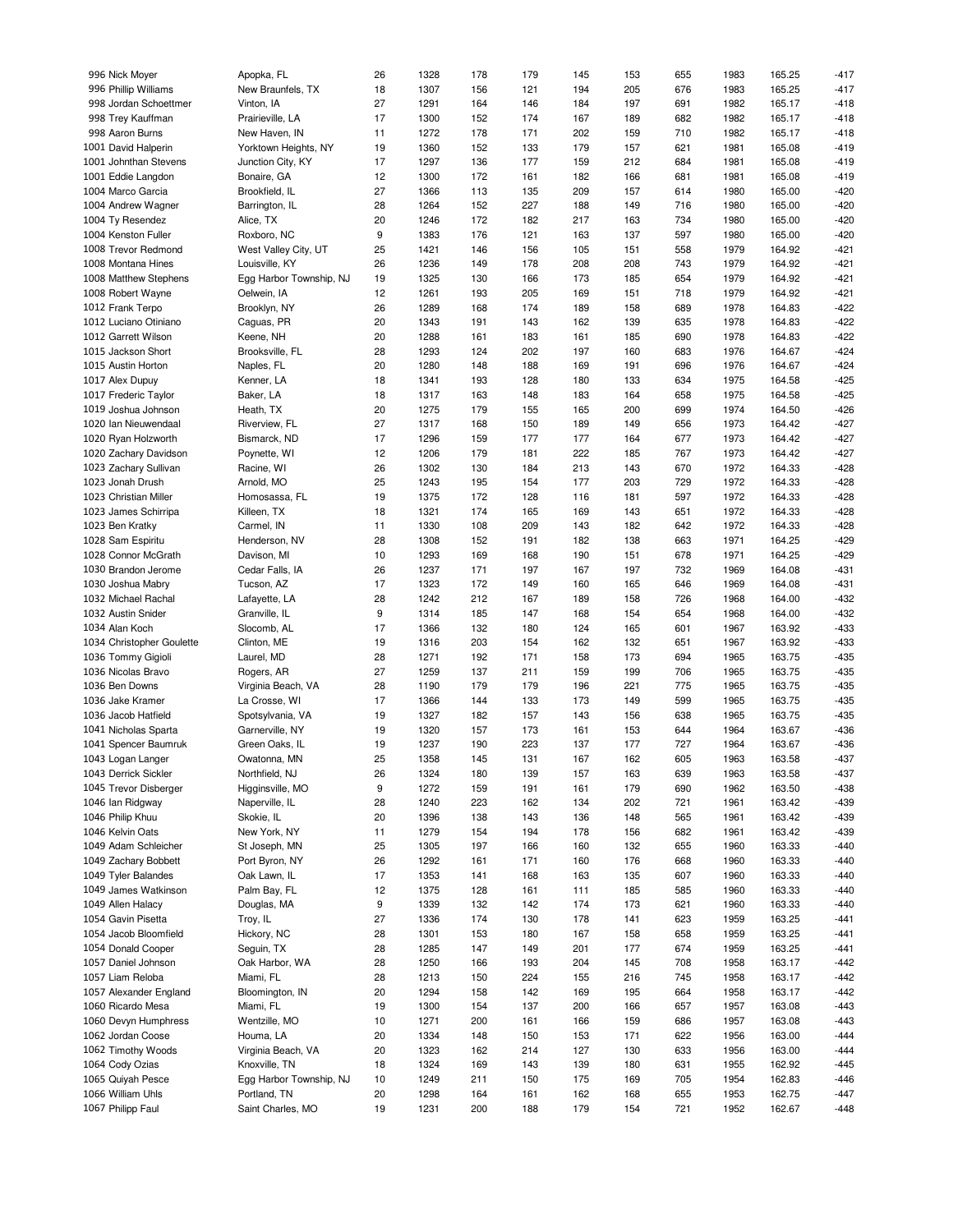| | | | | | | | | | | | |
|---|---|---|---|---|---|---|---|---|---|---|---|
| 996 Nick Moyer | Apopka, FL | 26 | 1328 | 178 | 179 | 145 | 153 | 655 | 1983 | 165.25 | -417 |
| 996 Phillip Williams | New Braunfels, TX | 18 | 1307 | 156 | 121 | 194 | 205 | 676 | 1983 | 165.25 | -417 |
| 998 Jordan Schoettmer | Vinton, IA | 27 | 1291 | 164 | 146 | 184 | 197 | 691 | 1982 | 165.17 | -418 |
| 998 Trey Kauffman | Prairieville, LA | 17 | 1300 | 152 | 174 | 167 | 189 | 682 | 1982 | 165.17 | -418 |
| 998 Aaron Burns | New Haven, IN | 11 | 1272 | 178 | 171 | 202 | 159 | 710 | 1982 | 165.17 | -418 |
| 1001 David Halperin | Yorktown Heights, NY | 19 | 1360 | 152 | 133 | 179 | 157 | 621 | 1981 | 165.08 | -419 |
| 1001 Johnthan Stevens | Junction City, KY | 17 | 1297 | 136 | 177 | 159 | 212 | 684 | 1981 | 165.08 | -419 |
| 1001 Eddie Langdon | Bonaire, GA | 12 | 1300 | 172 | 161 | 182 | 166 | 681 | 1981 | 165.08 | -419 |
| 1004 Marco Garcia | Brookfield, IL | 27 | 1366 | 113 | 135 | 209 | 157 | 614 | 1980 | 165.00 | -420 |
| 1004 Andrew Wagner | Barrington, IL | 28 | 1264 | 152 | 227 | 188 | 149 | 716 | 1980 | 165.00 | -420 |
| 1004 Ty Resendez | Alice, TX | 20 | 1246 | 172 | 182 | 217 | 163 | 734 | 1980 | 165.00 | -420 |
| 1004 Kenston Fuller | Roxboro, NC | 9 | 1383 | 176 | 121 | 163 | 137 | 597 | 1980 | 165.00 | -420 |
| 1008 Trevor Redmond | West Valley City, UT | 25 | 1421 | 146 | 156 | 105 | 151 | 558 | 1979 | 164.92 | -421 |
| 1008 Montana Hines | Louisville, KY | 26 | 1236 | 149 | 178 | 208 | 208 | 743 | 1979 | 164.92 | -421 |
| 1008 Matthew Stephens | Egg Harbor Township, NJ | 19 | 1325 | 130 | 166 | 173 | 185 | 654 | 1979 | 164.92 | -421 |
| 1008 Robert Wayne | Oelwein, IA | 12 | 1261 | 193 | 205 | 169 | 151 | 718 | 1979 | 164.92 | -421 |
| 1012 Frank Terpo | Brooklyn, NY | 26 | 1289 | 168 | 174 | 189 | 158 | 689 | 1978 | 164.83 | -422 |
| 1012 Luciano Otiniano | Caguas, PR | 20 | 1343 | 191 | 143 | 162 | 139 | 635 | 1978 | 164.83 | -422 |
| 1012 Garrett Wilson | Keene, NH | 20 | 1288 | 161 | 183 | 161 | 185 | 690 | 1978 | 164.83 | -422 |
| 1015 Jackson Short | Brooksville, FL | 28 | 1293 | 124 | 202 | 197 | 160 | 683 | 1976 | 164.67 | -424 |
| 1015 Austin Horton | Naples, FL | 20 | 1280 | 148 | 188 | 169 | 191 | 696 | 1976 | 164.67 | -424 |
| 1017 Alex Dupuy | Kenner, LA | 18 | 1341 | 193 | 128 | 180 | 133 | 634 | 1975 | 164.58 | -425 |
| 1017 Frederic Taylor | Baker, LA | 18 | 1317 | 163 | 148 | 183 | 164 | 658 | 1975 | 164.58 | -425 |
| 1019 Joshua Johnson | Heath, TX | 20 | 1275 | 179 | 155 | 165 | 200 | 699 | 1974 | 164.50 | -426 |
| 1020 Ian Nieuwendaal | Riverview, FL | 27 | 1317 | 168 | 150 | 189 | 149 | 656 | 1973 | 164.42 | -427 |
| 1020 Ryan Holzworth | Bismarck, ND | 17 | 1296 | 159 | 177 | 177 | 164 | 677 | 1973 | 164.42 | -427 |
| 1020 Zachary Davidson | Poynette, WI | 12 | 1206 | 179 | 181 | 222 | 185 | 767 | 1973 | 164.42 | -427 |
| 1023 Zachary Sullivan | Racine, WI | 26 | 1302 | 130 | 184 | 213 | 143 | 670 | 1972 | 164.33 | -428 |
| 1023 Jonah Drush | Arnold, MO | 25 | 1243 | 195 | 154 | 177 | 203 | 729 | 1972 | 164.33 | -428 |
| 1023 Christian Miller | Homosassa, FL | 19 | 1375 | 172 | 128 | 116 | 181 | 597 | 1972 | 164.33 | -428 |
| 1023 James Schirripa | Killeen, TX | 18 | 1321 | 174 | 165 | 169 | 143 | 651 | 1972 | 164.33 | -428 |
| 1023 Ben Kratky | Carmel, IN | 11 | 1330 | 108 | 209 | 143 | 182 | 642 | 1972 | 164.33 | -428 |
| 1028 Sam Espiritu | Henderson, NV | 28 | 1308 | 152 | 191 | 182 | 138 | 663 | 1971 | 164.25 | -429 |
| 1028 Connor McGrath | Davison, MI | 10 | 1293 | 169 | 168 | 190 | 151 | 678 | 1971 | 164.25 | -429 |
| 1030 Brandon Jerome | Cedar Falls, IA | 26 | 1237 | 171 | 197 | 167 | 197 | 732 | 1969 | 164.08 | -431 |
| 1030 Joshua Mabry | Tucson, AZ | 17 | 1323 | 172 | 149 | 160 | 165 | 646 | 1969 | 164.08 | -431 |
| 1032 Michael Rachal | Lafayette, LA | 28 | 1242 | 212 | 167 | 189 | 158 | 726 | 1968 | 164.00 | -432 |
| 1032 Austin Snider | Granville, IL | 9 | 1314 | 185 | 147 | 168 | 154 | 654 | 1968 | 164.00 | -432 |
| 1034 Alan Koch | Slocomb, AL | 17 | 1366 | 132 | 180 | 124 | 165 | 601 | 1967 | 163.92 | -433 |
| 1034 Christopher Goulette | Clinton, ME | 19 | 1316 | 203 | 154 | 162 | 132 | 651 | 1967 | 163.92 | -433 |
| 1036 Tommy Gigioli | Laurel, MD | 28 | 1271 | 192 | 171 | 158 | 173 | 694 | 1965 | 163.75 | -435 |
| 1036 Nicolas Bravo | Rogers, AR | 27 | 1259 | 137 | 211 | 159 | 199 | 706 | 1965 | 163.75 | -435 |
| 1036 Ben Downs | Virginia Beach, VA | 28 | 1190 | 179 | 179 | 196 | 221 | 775 | 1965 | 163.75 | -435 |
| 1036 Jake Kramer | La Crosse, WI | 17 | 1366 | 144 | 133 | 173 | 149 | 599 | 1965 | 163.75 | -435 |
| 1036 Jacob Hatfield | Spotsylvania, VA | 19 | 1327 | 182 | 157 | 143 | 156 | 638 | 1965 | 163.75 | -435 |
| 1041 Nicholas Sparta | Garnerville, NY | 19 | 1320 | 157 | 173 | 161 | 153 | 644 | 1964 | 163.67 | -436 |
| 1041 Spencer Baumruk | Green Oaks, IL | 19 | 1237 | 190 | 223 | 137 | 177 | 727 | 1964 | 163.67 | -436 |
| 1043 Logan Langer | Owatonna, MN | 25 | 1358 | 145 | 131 | 167 | 162 | 605 | 1963 | 163.58 | -437 |
| 1043 Derrick Sickler | Northfield, NJ | 26 | 1324 | 180 | 139 | 157 | 163 | 639 | 1963 | 163.58 | -437 |
| 1045 Trevor Disberger | Higginsville, MO | 9 | 1272 | 159 | 191 | 161 | 179 | 690 | 1962 | 163.50 | -438 |
| 1046 Ian Ridgway | Naperville, IL | 28 | 1240 | 223 | 162 | 134 | 202 | 721 | 1961 | 163.42 | -439 |
| 1046 Philip Khuu | Skokie, IL | 20 | 1396 | 138 | 143 | 136 | 148 | 565 | 1961 | 163.42 | -439 |
| 1046 Kelvin Oats | New York, NY | 11 | 1279 | 154 | 194 | 178 | 156 | 682 | 1961 | 163.42 | -439 |
| 1049 Adam Schleicher | St Joseph, MN | 25 | 1305 | 197 | 166 | 160 | 132 | 655 | 1960 | 163.33 | -440 |
| 1049 Zachary Bobbett | Port Byron, NY | 26 | 1292 | 161 | 171 | 160 | 176 | 668 | 1960 | 163.33 | -440 |
| 1049 Tyler Balandes | Oak Lawn, IL | 17 | 1353 | 141 | 168 | 163 | 135 | 607 | 1960 | 163.33 | -440 |
| 1049 James Watkinson | Palm Bay, FL | 12 | 1375 | 128 | 161 | 111 | 185 | 585 | 1960 | 163.33 | -440 |
| 1049 Allen Halacy | Douglas, MA | 9 | 1339 | 132 | 142 | 174 | 173 | 621 | 1960 | 163.33 | -440 |
| 1054 Gavin Pisetta | Troy, IL | 27 | 1336 | 174 | 130 | 178 | 141 | 623 | 1959 | 163.25 | -441 |
| 1054 Jacob Bloomfield | Hickory, NC | 28 | 1301 | 153 | 180 | 167 | 158 | 658 | 1959 | 163.25 | -441 |
| 1054 Donald Cooper | Seguin, TX | 28 | 1285 | 147 | 149 | 201 | 177 | 674 | 1959 | 163.25 | -441 |
| 1057 Daniel Johnson | Oak Harbor, WA | 28 | 1250 | 166 | 193 | 204 | 145 | 708 | 1958 | 163.17 | -442 |
| 1057 Liam Reloba | Miami, FL | 28 | 1213 | 150 | 224 | 155 | 216 | 745 | 1958 | 163.17 | -442 |
| 1057 Alexander England | Bloomington, IN | 20 | 1294 | 158 | 142 | 169 | 195 | 664 | 1958 | 163.17 | -442 |
| 1060 Ricardo Mesa | Miami, FL | 19 | 1300 | 154 | 137 | 200 | 166 | 657 | 1957 | 163.08 | -443 |
| 1060 Devyn Humphress | Wentzille, MO | 10 | 1271 | 200 | 161 | 166 | 159 | 686 | 1957 | 163.08 | -443 |
| 1062 Jordan Coose | Houma, LA | 20 | 1334 | 148 | 150 | 153 | 171 | 622 | 1956 | 163.00 | -444 |
| 1062 Timothy Woods | Virginia Beach, VA | 20 | 1323 | 162 | 214 | 127 | 130 | 633 | 1956 | 163.00 | -444 |
| 1064 Cody Ozias | Knoxville, TN | 18 | 1324 | 169 | 143 | 139 | 180 | 631 | 1955 | 162.92 | -445 |
| 1065 Quiyah Pesce | Egg Harbor Township, NJ | 10 | 1249 | 211 | 150 | 175 | 169 | 705 | 1954 | 162.83 | -446 |
| 1066 William Uhls | Portland, TN | 20 | 1298 | 164 | 161 | 162 | 168 | 655 | 1953 | 162.75 | -447 |
| 1067 Philipp Faul | Saint Charles, MO | 19 | 1231 | 200 | 188 | 179 | 154 | 721 | 1952 | 162.67 | -448 |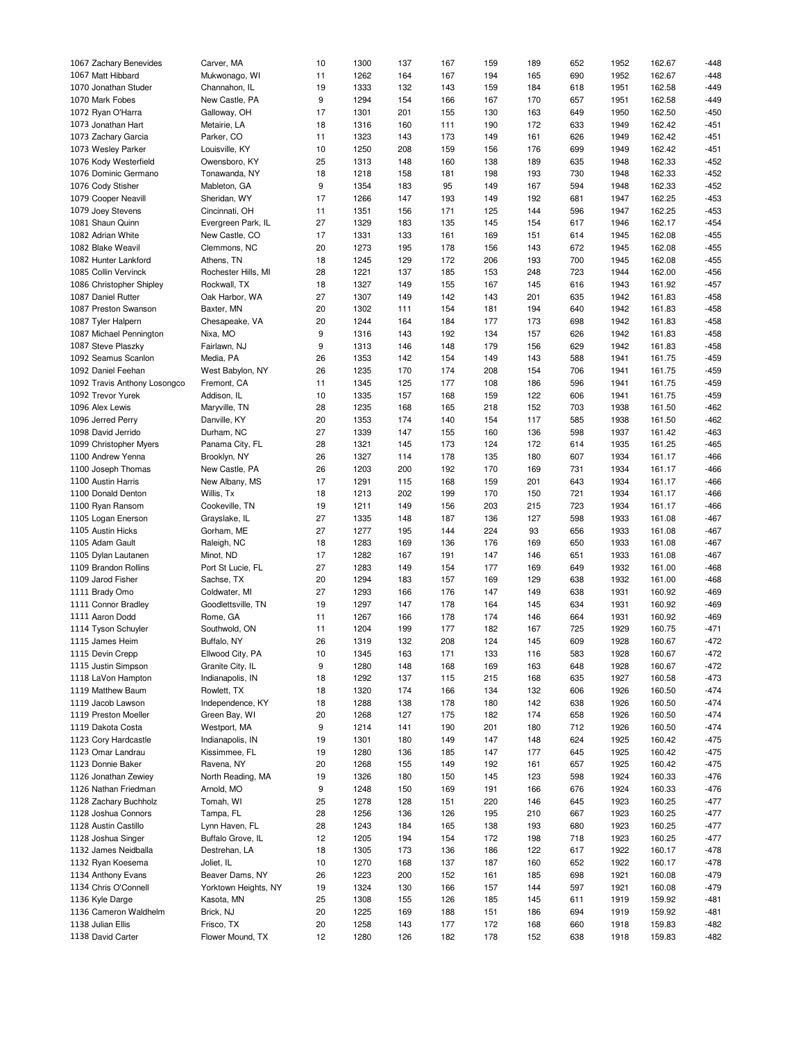| | | | | | | | | | | | |
|---|---|---|---|---|---|---|---|---|---|---|---|
| 1067 Zachary Benevides | Carver, MA | 10 | 1300 | 137 | 167 | 159 | 189 | 652 | 1952 | 162.67 | -448 |
| 1067 Matt Hibbard | Mukwonago, WI | 11 | 1262 | 164 | 167 | 194 | 165 | 690 | 1952 | 162.67 | -448 |
| 1070 Jonathan Studer | Channahon, IL | 19 | 1333 | 132 | 143 | 159 | 184 | 618 | 1951 | 162.58 | -449 |
| 1070 Mark Fobes | New Castle, PA | 9 | 1294 | 154 | 166 | 167 | 170 | 657 | 1951 | 162.58 | -449 |
| 1072 Ryan O'Harra | Galloway, OH | 17 | 1301 | 201 | 155 | 130 | 163 | 649 | 1950 | 162.50 | -450 |
| 1073 Jonathan Hart | Metairie, LA | 18 | 1316 | 160 | 111 | 190 | 172 | 633 | 1949 | 162.42 | -451 |
| 1073 Zachary Garcia | Parker, CO | 11 | 1323 | 143 | 173 | 149 | 161 | 626 | 1949 | 162.42 | -451 |
| 1073 Wesley Parker | Louisville, KY | 10 | 1250 | 208 | 159 | 156 | 176 | 699 | 1949 | 162.42 | -451 |
| 1076 Kody Westerfield | Owensboro, KY | 25 | 1313 | 148 | 160 | 138 | 189 | 635 | 1948 | 162.33 | -452 |
| 1076 Dominic Germano | Tonawanda, NY | 18 | 1218 | 158 | 181 | 198 | 193 | 730 | 1948 | 162.33 | -452 |
| 1076 Cody Stisher | Mableton, GA | 9 | 1354 | 183 | 95 | 149 | 167 | 594 | 1948 | 162.33 | -452 |
| 1079 Cooper Neavill | Sheridan, WY | 17 | 1266 | 147 | 193 | 149 | 192 | 681 | 1947 | 162.25 | -453 |
| 1079 Joey Stevens | Cincinnati, OH | 11 | 1351 | 156 | 171 | 125 | 144 | 596 | 1947 | 162.25 | -453 |
| 1081 Shaun Quinn | Evergreen Park, IL | 27 | 1329 | 183 | 135 | 145 | 154 | 617 | 1946 | 162.17 | -454 |
| 1082 Adrian White | New Castle, CO | 17 | 1331 | 133 | 161 | 169 | 151 | 614 | 1945 | 162.08 | -455 |
| 1082 Blake Weavil | Clemmons, NC | 20 | 1273 | 195 | 178 | 156 | 143 | 672 | 1945 | 162.08 | -455 |
| 1082 Hunter Lankford | Athens, TN | 18 | 1245 | 129 | 172 | 206 | 193 | 700 | 1945 | 162.08 | -455 |
| 1085 Collin Vervinck | Rochester Hills, MI | 28 | 1221 | 137 | 185 | 153 | 248 | 723 | 1944 | 162.00 | -456 |
| 1086 Christopher Shipley | Rockwall, TX | 18 | 1327 | 149 | 155 | 167 | 145 | 616 | 1943 | 161.92 | -457 |
| 1087 Daniel Rutter | Oak Harbor, WA | 27 | 1307 | 149 | 142 | 143 | 201 | 635 | 1942 | 161.83 | -458 |
| 1087 Preston Swanson | Baxter, MN | 20 | 1302 | 111 | 154 | 181 | 194 | 640 | 1942 | 161.83 | -458 |
| 1087 Tyler Halpern | Chesapeake, VA | 20 | 1244 | 164 | 184 | 177 | 173 | 698 | 1942 | 161.83 | -458 |
| 1087 Michael Pennington | Nixa, MO | 9 | 1316 | 143 | 192 | 134 | 157 | 626 | 1942 | 161.83 | -458 |
| 1087 Steve Plaszky | Fairlawn, NJ | 9 | 1313 | 146 | 148 | 179 | 156 | 629 | 1942 | 161.83 | -458 |
| 1092 Seamus Scanlon | Media, PA | 26 | 1353 | 142 | 154 | 149 | 143 | 588 | 1941 | 161.75 | -459 |
| 1092 Daniel Feehan | West Babylon, NY | 26 | 1235 | 170 | 174 | 208 | 154 | 706 | 1941 | 161.75 | -459 |
| 1092 Travis Anthony Losongco | Fremont, CA | 11 | 1345 | 125 | 177 | 108 | 186 | 596 | 1941 | 161.75 | -459 |
| 1092 Trevor Yurek | Addison, IL | 10 | 1335 | 157 | 168 | 159 | 122 | 606 | 1941 | 161.75 | -459 |
| 1096 Alex Lewis | Maryville, TN | 28 | 1235 | 168 | 165 | 218 | 152 | 703 | 1938 | 161.50 | -462 |
| 1096 Jerred Perry | Danville, KY | 20 | 1353 | 174 | 140 | 154 | 117 | 585 | 1938 | 161.50 | -462 |
| 1098 David Jerrido | Durham, NC | 27 | 1339 | 147 | 155 | 160 | 136 | 598 | 1937 | 161.42 | -463 |
| 1099 Christopher Myers | Panama City, FL | 28 | 1321 | 145 | 173 | 124 | 172 | 614 | 1935 | 161.25 | -465 |
| 1100 Andrew Yenna | Brooklyn, NY | 26 | 1327 | 114 | 178 | 135 | 180 | 607 | 1934 | 161.17 | -466 |
| 1100 Joseph Thomas | New Castle, PA | 26 | 1203 | 200 | 192 | 170 | 169 | 731 | 1934 | 161.17 | -466 |
| 1100 Austin Harris | New Albany, MS | 17 | 1291 | 115 | 168 | 159 | 201 | 643 | 1934 | 161.17 | -466 |
| 1100 Donald Denton | Willis, Tx | 18 | 1213 | 202 | 199 | 170 | 150 | 721 | 1934 | 161.17 | -466 |
| 1100 Ryan Ransom | Cookeville, TN | 19 | 1211 | 149 | 156 | 203 | 215 | 723 | 1934 | 161.17 | -466 |
| 1105 Logan Enerson | Grayslake, IL | 27 | 1335 | 148 | 187 | 136 | 127 | 598 | 1933 | 161.08 | -467 |
| 1105 Austin Hicks | Gorham, ME | 27 | 1277 | 195 | 144 | 224 | 93 | 656 | 1933 | 161.08 | -467 |
| 1105 Adam Gault | Raleigh, NC | 18 | 1283 | 169 | 136 | 176 | 169 | 650 | 1933 | 161.08 | -467 |
| 1105 Dylan Lautanen | Minot, ND | 17 | 1282 | 167 | 191 | 147 | 146 | 651 | 1933 | 161.08 | -467 |
| 1109 Brandon Rollins | Port St Lucie, FL | 27 | 1283 | 149 | 154 | 177 | 169 | 649 | 1932 | 161.00 | -468 |
| 1109 Jarod Fisher | Sachse, TX | 20 | 1294 | 183 | 157 | 169 | 129 | 638 | 1932 | 161.00 | -468 |
| 1111 Brady Omo | Coldwater, MI | 27 | 1293 | 166 | 176 | 147 | 149 | 638 | 1931 | 160.92 | -469 |
| 1111 Connor Bradley | Goodlettsville, TN | 19 | 1297 | 147 | 178 | 164 | 145 | 634 | 1931 | 160.92 | -469 |
| 1111 Aaron Dodd | Rome, GA | 11 | 1267 | 166 | 178 | 174 | 146 | 664 | 1931 | 160.92 | -469 |
| 1114 Tyson Schuyler | Southwold, ON | 11 | 1204 | 199 | 177 | 182 | 167 | 725 | 1929 | 160.75 | -471 |
| 1115 James Heim | Buffalo, NY | 26 | 1319 | 132 | 208 | 124 | 145 | 609 | 1928 | 160.67 | -472 |
| 1115 Devin Crepp | Ellwood City, PA | 10 | 1345 | 163 | 171 | 133 | 116 | 583 | 1928 | 160.67 | -472 |
| 1115 Justin Simpson | Granite City, IL | 9 | 1280 | 148 | 168 | 169 | 163 | 648 | 1928 | 160.67 | -472 |
| 1118 LaVon Hampton | Indianapolis, IN | 18 | 1292 | 137 | 115 | 215 | 168 | 635 | 1927 | 160.58 | -473 |
| 1119 Matthew Baum | Rowlett, TX | 18 | 1320 | 174 | 166 | 134 | 132 | 606 | 1926 | 160.50 | -474 |
| 1119 Jacob Lawson | Independence, KY | 18 | 1288 | 138 | 178 | 180 | 142 | 638 | 1926 | 160.50 | -474 |
| 1119 Preston Moeller | Green Bay, WI | 20 | 1268 | 127 | 175 | 182 | 174 | 658 | 1926 | 160.50 | -474 |
| 1119 Dakota Costa | Westport, MA | 9 | 1214 | 141 | 190 | 201 | 180 | 712 | 1926 | 160.50 | -474 |
| 1123 Cory Hardcastle | Indianapolis, IN | 19 | 1301 | 180 | 149 | 147 | 148 | 624 | 1925 | 160.42 | -475 |
| 1123 Omar Landrau | Kissimmee, FL | 19 | 1280 | 136 | 185 | 147 | 177 | 645 | 1925 | 160.42 | -475 |
| 1123 Donnie Baker | Ravena, NY | 20 | 1268 | 155 | 149 | 192 | 161 | 657 | 1925 | 160.42 | -475 |
| 1126 Jonathan Zewiey | North Reading, MA | 19 | 1326 | 180 | 150 | 145 | 123 | 598 | 1924 | 160.33 | -476 |
| 1126 Nathan Friedman | Arnold, MO | 9 | 1248 | 150 | 169 | 191 | 166 | 676 | 1924 | 160.33 | -476 |
| 1128 Zachary Buchholz | Tomah, WI | 25 | 1278 | 128 | 151 | 220 | 146 | 645 | 1923 | 160.25 | -477 |
| 1128 Joshua Connors | Tampa, FL | 28 | 1256 | 136 | 126 | 195 | 210 | 667 | 1923 | 160.25 | -477 |
| 1128 Austin Castillo | Lynn Haven, FL | 28 | 1243 | 184 | 165 | 138 | 193 | 680 | 1923 | 160.25 | -477 |
| 1128 Joshua Singer | Buffalo Grove, IL | 12 | 1205 | 194 | 154 | 172 | 198 | 718 | 1923 | 160.25 | -477 |
| 1132 James Neidballa | Destrehan, LA | 18 | 1305 | 173 | 136 | 186 | 122 | 617 | 1922 | 160.17 | -478 |
| 1132 Ryan Koesema | Joliet, IL | 10 | 1270 | 168 | 137 | 187 | 160 | 652 | 1922 | 160.17 | -478 |
| 1134 Anthony Evans | Beaver Dams, NY | 26 | 1223 | 200 | 152 | 161 | 185 | 698 | 1921 | 160.08 | -479 |
| 1134 Chris O'Connell | Yorktown Heights, NY | 19 | 1324 | 130 | 166 | 157 | 144 | 597 | 1921 | 160.08 | -479 |
| 1136 Kyle Darge | Kasota, MN | 25 | 1308 | 155 | 126 | 185 | 145 | 611 | 1919 | 159.92 | -481 |
| 1136 Cameron Waldhelm | Brick, NJ | 20 | 1225 | 169 | 188 | 151 | 186 | 694 | 1919 | 159.92 | -481 |
| 1138 Julian Ellis | Frisco, TX | 20 | 1258 | 143 | 177 | 172 | 168 | 660 | 1918 | 159.83 | -482 |
| 1138 David Carter | Flower Mound, TX | 12 | 1280 | 126 | 182 | 178 | 152 | 638 | 1918 | 159.83 | -482 |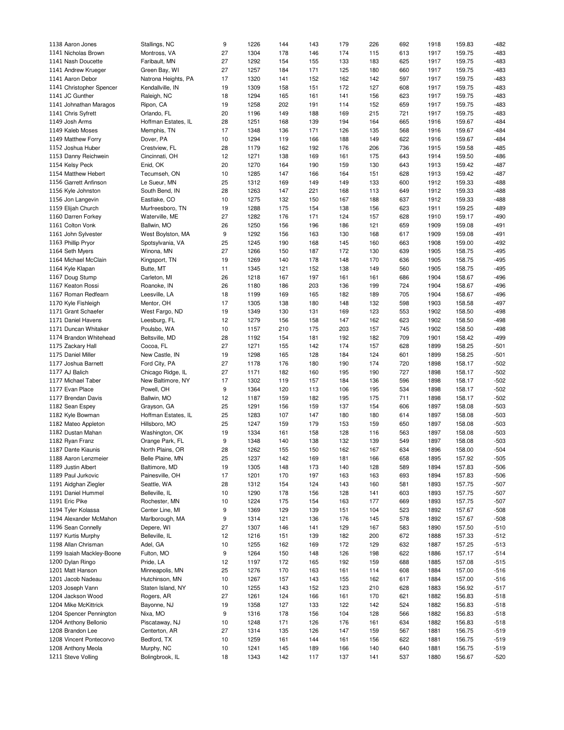| | | | | | | | | | | | |
|---|---|---|---|---|---|---|---|---|---|---|---|
| 1138 Aaron Jones | Stallings, NC | 9 | 1226 | 144 | 143 | 179 | 226 | 692 | 1918 | 159.83 | -482 |
| 1141 Nicholas Brown | Montross, VA | 27 | 1304 | 178 | 146 | 174 | 115 | 613 | 1917 | 159.75 | -483 |
| 1141 Nash Doucette | Faribault, MN | 27 | 1292 | 154 | 155 | 133 | 183 | 625 | 1917 | 159.75 | -483 |
| 1141 Andrew Krueger | Green Bay, WI | 27 | 1257 | 184 | 171 | 125 | 180 | 660 | 1917 | 159.75 | -483 |
| 1141 Aaron Debor | Natrona Heights, PA | 17 | 1320 | 141 | 152 | 162 | 142 | 597 | 1917 | 159.75 | -483 |
| 1141 Christopher Spencer | Kendallville, IN | 19 | 1309 | 158 | 151 | 172 | 127 | 608 | 1917 | 159.75 | -483 |
| 1141 JC Gunther | Raleigh, NC | 18 | 1294 | 165 | 161 | 141 | 156 | 623 | 1917 | 159.75 | -483 |
| 1141 Johnathan Maragos | Ripon, CA | 19 | 1258 | 202 | 191 | 114 | 152 | 659 | 1917 | 159.75 | -483 |
| 1141 Chris Syfrett | Orlando, FL | 20 | 1196 | 149 | 188 | 169 | 215 | 721 | 1917 | 159.75 | -483 |
| 1149 Josh Arms | Hoffman Estates, IL | 28 | 1251 | 168 | 139 | 194 | 164 | 665 | 1916 | 159.67 | -484 |
| 1149 Kaleb Moses | Memphis, TN | 17 | 1348 | 136 | 171 | 126 | 135 | 568 | 1916 | 159.67 | -484 |
| 1149 Matthew Forry | Dover, PA | 10 | 1294 | 119 | 166 | 188 | 149 | 622 | 1916 | 159.67 | -484 |
| 1152 Joshua Huber | Crestview, FL | 28 | 1179 | 162 | 192 | 176 | 206 | 736 | 1915 | 159.58 | -485 |
| 1153 Danny Reichwein | Cincinnati, OH | 12 | 1271 | 138 | 169 | 161 | 175 | 643 | 1914 | 159.50 | -486 |
| 1154 Kelsy Peck | Enid, OK | 20 | 1270 | 164 | 190 | 159 | 130 | 643 | 1913 | 159.42 | -487 |
| 1154 Matthew Hebert | Tecumseh, ON | 10 | 1285 | 147 | 166 | 164 | 151 | 628 | 1913 | 159.42 | -487 |
| 1156 Garrett Anfinson | Le Sueur, MN | 25 | 1312 | 169 | 149 | 149 | 133 | 600 | 1912 | 159.33 | -488 |
| 1156 Kyle Johnston | South Bend, IN | 28 | 1263 | 147 | 221 | 168 | 113 | 649 | 1912 | 159.33 | -488 |
| 1156 Jon Langevin | Eastlake, CO | 10 | 1275 | 132 | 150 | 167 | 188 | 637 | 1912 | 159.33 | -488 |
| 1159 Elijah Church | Murfreesboro, TN | 19 | 1288 | 175 | 154 | 138 | 156 | 623 | 1911 | 159.25 | -489 |
| 1160 Darren Forkey | Waterville, ME | 27 | 1282 | 176 | 171 | 124 | 157 | 628 | 1910 | 159.17 | -490 |
| 1161 Colton Vonk | Ballwin, MO | 26 | 1250 | 156 | 196 | 186 | 121 | 659 | 1909 | 159.08 | -491 |
| 1161 John Sylvester | West Boylston, MA | 9 | 1292 | 156 | 163 | 130 | 168 | 617 | 1909 | 159.08 | -491 |
| 1163 Phillip Pryor | Spotsylvania, VA | 25 | 1245 | 190 | 168 | 145 | 160 | 663 | 1908 | 159.00 | -492 |
| 1164 Seth Myers | Winona, MN | 27 | 1266 | 150 | 187 | 172 | 130 | 639 | 1905 | 158.75 | -495 |
| 1164 Michael McClain | Kingsport, TN | 19 | 1269 | 140 | 178 | 148 | 170 | 636 | 1905 | 158.75 | -495 |
| 1164 Kyle Klapan | Butte, MT | 11 | 1345 | 121 | 152 | 138 | 149 | 560 | 1905 | 158.75 | -495 |
| 1167 Doug Stump | Carleton, MI | 26 | 1218 | 167 | 197 | 161 | 161 | 686 | 1904 | 158.67 | -496 |
| 1167 Keaton Rossi | Roanoke, IN | 26 | 1180 | 186 | 203 | 136 | 199 | 724 | 1904 | 158.67 | -496 |
| 1167 Roman Redfearn | Leesville, LA | 18 | 1199 | 169 | 165 | 182 | 189 | 705 | 1904 | 158.67 | -496 |
| 1170 Kyle Fishleigh | Mentor, OH | 17 | 1305 | 138 | 180 | 148 | 132 | 598 | 1903 | 158.58 | -497 |
| 1171 Grant Schaefer | West Fargo, ND | 19 | 1349 | 130 | 131 | 169 | 123 | 553 | 1902 | 158.50 | -498 |
| 1171 Daniel Havens | Leesburg, FL | 12 | 1279 | 156 | 158 | 147 | 162 | 623 | 1902 | 158.50 | -498 |
| 1171 Duncan Whitaker | Poulsbo, WA | 10 | 1157 | 210 | 175 | 203 | 157 | 745 | 1902 | 158.50 | -498 |
| 1174 Brandon Whitehead | Beltsville, MD | 28 | 1192 | 154 | 181 | 192 | 182 | 709 | 1901 | 158.42 | -499 |
| 1175 Zackary Hall | Cocoa, FL | 27 | 1271 | 155 | 142 | 174 | 157 | 628 | 1899 | 158.25 | -501 |
| 1175 Daniel Miller | New Castle, IN | 19 | 1298 | 165 | 128 | 184 | 124 | 601 | 1899 | 158.25 | -501 |
| 1177 Joshua Barnett | Ford City, PA | 27 | 1178 | 176 | 180 | 190 | 174 | 720 | 1898 | 158.17 | -502 |
| 1177 AJ Balich | Chicago Ridge, IL | 27 | 1171 | 182 | 160 | 195 | 190 | 727 | 1898 | 158.17 | -502 |
| 1177 Michael Taber | New Baltimore, NY | 17 | 1302 | 119 | 157 | 184 | 136 | 596 | 1898 | 158.17 | -502 |
| 1177 Evan Place | Powell, OH | 9 | 1364 | 120 | 113 | 106 | 195 | 534 | 1898 | 158.17 | -502 |
| 1177 Brendan Davis | Ballwin, MO | 12 | 1187 | 159 | 182 | 195 | 175 | 711 | 1898 | 158.17 | -502 |
| 1182 Sean Espey | Grayson, GA | 25 | 1291 | 156 | 159 | 137 | 154 | 606 | 1897 | 158.08 | -503 |
| 1182 Kyle Bowman | Hoffman Estates, IL | 25 | 1283 | 107 | 147 | 180 | 180 | 614 | 1897 | 158.08 | -503 |
| 1182 Mateo Appleton | Hillsboro, MO | 25 | 1247 | 159 | 179 | 153 | 159 | 650 | 1897 | 158.08 | -503 |
| 1182 Dustan Mahan | Washington, OK | 19 | 1334 | 161 | 158 | 128 | 116 | 563 | 1897 | 158.08 | -503 |
| 1182 Ryan Franz | Orange Park, FL | 9 | 1348 | 140 | 138 | 132 | 139 | 549 | 1897 | 158.08 | -503 |
| 1187 Dante Kiaunis | North Plains, OR | 28 | 1262 | 155 | 150 | 162 | 167 | 634 | 1896 | 158.00 | -504 |
| 1188 Aaron Lenzmeier | Belle Plaine, MN | 25 | 1237 | 142 | 169 | 181 | 166 | 658 | 1895 | 157.92 | -505 |
| 1189 Justin Albert | Baltimore, MD | 19 | 1305 | 148 | 173 | 140 | 128 | 589 | 1894 | 157.83 | -506 |
| 1189 Paul Jurkovic | Painesville, OH | 17 | 1201 | 170 | 197 | 163 | 163 | 693 | 1894 | 157.83 | -506 |
| 1191 Aidghan Ziegler | Seattle, WA | 28 | 1312 | 154 | 124 | 143 | 160 | 581 | 1893 | 157.75 | -507 |
| 1191 Daniel Hummel | Belleville, IL | 10 | 1290 | 178 | 156 | 128 | 141 | 603 | 1893 | 157.75 | -507 |
| 1191 Eric Pike | Rochester, MN | 10 | 1224 | 175 | 154 | 163 | 177 | 669 | 1893 | 157.75 | -507 |
| 1194 Tyler Kolassa | Center Line, MI | 9 | 1369 | 129 | 139 | 151 | 104 | 523 | 1892 | 157.67 | -508 |
| 1194 Alexander McMahon | Marlborough, MA | 9 | 1314 | 121 | 136 | 176 | 145 | 578 | 1892 | 157.67 | -508 |
| 1196 Sean Connelly | Depere, WI | 27 | 1307 | 146 | 141 | 129 | 167 | 583 | 1890 | 157.50 | -510 |
| 1197 Kurtis Murphy | Belleville, IL | 12 | 1216 | 151 | 139 | 182 | 200 | 672 | 1888 | 157.33 | -512 |
| 1198 Allan Chrisman | Adel, GA | 10 | 1255 | 162 | 169 | 172 | 129 | 632 | 1887 | 157.25 | -513 |
| 1199 Isaiah Mackley-Boone | Fulton, MO | 9 | 1264 | 150 | 148 | 126 | 198 | 622 | 1886 | 157.17 | -514 |
| 1200 Dylan Ringo | Pride, LA | 12 | 1197 | 172 | 165 | 192 | 159 | 688 | 1885 | 157.08 | -515 |
| 1201 Matt Hanson | Minneapolis, MN | 25 | 1276 | 170 | 163 | 161 | 114 | 608 | 1884 | 157.00 | -516 |
| 1201 Jacob Nadeau | Hutchinson, MN | 10 | 1267 | 157 | 143 | 155 | 162 | 617 | 1884 | 157.00 | -516 |
| 1203 Joseph Vann | Staten Island, NY | 10 | 1255 | 143 | 152 | 123 | 210 | 628 | 1883 | 156.92 | -517 |
| 1204 Jackson Wood | Rogers, AR | 27 | 1261 | 124 | 166 | 161 | 170 | 621 | 1882 | 156.83 | -518 |
| 1204 Mike McKittrick | Bayonne, NJ | 19 | 1358 | 127 | 133 | 122 | 142 | 524 | 1882 | 156.83 | -518 |
| 1204 Spencer Pennington | Nixa, MO | 9 | 1316 | 178 | 156 | 104 | 128 | 566 | 1882 | 156.83 | -518 |
| 1204 Anthony Bellonio | Piscataway, NJ | 10 | 1248 | 171 | 126 | 176 | 161 | 634 | 1882 | 156.83 | -518 |
| 1208 Brandon Lee | Centerton, AR | 27 | 1314 | 135 | 126 | 147 | 159 | 567 | 1881 | 156.75 | -519 |
| 1208 Vincent Pontecorvo | Bedford, TX | 10 | 1259 | 161 | 144 | 161 | 156 | 622 | 1881 | 156.75 | -519 |
| 1208 Anthony Meola | Murphy, NC | 10 | 1241 | 145 | 189 | 166 | 140 | 640 | 1881 | 156.75 | -519 |
| 1211 Steve Volling | Bolingbrook, IL | 18 | 1343 | 142 | 117 | 137 | 141 | 537 | 1880 | 156.67 | -520 |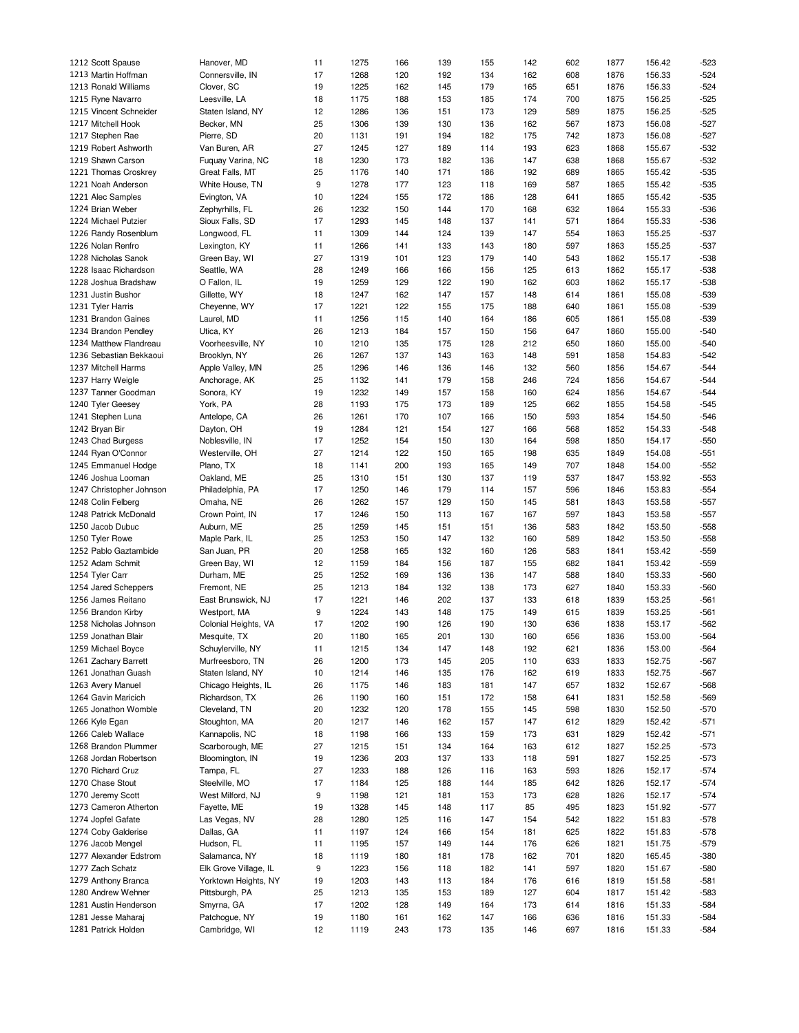| | | | | | | | | | | | | |
|---|---|---|---|---|---|---|---|---|---|---|---|---|
| 1212 | Scott Spause | Hanover, MD | 11 | 1275 | 166 | 139 | 155 | 142 | 602 | 1877 | 156.42 | -523 |
| 1213 | Martin Hoffman | Connersville, IN | 17 | 1268 | 120 | 192 | 134 | 162 | 608 | 1876 | 156.33 | -524 |
| 1213 | Ronald Williams | Clover, SC | 19 | 1225 | 162 | 145 | 179 | 165 | 651 | 1876 | 156.33 | -524 |
| 1215 | Ryne Navarro | Leesville, LA | 18 | 1175 | 188 | 153 | 185 | 174 | 700 | 1875 | 156.25 | -525 |
| 1215 | Vincent Schneider | Staten Island, NY | 12 | 1286 | 136 | 151 | 173 | 129 | 589 | 1875 | 156.25 | -525 |
| 1217 | Mitchell Hook | Becker, MN | 25 | 1306 | 139 | 130 | 136 | 162 | 567 | 1873 | 156.08 | -527 |
| 1217 | Stephen Rae | Pierre, SD | 20 | 1131 | 191 | 194 | 182 | 175 | 742 | 1873 | 156.08 | -527 |
| 1219 | Robert Ashworth | Van Buren, AR | 27 | 1245 | 127 | 189 | 114 | 193 | 623 | 1868 | 155.67 | -532 |
| 1219 | Shawn Carson | Fuquay Varina, NC | 18 | 1230 | 173 | 182 | 136 | 147 | 638 | 1868 | 155.67 | -532 |
| 1221 | Thomas Croskrey | Great Falls, MT | 25 | 1176 | 140 | 171 | 186 | 192 | 689 | 1865 | 155.42 | -535 |
| 1221 | Noah Anderson | White House, TN | 9 | 1278 | 177 | 123 | 118 | 169 | 587 | 1865 | 155.42 | -535 |
| 1221 | Alec Samples | Evington, VA | 10 | 1224 | 155 | 172 | 186 | 128 | 641 | 1865 | 155.42 | -535 |
| 1224 | Brian Weber | Zephyrhills, FL | 26 | 1232 | 150 | 144 | 170 | 168 | 632 | 1864 | 155.33 | -536 |
| 1224 | Michael Putzier | Sioux Falls, SD | 17 | 1293 | 145 | 148 | 137 | 141 | 571 | 1864 | 155.33 | -536 |
| 1226 | Randy Rosenblum | Longwood, FL | 11 | 1309 | 144 | 124 | 139 | 147 | 554 | 1863 | 155.25 | -537 |
| 1226 | Nolan Renfro | Lexington, KY | 11 | 1266 | 141 | 133 | 143 | 180 | 597 | 1863 | 155.25 | -537 |
| 1228 | Nicholas Sanok | Green Bay, WI | 27 | 1319 | 101 | 123 | 179 | 140 | 543 | 1862 | 155.17 | -538 |
| 1228 | Isaac Richardson | Seattle, WA | 28 | 1249 | 166 | 166 | 156 | 125 | 613 | 1862 | 155.17 | -538 |
| 1228 | Joshua Bradshaw | O Fallon, IL | 19 | 1259 | 129 | 122 | 190 | 162 | 603 | 1862 | 155.17 | -538 |
| 1231 | Justin Bushor | Gillette, WY | 18 | 1247 | 162 | 147 | 157 | 148 | 614 | 1861 | 155.08 | -539 |
| 1231 | Tyler Harris | Cheyenne, WY | 17 | 1221 | 122 | 155 | 175 | 188 | 640 | 1861 | 155.08 | -539 |
| 1231 | Brandon Gaines | Laurel, MD | 11 | 1256 | 115 | 140 | 164 | 186 | 605 | 1861 | 155.08 | -539 |
| 1234 | Brandon Pendley | Utica, KY | 26 | 1213 | 184 | 157 | 150 | 156 | 647 | 1860 | 155.00 | -540 |
| 1234 | Matthew Flandreau | Voorheesville, NY | 10 | 1210 | 135 | 175 | 128 | 212 | 650 | 1860 | 155.00 | -540 |
| 1236 | Sebastian Bekkaoui | Brooklyn, NY | 26 | 1267 | 137 | 143 | 163 | 148 | 591 | 1858 | 154.83 | -542 |
| 1237 | Mitchell Harms | Apple Valley, MN | 25 | 1296 | 146 | 136 | 146 | 132 | 560 | 1856 | 154.67 | -544 |
| 1237 | Harry Weigle | Anchorage, AK | 25 | 1132 | 141 | 179 | 158 | 246 | 724 | 1856 | 154.67 | -544 |
| 1237 | Tanner Goodman | Sonora, KY | 19 | 1232 | 149 | 157 | 158 | 160 | 624 | 1856 | 154.67 | -544 |
| 1240 | Tyler Geesey | York, PA | 28 | 1193 | 175 | 173 | 189 | 125 | 662 | 1855 | 154.58 | -545 |
| 1241 | Stephen Luna | Antelope, CA | 26 | 1261 | 170 | 107 | 166 | 150 | 593 | 1854 | 154.50 | -546 |
| 1242 | Bryan Bir | Dayton, OH | 19 | 1284 | 121 | 154 | 127 | 166 | 568 | 1852 | 154.33 | -548 |
| 1243 | Chad Burgess | Noblesville, IN | 17 | 1252 | 154 | 150 | 130 | 164 | 598 | 1850 | 154.17 | -550 |
| 1244 | Ryan O'Connor | Westerville, OH | 27 | 1214 | 122 | 150 | 165 | 198 | 635 | 1849 | 154.08 | -551 |
| 1245 | Emmanuel Hodge | Plano, TX | 18 | 1141 | 200 | 193 | 165 | 149 | 707 | 1848 | 154.00 | -552 |
| 1246 | Joshua Looman | Oakland, ME | 25 | 1310 | 151 | 130 | 137 | 119 | 537 | 1847 | 153.92 | -553 |
| 1247 | Christopher Johnson | Philadelphia, PA | 17 | 1250 | 146 | 179 | 114 | 157 | 596 | 1846 | 153.83 | -554 |
| 1248 | Colin Felberg | Omaha, NE | 26 | 1262 | 157 | 129 | 150 | 145 | 581 | 1843 | 153.58 | -557 |
| 1248 | Patrick McDonald | Crown Point, IN | 17 | 1246 | 150 | 113 | 167 | 167 | 597 | 1843 | 153.58 | -557 |
| 1250 | Jacob Dubuc | Auburn, ME | 25 | 1259 | 145 | 151 | 151 | 136 | 583 | 1842 | 153.50 | -558 |
| 1250 | Tyler Rowe | Maple Park, IL | 25 | 1253 | 150 | 147 | 132 | 160 | 589 | 1842 | 153.50 | -558 |
| 1252 | Pablo Gaztambide | San Juan, PR | 20 | 1258 | 165 | 132 | 160 | 126 | 583 | 1841 | 153.42 | -559 |
| 1252 | Adam Schmit | Green Bay, WI | 12 | 1159 | 184 | 156 | 187 | 155 | 682 | 1841 | 153.42 | -559 |
| 1254 | Tyler Carr | Durham, ME | 25 | 1252 | 169 | 136 | 136 | 147 | 588 | 1840 | 153.33 | -560 |
| 1254 | Jared Scheppers | Fremont, NE | 25 | 1213 | 184 | 132 | 138 | 173 | 627 | 1840 | 153.33 | -560 |
| 1256 | James Reitano | East Brunswick, NJ | 17 | 1221 | 146 | 202 | 137 | 133 | 618 | 1839 | 153.25 | -561 |
| 1256 | Brandon Kirby | Westport, MA | 9 | 1224 | 143 | 148 | 175 | 149 | 615 | 1839 | 153.25 | -561 |
| 1258 | Nicholas Johnson | Colonial Heights, VA | 17 | 1202 | 190 | 126 | 190 | 130 | 636 | 1838 | 153.17 | -562 |
| 1259 | Jonathan Blair | Mesquite, TX | 20 | 1180 | 165 | 201 | 130 | 160 | 656 | 1836 | 153.00 | -564 |
| 1259 | Michael Boyce | Schuylerville, NY | 11 | 1215 | 134 | 147 | 148 | 192 | 621 | 1836 | 153.00 | -564 |
| 1261 | Zachary Barrett | Murfreesboro, TN | 26 | 1200 | 173 | 145 | 205 | 110 | 633 | 1833 | 152.75 | -567 |
| 1261 | Jonathan Guash | Staten Island, NY | 10 | 1214 | 146 | 135 | 176 | 162 | 619 | 1833 | 152.75 | -567 |
| 1263 | Avery Manuel | Chicago Heights, IL | 26 | 1175 | 146 | 183 | 181 | 147 | 657 | 1832 | 152.67 | -568 |
| 1264 | Gavin Maricich | Richardson, TX | 26 | 1190 | 160 | 151 | 172 | 158 | 641 | 1831 | 152.58 | -569 |
| 1265 | Jonathon Womble | Cleveland, TN | 20 | 1232 | 120 | 178 | 155 | 145 | 598 | 1830 | 152.50 | -570 |
| 1266 | Kyle Egan | Stoughton, MA | 20 | 1217 | 146 | 162 | 157 | 147 | 612 | 1829 | 152.42 | -571 |
| 1266 | Caleb Wallace | Kannapolis, NC | 18 | 1198 | 166 | 133 | 159 | 173 | 631 | 1829 | 152.42 | -571 |
| 1268 | Brandon Plummer | Scarborough, ME | 27 | 1215 | 151 | 134 | 164 | 163 | 612 | 1827 | 152.25 | -573 |
| 1268 | Jordan Robertson | Bloomington, IN | 19 | 1236 | 203 | 137 | 133 | 118 | 591 | 1827 | 152.25 | -573 |
| 1270 | Richard Cruz | Tampa, FL | 27 | 1233 | 188 | 126 | 116 | 163 | 593 | 1826 | 152.17 | -574 |
| 1270 | Chase Stout | Steelville, MO | 17 | 1184 | 125 | 188 | 144 | 185 | 642 | 1826 | 152.17 | -574 |
| 1270 | Jeremy Scott | West Milford, NJ | 9 | 1198 | 121 | 181 | 153 | 173 | 628 | 1826 | 152.17 | -574 |
| 1273 | Cameron Atherton | Fayette, ME | 19 | 1328 | 145 | 148 | 117 | 85 | 495 | 1823 | 151.92 | -577 |
| 1274 | Jopfel Gafate | Las Vegas, NV | 28 | 1280 | 125 | 116 | 147 | 154 | 542 | 1822 | 151.83 | -578 |
| 1274 | Coby Galderise | Dallas, GA | 11 | 1197 | 124 | 166 | 154 | 181 | 625 | 1822 | 151.83 | -578 |
| 1276 | Jacob Mengel | Hudson, FL | 11 | 1195 | 157 | 149 | 144 | 176 | 626 | 1821 | 151.75 | -579 |
| 1277 | Alexander Edstrom | Salamanca, NY | 18 | 1119 | 180 | 181 | 178 | 162 | 701 | 1820 | 165.45 | -380 |
| 1277 | Zach Schatz | Elk Grove Village, IL | 9 | 1223 | 156 | 118 | 182 | 141 | 597 | 1820 | 151.67 | -580 |
| 1279 | Anthony Branca | Yorktown Heights, NY | 19 | 1203 | 143 | 113 | 184 | 176 | 616 | 1819 | 151.58 | -581 |
| 1280 | Andrew Wehner | Pittsburgh, PA | 25 | 1213 | 135 | 153 | 189 | 127 | 604 | 1817 | 151.42 | -583 |
| 1281 | Austin Henderson | Smyrna, GA | 17 | 1202 | 128 | 149 | 164 | 173 | 614 | 1816 | 151.33 | -584 |
| 1281 | Jesse Maharaj | Patchogue, NY | 19 | 1180 | 161 | 162 | 147 | 166 | 636 | 1816 | 151.33 | -584 |
| 1281 | Patrick Holden | Cambridge, WI | 12 | 1119 | 243 | 173 | 135 | 146 | 697 | 1816 | 151.33 | -584 |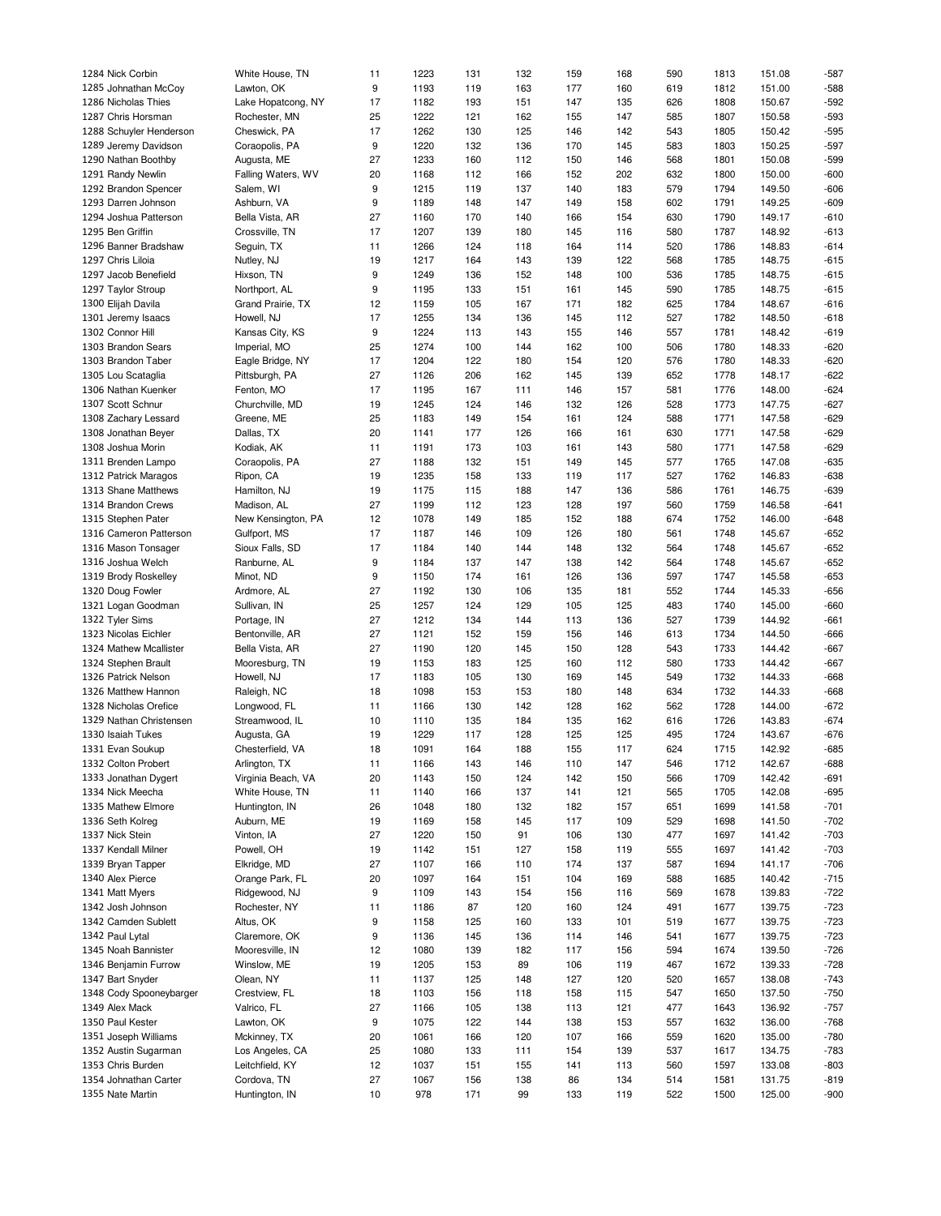| | | | | | | | | | | | |
|---|---|---|---|---|---|---|---|---|---|---|---|
| 1284 Nick Corbin | White House, TN | 11 | 1223 | 131 | 132 | 159 | 168 | 590 | 1813 | 151.08 | -587 |
| 1285 Johnathan McCoy | Lawton, OK | 9 | 1193 | 119 | 163 | 177 | 160 | 619 | 1812 | 151.00 | -588 |
| 1286 Nicholas Thies | Lake Hopatcong, NY | 17 | 1182 | 193 | 151 | 147 | 135 | 626 | 1808 | 150.67 | -592 |
| 1287 Chris Horsman | Rochester, MN | 25 | 1222 | 121 | 162 | 155 | 147 | 585 | 1807 | 150.58 | -593 |
| 1288 Schuyler Henderson | Cheswick, PA | 17 | 1262 | 130 | 125 | 146 | 142 | 543 | 1805 | 150.42 | -595 |
| 1289 Jeremy Davidson | Coraopolis, PA | 9 | 1220 | 132 | 136 | 170 | 145 | 583 | 1803 | 150.25 | -597 |
| 1290 Nathan Boothby | Augusta, ME | 27 | 1233 | 160 | 112 | 150 | 146 | 568 | 1801 | 150.08 | -599 |
| 1291 Randy Newlin | Falling Waters, WV | 20 | 1168 | 112 | 166 | 152 | 202 | 632 | 1800 | 150.00 | -600 |
| 1292 Brandon Spencer | Salem, WI | 9 | 1215 | 119 | 137 | 140 | 183 | 579 | 1794 | 149.50 | -606 |
| 1293 Darren Johnson | Ashburn, VA | 9 | 1189 | 148 | 147 | 149 | 158 | 602 | 1791 | 149.25 | -609 |
| 1294 Joshua Patterson | Bella Vista, AR | 27 | 1160 | 170 | 140 | 166 | 154 | 630 | 1790 | 149.17 | -610 |
| 1295 Ben Griffin | Crossville, TN | 17 | 1207 | 139 | 180 | 145 | 116 | 580 | 1787 | 148.92 | -613 |
| 1296 Banner Bradshaw | Seguin, TX | 11 | 1266 | 124 | 118 | 164 | 114 | 520 | 1786 | 148.83 | -614 |
| 1297 Chris Liloia | Nutley, NJ | 19 | 1217 | 164 | 143 | 139 | 122 | 568 | 1785 | 148.75 | -615 |
| 1297 Jacob Benefield | Hixson, TN | 9 | 1249 | 136 | 152 | 148 | 100 | 536 | 1785 | 148.75 | -615 |
| 1297 Taylor Stroup | Northport, AL | 9 | 1195 | 133 | 151 | 161 | 145 | 590 | 1785 | 148.75 | -615 |
| 1300 Elijah Davila | Grand Prairie, TX | 12 | 1159 | 105 | 167 | 171 | 182 | 625 | 1784 | 148.67 | -616 |
| 1301 Jeremy Isaacs | Howell, NJ | 17 | 1255 | 134 | 136 | 145 | 112 | 527 | 1782 | 148.50 | -618 |
| 1302 Connor Hill | Kansas City, KS | 9 | 1224 | 113 | 143 | 155 | 146 | 557 | 1781 | 148.42 | -619 |
| 1303 Brandon Sears | Imperial, MO | 25 | 1274 | 100 | 144 | 162 | 100 | 506 | 1780 | 148.33 | -620 |
| 1303 Brandon Taber | Eagle Bridge, NY | 17 | 1204 | 122 | 180 | 154 | 120 | 576 | 1780 | 148.33 | -620 |
| 1305 Lou Scataglia | Pittsburgh, PA | 27 | 1126 | 206 | 162 | 145 | 139 | 652 | 1778 | 148.17 | -622 |
| 1306 Nathan Kuenker | Fenton, MO | 17 | 1195 | 167 | 111 | 146 | 157 | 581 | 1776 | 148.00 | -624 |
| 1307 Scott Schnur | Churchville, MD | 19 | 1245 | 124 | 146 | 132 | 126 | 528 | 1773 | 147.75 | -627 |
| 1308 Zachary Lessard | Greene, ME | 25 | 1183 | 149 | 154 | 161 | 124 | 588 | 1771 | 147.58 | -629 |
| 1308 Jonathan Beyer | Dallas, TX | 20 | 1141 | 177 | 126 | 166 | 161 | 630 | 1771 | 147.58 | -629 |
| 1308 Joshua Morin | Kodiak, AK | 11 | 1191 | 173 | 103 | 161 | 143 | 580 | 1771 | 147.58 | -629 |
| 1311 Brenden Lampo | Coraopolis, PA | 27 | 1188 | 132 | 151 | 149 | 145 | 577 | 1765 | 147.08 | -635 |
| 1312 Patrick Maragos | Ripon, CA | 19 | 1235 | 158 | 133 | 119 | 117 | 527 | 1762 | 146.83 | -638 |
| 1313 Shane Matthews | Hamilton, NJ | 19 | 1175 | 115 | 188 | 147 | 136 | 586 | 1761 | 146.75 | -639 |
| 1314 Brandon Crews | Madison, AL | 27 | 1199 | 112 | 123 | 128 | 197 | 560 | 1759 | 146.58 | -641 |
| 1315 Stephen Pater | New Kensington, PA | 12 | 1078 | 149 | 185 | 152 | 188 | 674 | 1752 | 146.00 | -648 |
| 1316 Cameron Patterson | Gulfport, MS | 17 | 1187 | 146 | 109 | 126 | 180 | 561 | 1748 | 145.67 | -652 |
| 1316 Mason Tonsager | Sioux Falls, SD | 17 | 1184 | 140 | 144 | 148 | 132 | 564 | 1748 | 145.67 | -652 |
| 1316 Joshua Welch | Ranburne, AL | 9 | 1184 | 137 | 147 | 138 | 142 | 564 | 1748 | 145.67 | -652 |
| 1319 Brody Roskelley | Minot, ND | 9 | 1150 | 174 | 161 | 126 | 136 | 597 | 1747 | 145.58 | -653 |
| 1320 Doug Fowler | Ardmore, AL | 27 | 1192 | 130 | 106 | 135 | 181 | 552 | 1744 | 145.33 | -656 |
| 1321 Logan Goodman | Sullivan, IN | 25 | 1257 | 124 | 129 | 105 | 125 | 483 | 1740 | 145.00 | -660 |
| 1322 Tyler Sims | Portage, IN | 27 | 1212 | 134 | 144 | 113 | 136 | 527 | 1739 | 144.92 | -661 |
| 1323 Nicolas Eichler | Bentonville, AR | 27 | 1121 | 152 | 159 | 156 | 146 | 613 | 1734 | 144.50 | -666 |
| 1324 Mathew Mcallister | Bella Vista, AR | 27 | 1190 | 120 | 145 | 150 | 128 | 543 | 1733 | 144.42 | -667 |
| 1324 Stephen Brault | Mooresburg, TN | 19 | 1153 | 183 | 125 | 160 | 112 | 580 | 1733 | 144.42 | -667 |
| 1326 Patrick Nelson | Howell, NJ | 17 | 1183 | 105 | 130 | 169 | 145 | 549 | 1732 | 144.33 | -668 |
| 1326 Matthew Hannon | Raleigh, NC | 18 | 1098 | 153 | 153 | 180 | 148 | 634 | 1732 | 144.33 | -668 |
| 1328 Nicholas Orefice | Longwood, FL | 11 | 1166 | 130 | 142 | 128 | 162 | 562 | 1728 | 144.00 | -672 |
| 1329 Nathan Christensen | Streamwood, IL | 10 | 1110 | 135 | 184 | 135 | 162 | 616 | 1726 | 143.83 | -674 |
| 1330 Isaiah Tukes | Augusta, GA | 19 | 1229 | 117 | 128 | 125 | 125 | 495 | 1724 | 143.67 | -676 |
| 1331 Evan Soukup | Chesterfield, VA | 18 | 1091 | 164 | 188 | 155 | 117 | 624 | 1715 | 142.92 | -685 |
| 1332 Colton Probert | Arlington, TX | 11 | 1166 | 143 | 146 | 110 | 147 | 546 | 1712 | 142.67 | -688 |
| 1333 Jonathan Dygert | Virginia Beach, VA | 20 | 1143 | 150 | 124 | 142 | 150 | 566 | 1709 | 142.42 | -691 |
| 1334 Nick Meecha | White House, TN | 11 | 1140 | 166 | 137 | 141 | 121 | 565 | 1705 | 142.08 | -695 |
| 1335 Mathew Elmore | Huntington, IN | 26 | 1048 | 180 | 132 | 182 | 157 | 651 | 1699 | 141.58 | -701 |
| 1336 Seth Kolreg | Auburn, ME | 19 | 1169 | 158 | 145 | 117 | 109 | 529 | 1698 | 141.50 | -702 |
| 1337 Nick Stein | Vinton, IA | 27 | 1220 | 150 | 91 | 106 | 130 | 477 | 1697 | 141.42 | -703 |
| 1337 Kendall Milner | Powell, OH | 19 | 1142 | 151 | 127 | 158 | 119 | 555 | 1697 | 141.42 | -703 |
| 1339 Bryan Tapper | Elkridge, MD | 27 | 1107 | 166 | 110 | 174 | 137 | 587 | 1694 | 141.17 | -706 |
| 1340 Alex Pierce | Orange Park, FL | 20 | 1097 | 164 | 151 | 104 | 169 | 588 | 1685 | 140.42 | -715 |
| 1341 Matt Myers | Ridgewood, NJ | 9 | 1109 | 143 | 154 | 156 | 116 | 569 | 1678 | 139.83 | -722 |
| 1342 Josh Johnson | Rochester, NY | 11 | 1186 | 87 | 120 | 160 | 124 | 491 | 1677 | 139.75 | -723 |
| 1342 Camden Sublett | Altus, OK | 9 | 1158 | 125 | 160 | 133 | 101 | 519 | 1677 | 139.75 | -723 |
| 1342 Paul Lytal | Claremore, OK | 9 | 1136 | 145 | 136 | 114 | 146 | 541 | 1677 | 139.75 | -723 |
| 1345 Noah Bannister | Mooresville, IN | 12 | 1080 | 139 | 182 | 117 | 156 | 594 | 1674 | 139.50 | -726 |
| 1346 Benjamin Furrow | Winslow, ME | 19 | 1205 | 153 | 89 | 106 | 119 | 467 | 1672 | 139.33 | -728 |
| 1347 Bart Snyder | Olean, NY | 11 | 1137 | 125 | 148 | 127 | 120 | 520 | 1657 | 138.08 | -743 |
| 1348 Cody Spooneybarger | Crestview, FL | 18 | 1103 | 156 | 118 | 158 | 115 | 547 | 1650 | 137.50 | -750 |
| 1349 Alex Mack | Valrico, FL | 27 | 1166 | 105 | 138 | 113 | 121 | 477 | 1643 | 136.92 | -757 |
| 1350 Paul Kester | Lawton, OK | 9 | 1075 | 122 | 144 | 138 | 153 | 557 | 1632 | 136.00 | -768 |
| 1351 Joseph Williams | Mckinney, TX | 20 | 1061 | 166 | 120 | 107 | 166 | 559 | 1620 | 135.00 | -780 |
| 1352 Austin Sugarman | Los Angeles, CA | 25 | 1080 | 133 | 111 | 154 | 139 | 537 | 1617 | 134.75 | -783 |
| 1353 Chris Burden | Leitchfield, KY | 12 | 1037 | 151 | 155 | 141 | 113 | 560 | 1597 | 133.08 | -803 |
| 1354 Johnathan Carter | Cordova, TN | 27 | 1067 | 156 | 138 | 86 | 134 | 514 | 1581 | 131.75 | -819 |
| 1355 Nate Martin | Huntington, IN | 10 | 978 | 171 | 99 | 133 | 119 | 522 | 1500 | 125.00 | -900 |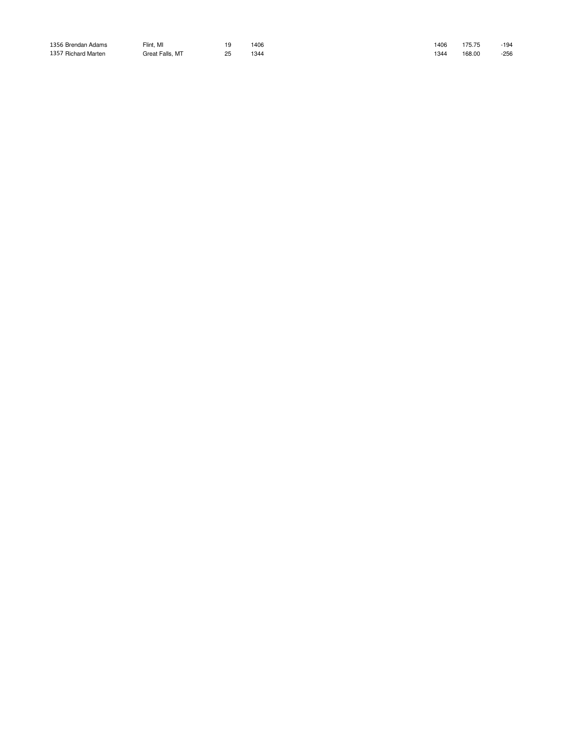| | | | | | | | |
|---|---|---|---|---|---|---|---|
| 1356 | Brendan Adams | Flint, MI | 19 | 1406 | 1406 | 175.75 | -194 |
| 1357 | Richard Marten | Great Falls, MT | 25 | 1344 | 1344 | 168.00 | -256 |